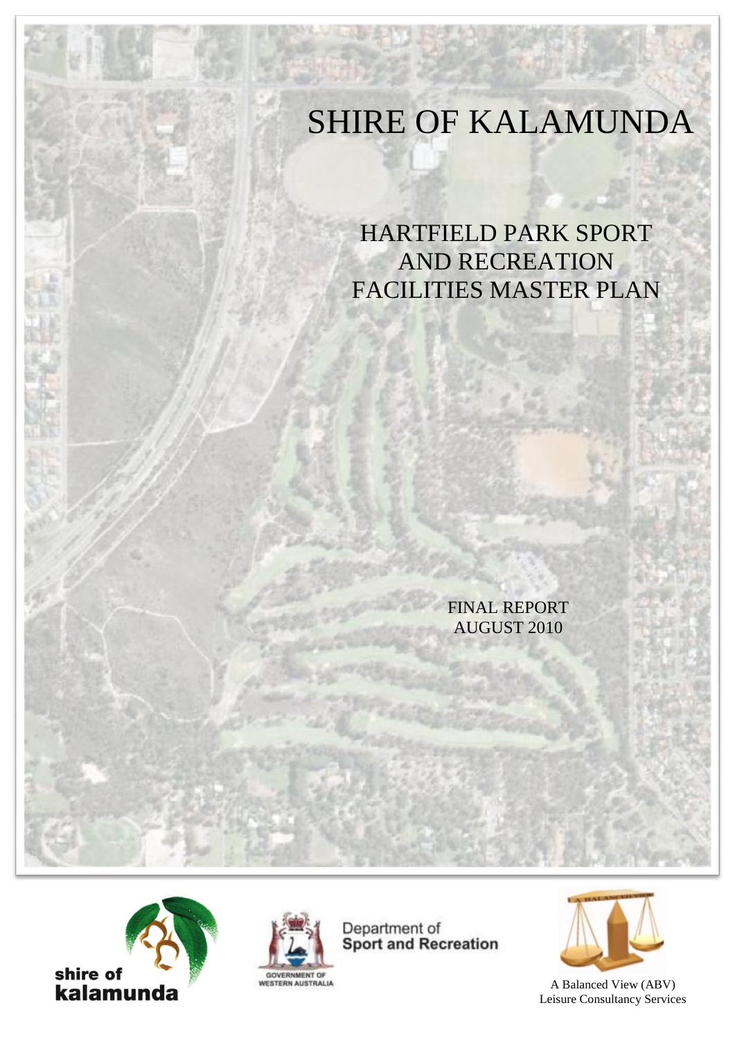# SHIRE OF KALAMUNDA

## HARTFIELD PARK SPORT AND RECREATION FACILITIES MASTER PLAN

FINAL REPORT
AUGUST 2010

shire of kalamunda

Department of Sport and Recreation

GOVERNMENT OF WESTERN AUSTRALIA

A Balanced View (ABV)
Leisure Consultancy Services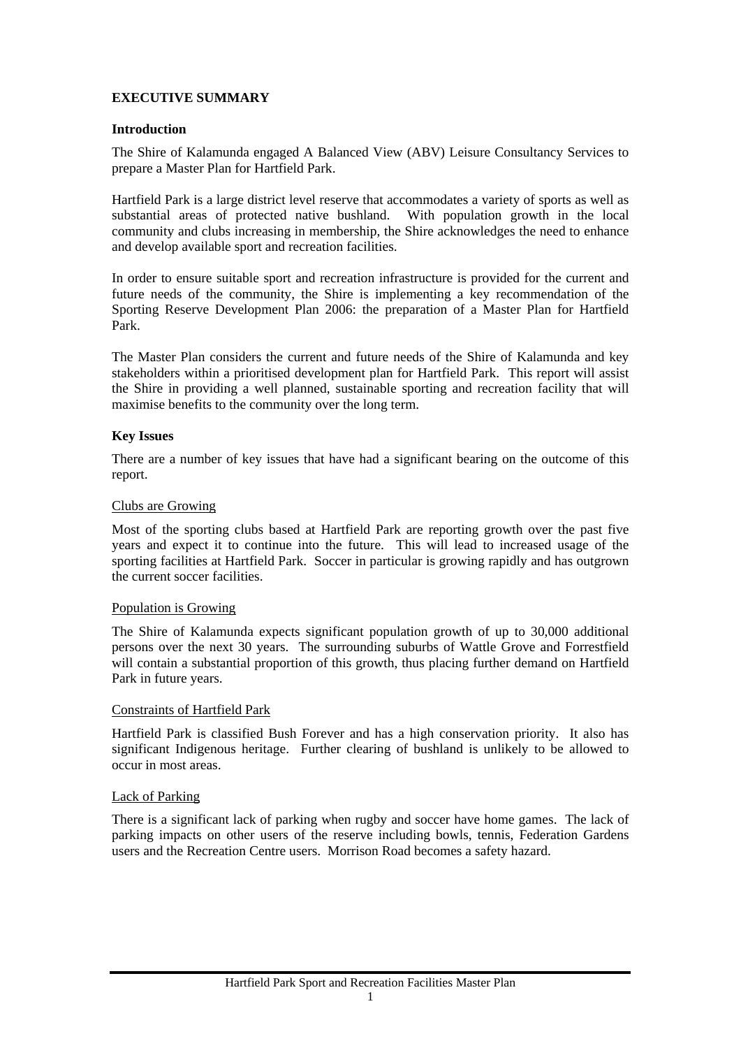## EXECUTIVE SUMMARY

### Introduction

The Shire of Kalamunda engaged A Balanced View (ABV) Leisure Consultancy Services to prepare a Master Plan for Hartfield Park.

Hartfield Park is a large district level reserve that accommodates a variety of sports as well as substantial areas of protected native bushland. With population growth in the local community and clubs increasing in membership, the Shire acknowledges the need to enhance and develop available sport and recreation facilities.

In order to ensure suitable sport and recreation infrastructure is provided for the current and future needs of the community, the Shire is implementing a key recommendation of the Sporting Reserve Development Plan 2006: the preparation of a Master Plan for Hartfield Park.

The Master Plan considers the current and future needs of the Shire of Kalamunda and key stakeholders within a prioritised development plan for Hartfield Park. This report will assist the Shire in providing a well planned, sustainable sporting and recreation facility that will maximise benefits to the community over the long term.

### Key Issues

There are a number of key issues that have had a significant bearing on the outcome of this report.

#### Clubs are Growing

Most of the sporting clubs based at Hartfield Park are reporting growth over the past five years and expect it to continue into the future. This will lead to increased usage of the sporting facilities at Hartfield Park. Soccer in particular is growing rapidly and has outgrown the current soccer facilities.

#### Population is Growing

The Shire of Kalamunda expects significant population growth of up to 30,000 additional persons over the next 30 years. The surrounding suburbs of Wattle Grove and Forrestfield will contain a substantial proportion of this growth, thus placing further demand on Hartfield Park in future years.

#### Constraints of Hartfield Park

Hartfield Park is classified Bush Forever and has a high conservation priority. It also has significant Indigenous heritage. Further clearing of bushland is unlikely to be allowed to occur in most areas.

#### Lack of Parking

There is a significant lack of parking when rugby and soccer have home games. The lack of parking impacts on other users of the reserve including bowls, tennis, Federation Gardens users and the Recreation Centre users. Morrison Road becomes a safety hazard.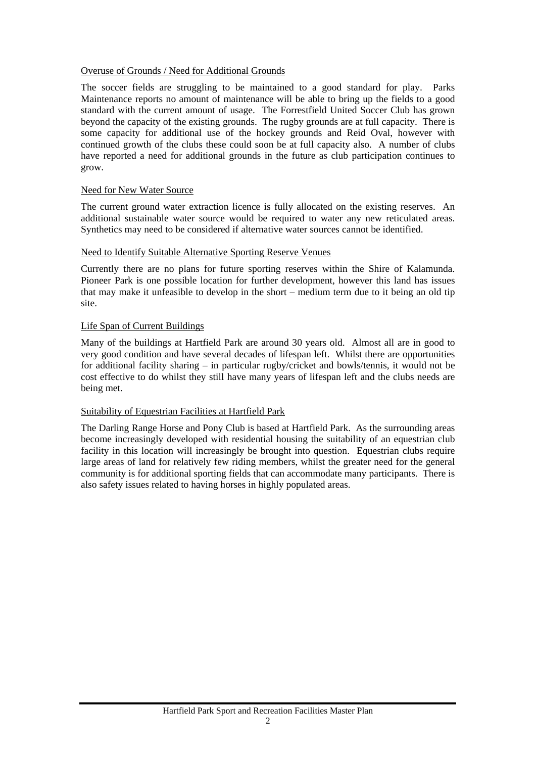Overuse of Grounds / Need for Additional Grounds

The soccer fields are struggling to be maintained to a good standard for play. Parks Maintenance reports no amount of maintenance will be able to bring up the fields to a good standard with the current amount of usage. The Forrestfield United Soccer Club has grown beyond the capacity of the existing grounds. The rugby grounds are at full capacity. There is some capacity for additional use of the hockey grounds and Reid Oval, however with continued growth of the clubs these could soon be at full capacity also. A number of clubs have reported a need for additional grounds in the future as club participation continues to grow.

Need for New Water Source

The current ground water extraction licence is fully allocated on the existing reserves. An additional sustainable water source would be required to water any new reticulated areas. Synthetics may need to be considered if alternative water sources cannot be identified.

Need to Identify Suitable Alternative Sporting Reserve Venues

Currently there are no plans for future sporting reserves within the Shire of Kalamunda. Pioneer Park is one possible location for further development, however this land has issues that may make it unfeasible to develop in the short – medium term due to it being an old tip site.

Life Span of Current Buildings

Many of the buildings at Hartfield Park are around 30 years old. Almost all are in good to very good condition and have several decades of lifespan left. Whilst there are opportunities for additional facility sharing – in particular rugby/cricket and bowls/tennis, it would not be cost effective to do whilst they still have many years of lifespan left and the clubs needs are being met.

Suitability of Equestrian Facilities at Hartfield Park

The Darling Range Horse and Pony Club is based at Hartfield Park. As the surrounding areas become increasingly developed with residential housing the suitability of an equestrian club facility in this location will increasingly be brought into question. Equestrian clubs require large areas of land for relatively few riding members, whilst the greater need for the general community is for additional sporting fields that can accommodate many participants. There is also safety issues related to having horses in highly populated areas.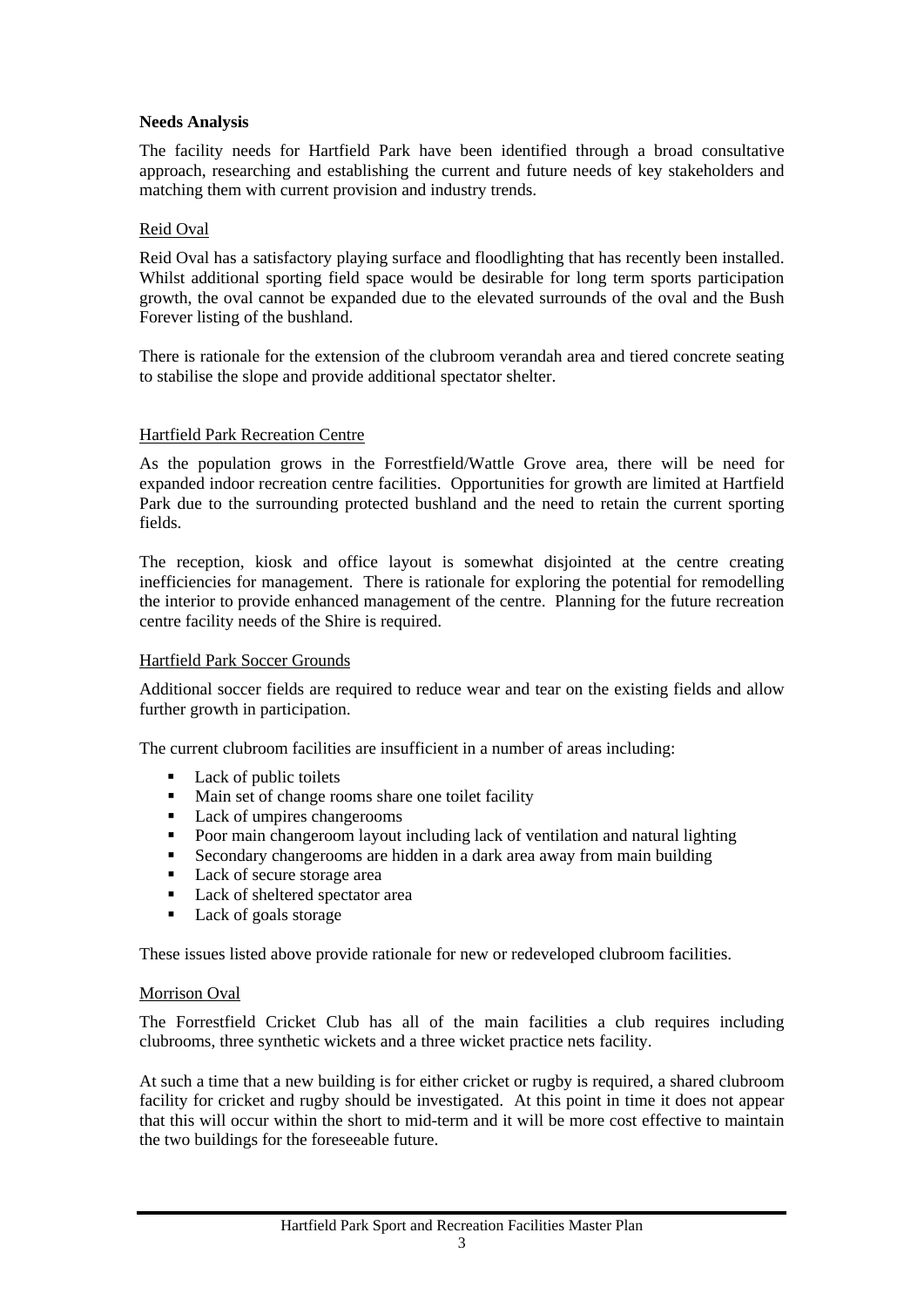**Needs Analysis**

The facility needs for Hartfield Park have been identified through a broad consultative approach, researching and establishing the current and future needs of key stakeholders and matching them with current provision and industry trends.

Reid Oval

Reid Oval has a satisfactory playing surface and floodlighting that has recently been installed. Whilst additional sporting field space would be desirable for long term sports participation growth, the oval cannot be expanded due to the elevated surrounds of the oval and the Bush Forever listing of the bushland.

There is rationale for the extension of the clubroom verandah area and tiered concrete seating to stabilise the slope and provide additional spectator shelter.

Hartfield Park Recreation Centre

As the population grows in the Forrestfield/Wattle Grove area, there will be need for expanded indoor recreation centre facilities. Opportunities for growth are limited at Hartfield Park due to the surrounding protected bushland and the need to retain the current sporting fields.

The reception, kiosk and office layout is somewhat disjointed at the centre creating inefficiencies for management. There is rationale for exploring the potential for remodelling the interior to provide enhanced management of the centre. Planning for the future recreation centre facility needs of the Shire is required.

Hartfield Park Soccer Grounds

Additional soccer fields are required to reduce wear and tear on the existing fields and allow further growth in participation.

The current clubroom facilities are insufficient in a number of areas including:

- Lack of public toilets
- Main set of change rooms share one toilet facility
- Lack of umpires changerooms
- Poor main changeroom layout including lack of ventilation and natural lighting
- Secondary changerooms are hidden in a dark area away from main building
- Lack of secure storage area
- Lack of sheltered spectator area
- Lack of goals storage

These issues listed above provide rationale for new or redeveloped clubroom facilities.

Morrison Oval

The Forrestfield Cricket Club has all of the main facilities a club requires including clubrooms, three synthetic wickets and a three wicket practice nets facility.

At such a time that a new building is for either cricket or rugby is required, a shared clubroom facility for cricket and rugby should be investigated. At this point in time it does not appear that this will occur within the short to mid-term and it will be more cost effective to maintain the two buildings for the foreseeable future.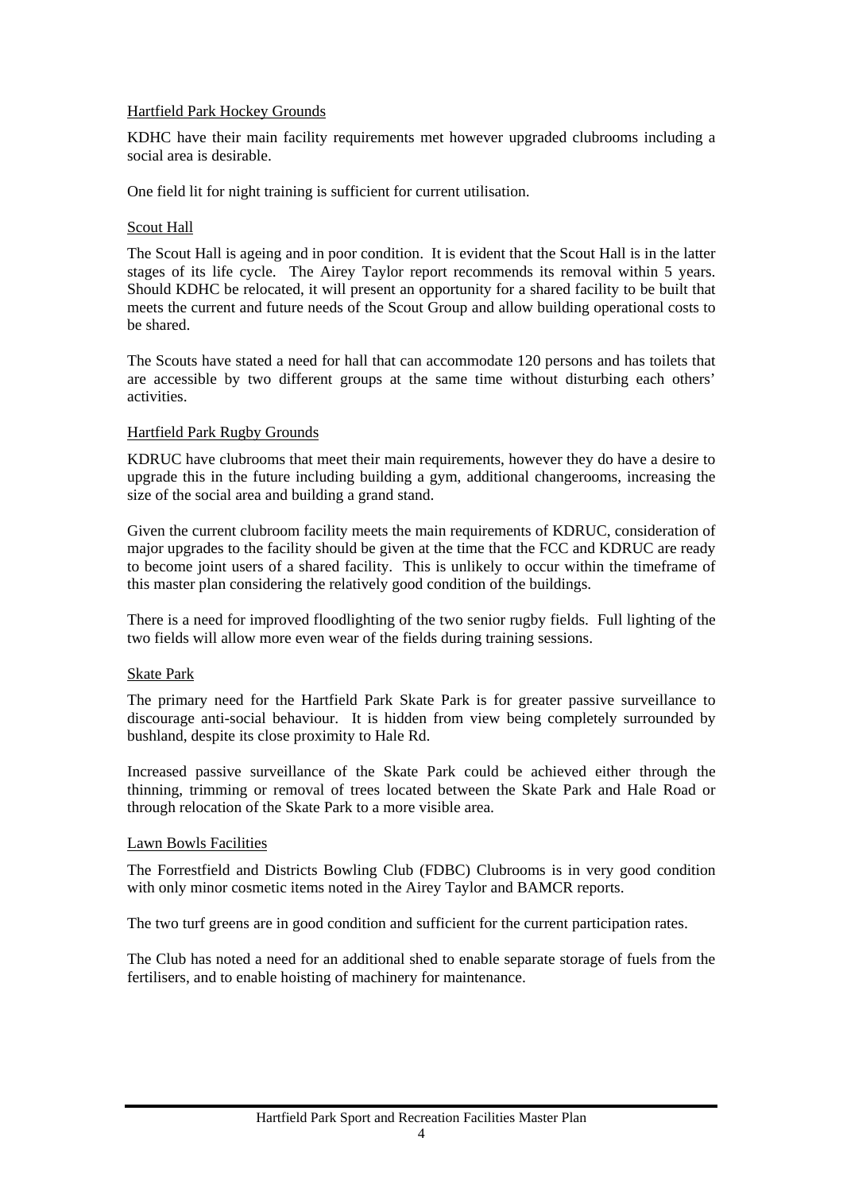### Hartfield Park Hockey Grounds

KDHC have their main facility requirements met however upgraded clubrooms including a social area is desirable.

One field lit for night training is sufficient for current utilisation.

### Scout Hall

The Scout Hall is ageing and in poor condition. It is evident that the Scout Hall is in the latter stages of its life cycle. The Airey Taylor report recommends its removal within 5 years. Should KDHC be relocated, it will present an opportunity for a shared facility to be built that meets the current and future needs of the Scout Group and allow building operational costs to be shared.

The Scouts have stated a need for hall that can accommodate 120 persons and has toilets that are accessible by two different groups at the same time without disturbing each others' activities.

### Hartfield Park Rugby Grounds

KDRUC have clubrooms that meet their main requirements, however they do have a desire to upgrade this in the future including building a gym, additional changerooms, increasing the size of the social area and building a grand stand.

Given the current clubroom facility meets the main requirements of KDRUC, consideration of major upgrades to the facility should be given at the time that the FCC and KDRUC are ready to become joint users of a shared facility. This is unlikely to occur within the timeframe of this master plan considering the relatively good condition of the buildings.

There is a need for improved floodlighting of the two senior rugby fields. Full lighting of the two fields will allow more even wear of the fields during training sessions.

### Skate Park

The primary need for the Hartfield Park Skate Park is for greater passive surveillance to discourage anti-social behaviour. It is hidden from view being completely surrounded by bushland, despite its close proximity to Hale Rd.

Increased passive surveillance of the Skate Park could be achieved either through the thinning, trimming or removal of trees located between the Skate Park and Hale Road or through relocation of the Skate Park to a more visible area.

### Lawn Bowls Facilities

The Forrestfield and Districts Bowling Club (FDBC) Clubrooms is in very good condition with only minor cosmetic items noted in the Airey Taylor and BAMCR reports.

The two turf greens are in good condition and sufficient for the current participation rates.

The Club has noted a need for an additional shed to enable separate storage of fuels from the fertilisers, and to enable hoisting of machinery for maintenance.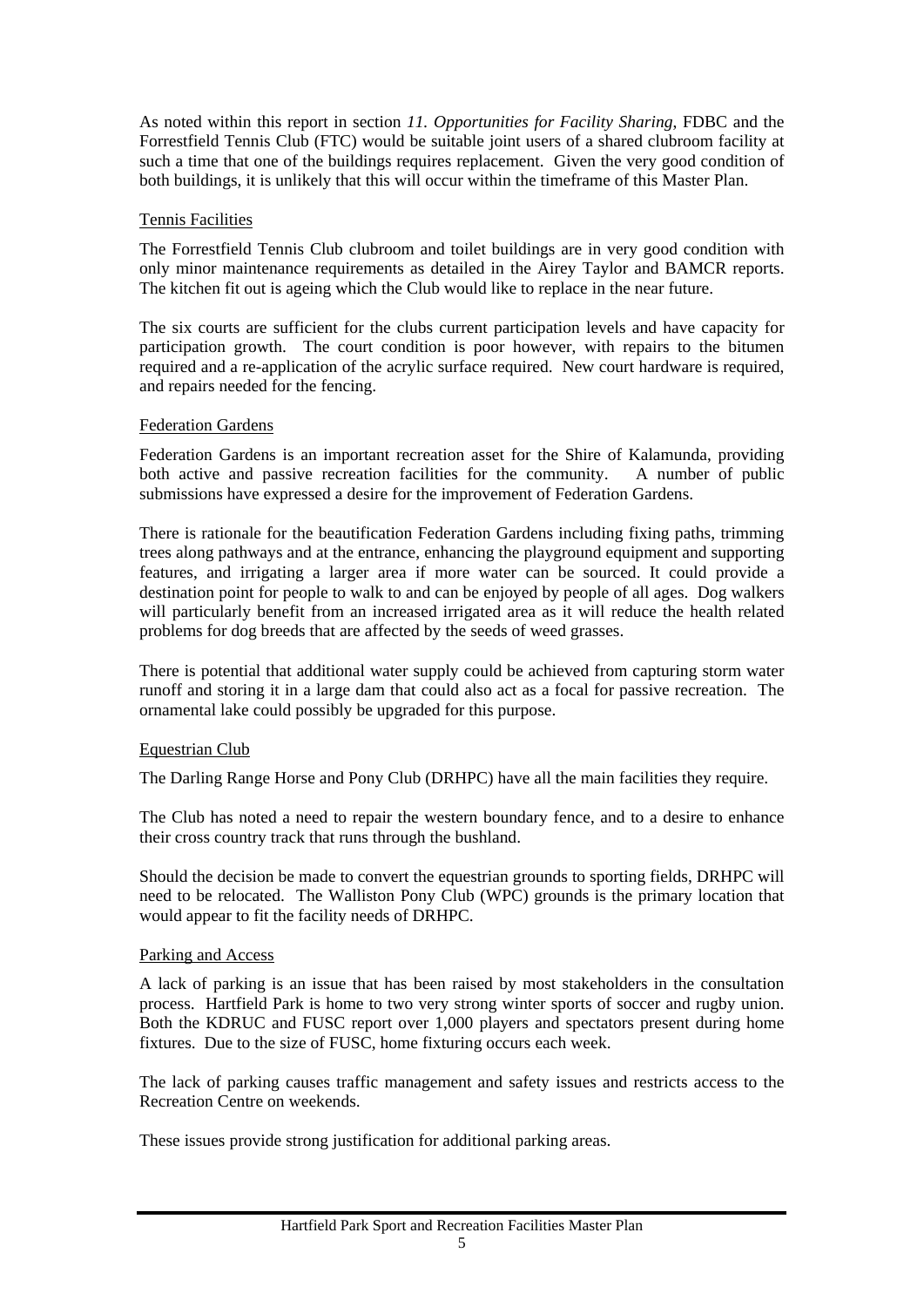As noted within this report in section *11. Opportunities for Facility Sharing*, FDBC and the Forrestfield Tennis Club (FTC) would be suitable joint users of a shared clubroom facility at such a time that one of the buildings requires replacement. Given the very good condition of both buildings, it is unlikely that this will occur within the timeframe of this Master Plan.

Tennis Facilities

The Forrestfield Tennis Club clubroom and toilet buildings are in very good condition with only minor maintenance requirements as detailed in the Airey Taylor and BAMCR reports. The kitchen fit out is ageing which the Club would like to replace in the near future.

The six courts are sufficient for the clubs current participation levels and have capacity for participation growth. The court condition is poor however, with repairs to the bitumen required and a re-application of the acrylic surface required. New court hardware is required, and repairs needed for the fencing.

Federation Gardens

Federation Gardens is an important recreation asset for the Shire of Kalamunda, providing both active and passive recreation facilities for the community. A number of public submissions have expressed a desire for the improvement of Federation Gardens.

There is rationale for the beautification Federation Gardens including fixing paths, trimming trees along pathways and at the entrance, enhancing the playground equipment and supporting features, and irrigating a larger area if more water can be sourced. It could provide a destination point for people to walk to and can be enjoyed by people of all ages. Dog walkers will particularly benefit from an increased irrigated area as it will reduce the health related problems for dog breeds that are affected by the seeds of weed grasses.

There is potential that additional water supply could be achieved from capturing storm water runoff and storing it in a large dam that could also act as a focal for passive recreation. The ornamental lake could possibly be upgraded for this purpose.

Equestrian Club

The Darling Range Horse and Pony Club (DRHPC) have all the main facilities they require.

The Club has noted a need to repair the western boundary fence, and to a desire to enhance their cross country track that runs through the bushland.

Should the decision be made to convert the equestrian grounds to sporting fields, DRHPC will need to be relocated. The Walliston Pony Club (WPC) grounds is the primary location that would appear to fit the facility needs of DRHPC.

Parking and Access

A lack of parking is an issue that has been raised by most stakeholders in the consultation process. Hartfield Park is home to two very strong winter sports of soccer and rugby union. Both the KDRUC and FUSC report over 1,000 players and spectators present during home fixtures. Due to the size of FUSC, home fixturing occurs each week.

The lack of parking causes traffic management and safety issues and restricts access to the Recreation Centre on weekends.

These issues provide strong justification for additional parking areas.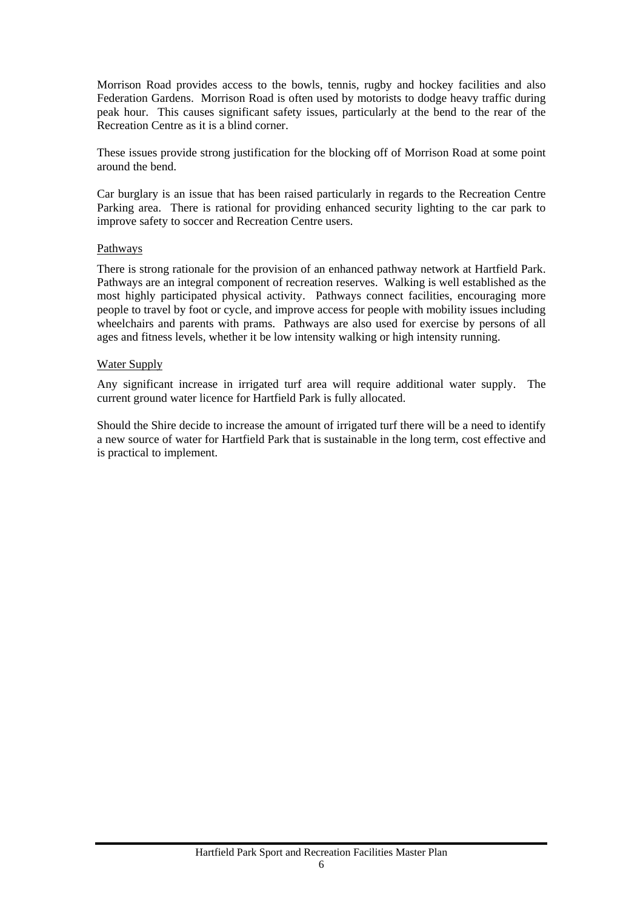Morrison Road provides access to the bowls, tennis, rugby and hockey facilities and also Federation Gardens. Morrison Road is often used by motorists to dodge heavy traffic during peak hour. This causes significant safety issues, particularly at the bend to the rear of the Recreation Centre as it is a blind corner.

These issues provide strong justification for the blocking off of Morrison Road at some point around the bend.

Car burglary is an issue that has been raised particularly in regards to the Recreation Centre Parking area. There is rational for providing enhanced security lighting to the car park to improve safety to soccer and Recreation Centre users.

<u>Pathways</u>

There is strong rationale for the provision of an enhanced pathway network at Hartfield Park. Pathways are an integral component of recreation reserves. Walking is well established as the most highly participated physical activity. Pathways connect facilities, encouraging more people to travel by foot or cycle, and improve access for people with mobility issues including wheelchairs and parents with prams. Pathways are also used for exercise by persons of all ages and fitness levels, whether it be low intensity walking or high intensity running.

<u>Water Supply</u>

Any significant increase in irrigated turf area will require additional water supply. The current ground water licence for Hartfield Park is fully allocated.

Should the Shire decide to increase the amount of irrigated turf there will be a need to identify a new source of water for Hartfield Park that is sustainable in the long term, cost effective and is practical to implement.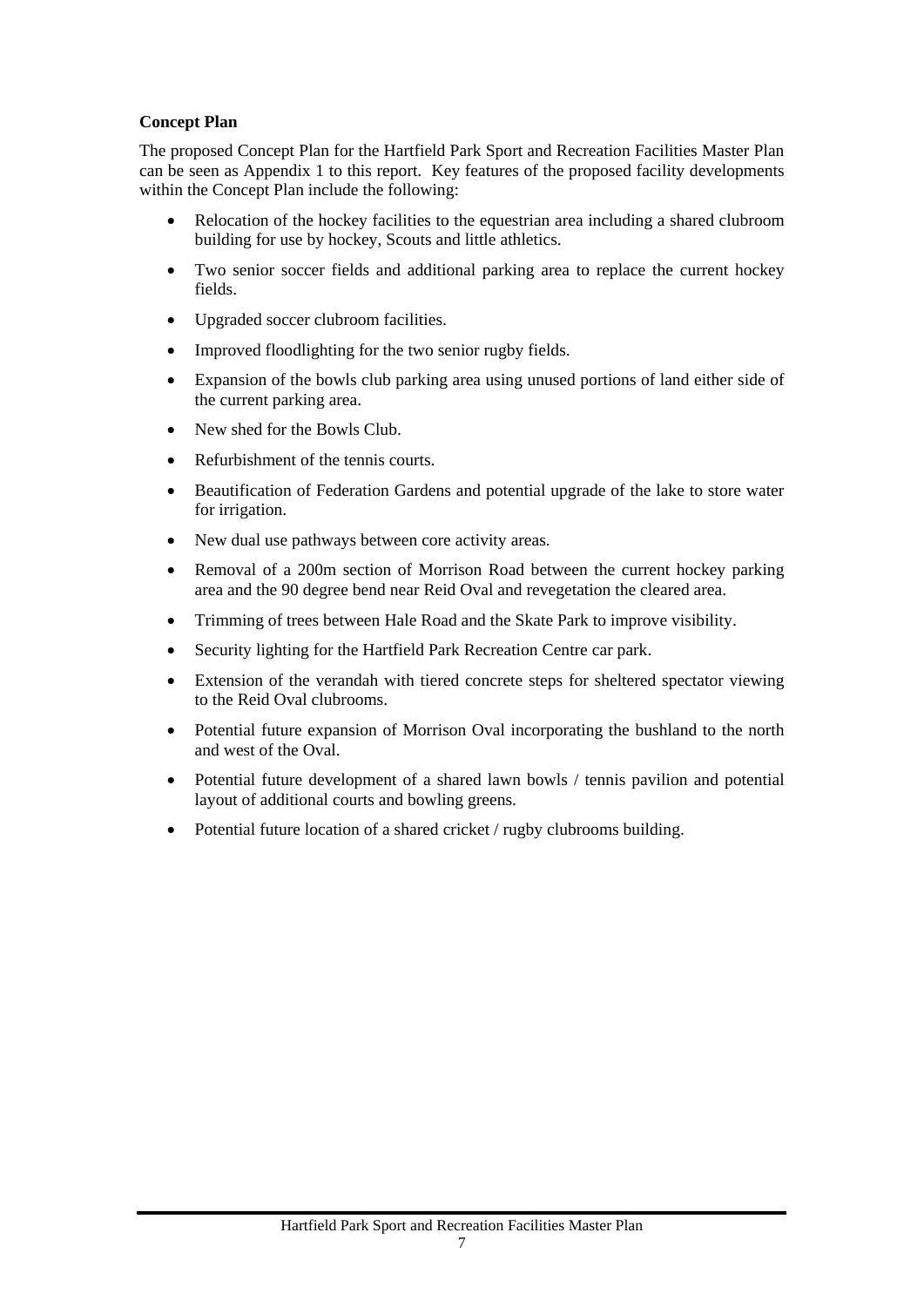**Concept Plan**

The proposed Concept Plan for the Hartfield Park Sport and Recreation Facilities Master Plan can be seen as Appendix 1 to this report. Key features of the proposed facility developments within the Concept Plan include the following:

- Relocation of the hockey facilities to the equestrian area including a shared clubroom building for use by hockey, Scouts and little athletics.
- Two senior soccer fields and additional parking area to replace the current hockey fields.
- Upgraded soccer clubroom facilities.
- Improved floodlighting for the two senior rugby fields.
- Expansion of the bowls club parking area using unused portions of land either side of the current parking area.
- New shed for the Bowls Club.
- Refurbishment of the tennis courts.
- Beautification of Federation Gardens and potential upgrade of the lake to store water for irrigation.
- New dual use pathways between core activity areas.
- Removal of a 200m section of Morrison Road between the current hockey parking area and the 90 degree bend near Reid Oval and revegetation the cleared area.
- Trimming of trees between Hale Road and the Skate Park to improve visibility.
- Security lighting for the Hartfield Park Recreation Centre car park.
- Extension of the verandah with tiered concrete steps for sheltered spectator viewing to the Reid Oval clubrooms.
- Potential future expansion of Morrison Oval incorporating the bushland to the north and west of the Oval.
- Potential future development of a shared lawn bowls / tennis pavilion and potential layout of additional courts and bowling greens.
- Potential future location of a shared cricket / rugby clubrooms building.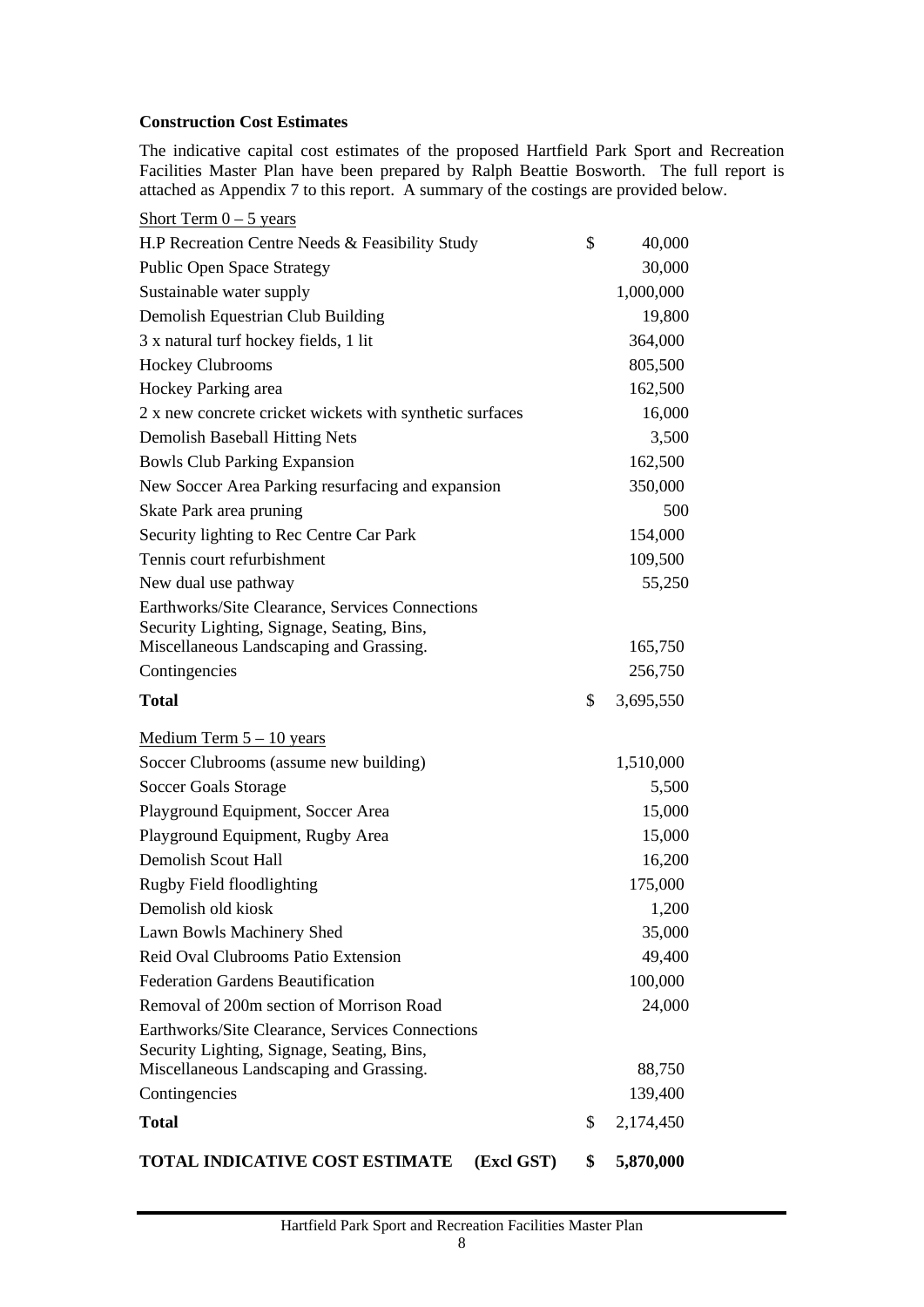**Construction Cost Estimates**

The indicative capital cost estimates of the proposed Hartfield Park Sport and Recreation Facilities Master Plan have been prepared by Ralph Beattie Bosworth. The full report is attached as Appendix 7 to this report. A summary of the costings are provided below.

| Item | | Cost |
|---|---|---|
| Short Term 0 – 5 years | | |
| H.P Recreation Centre Needs & Feasibility Study | $ | 40,000 |
| Public Open Space Strategy | | 30,000 |
| Sustainable water supply | | 1,000,000 |
| Demolish Equestrian Club Building | | 19,800 |
| 3 x natural turf hockey fields, 1 lit | | 364,000 |
| Hockey Clubrooms | | 805,500 |
| Hockey Parking area | | 162,500 |
| 2 x new concrete cricket wickets with synthetic surfaces | | 16,000 |
| Demolish Baseball Hitting Nets | | 3,500 |
| Bowls Club Parking Expansion | | 162,500 |
| New Soccer Area Parking resurfacing and expansion | | 350,000 |
| Skate Park area pruning | | 500 |
| Security lighting to Rec Centre Car Park | | 154,000 |
| Tennis court refurbishment | | 109,500 |
| New dual use pathway | | 55,250 |
| Earthworks/Site Clearance, Services Connections Security Lighting, Signage, Seating, Bins, Miscellaneous Landscaping and Grassing. | | 165,750 |
| Contingencies | | 256,750 |
| **Total** | $ | 3,695,550 |
| Medium Term 5 – 10 years | | |
| Soccer Clubrooms (assume new building) | | 1,510,000 |
| Soccer Goals Storage | | 5,500 |
| Playground Equipment, Soccer Area | | 15,000 |
| Playground Equipment, Rugby Area | | 15,000 |
| Demolish Scout Hall | | 16,200 |
| Rugby Field floodlighting | | 175,000 |
| Demolish old kiosk | | 1,200 |
| Lawn Bowls Machinery Shed | | 35,000 |
| Reid Oval Clubrooms Patio Extension | | 49,400 |
| Federation Gardens Beautification | | 100,000 |
| Removal of 200m section of Morrison Road | | 24,000 |
| Earthworks/Site Clearance, Services Connections Security Lighting, Signage, Seating, Bins, Miscellaneous Landscaping and Grassing. | | 88,750 |
| Contingencies | | 139,400 |
| **Total** | $ | 2,174,450 |
| **TOTAL INDICATIVE COST ESTIMATE (Excl GST)** | **$** | **5,870,000** |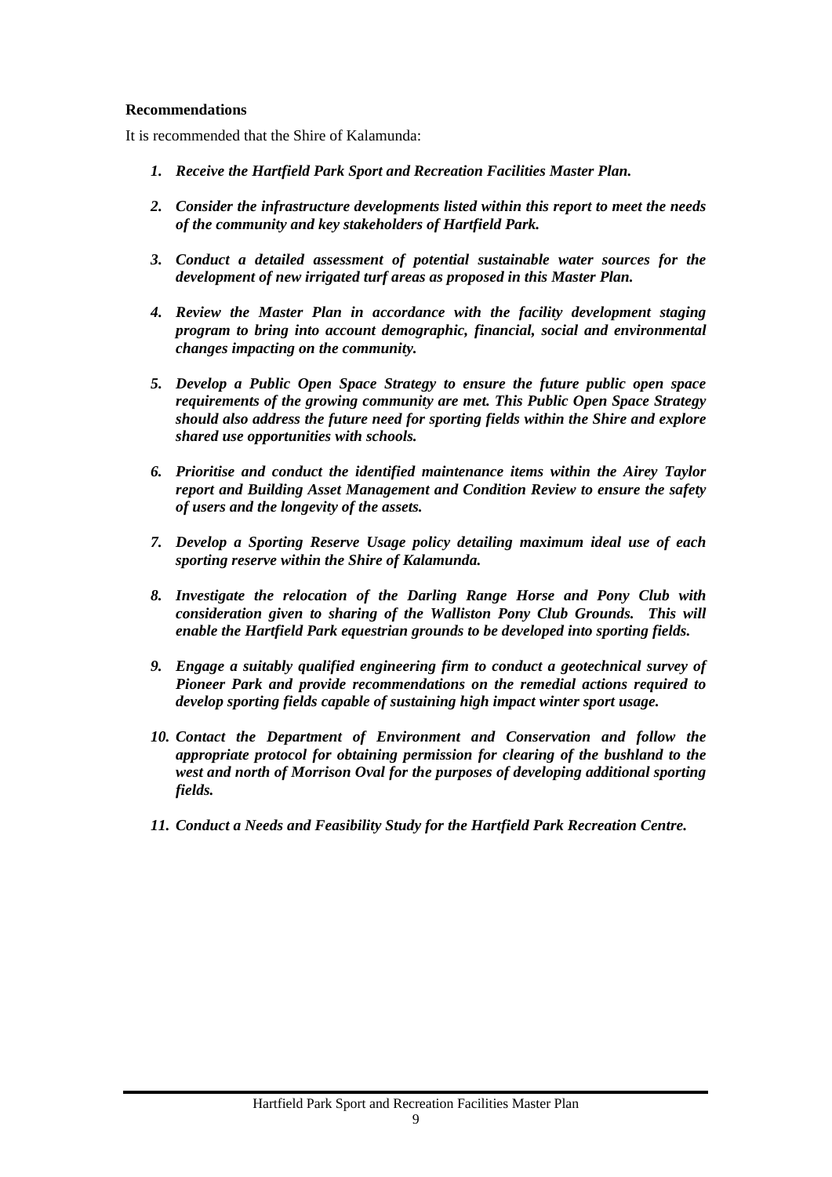**Recommendations**

It is recommended that the Shire of Kalamunda:

1. ***Receive the Hartfield Park Sport and Recreation Facilities Master Plan.***
2. ***Consider the infrastructure developments listed within this report to meet the needs of the community and key stakeholders of Hartfield Park.***
3. ***Conduct a detailed assessment of potential sustainable water sources for the development of new irrigated turf areas as proposed in this Master Plan.***
4. ***Review the Master Plan in accordance with the facility development staging program to bring into account demographic, financial, social and environmental changes impacting on the community.***
5. ***Develop a Public Open Space Strategy to ensure the future public open space requirements of the growing community are met. This Public Open Space Strategy should also address the future need for sporting fields within the Shire and explore shared use opportunities with schools.***
6. ***Prioritise and conduct the identified maintenance items within the Airey Taylor report and Building Asset Management and Condition Review to ensure the safety of users and the longevity of the assets.***
7. ***Develop a Sporting Reserve Usage policy detailing maximum ideal use of each sporting reserve within the Shire of Kalamunda.***
8. ***Investigate the relocation of the Darling Range Horse and Pony Club with consideration given to sharing of the Walliston Pony Club Grounds. This will enable the Hartfield Park equestrian grounds to be developed into sporting fields.***
9. ***Engage a suitably qualified engineering firm to conduct a geotechnical survey of Pioneer Park and provide recommendations on the remedial actions required to develop sporting fields capable of sustaining high impact winter sport usage.***
10. ***Contact the Department of Environment and Conservation and follow the appropriate protocol for obtaining permission for clearing of the bushland to the west and north of Morrison Oval for the purposes of developing additional sporting fields.***
11. ***Conduct a Needs and Feasibility Study for the Hartfield Park Recreation Centre.***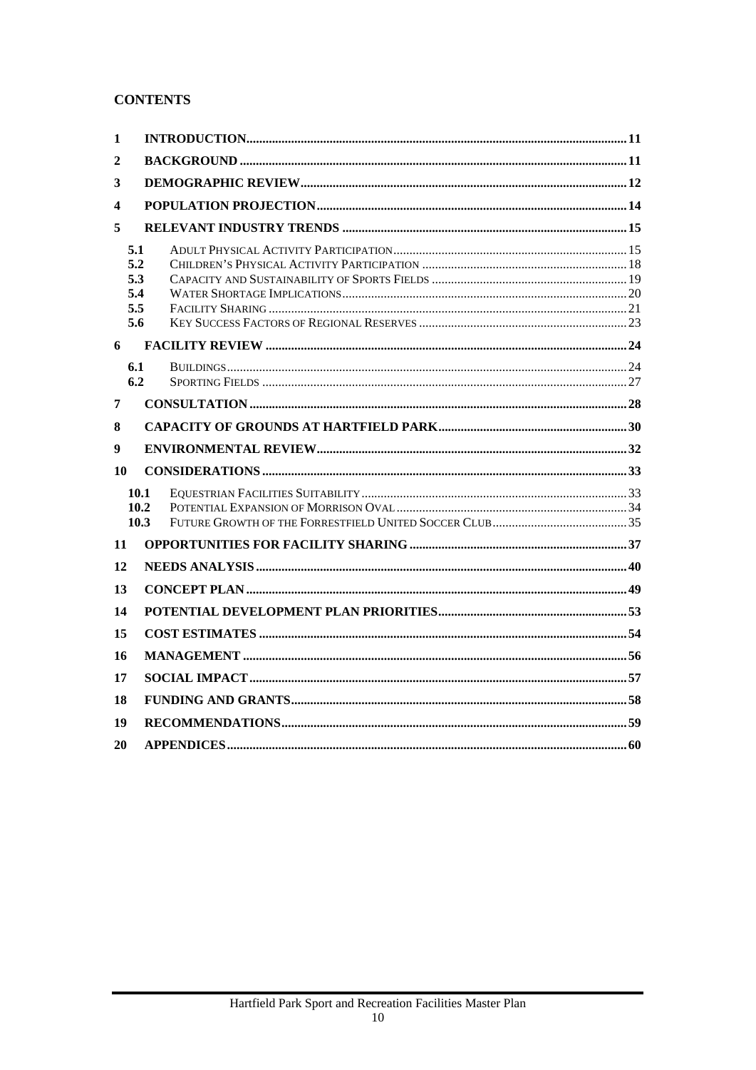## CONTENTS

| | | |
|---|---|---|
| 1 | **INTRODUCTION** | 11 |
| 2 | **BACKGROUND** | 11 |
| 3 | **DEMOGRAPHIC REVIEW** | 12 |
| 4 | **POPULATION PROJECTION** | 14 |
| 5 | **RELEVANT INDUSTRY TRENDS** | 15 |
| 5.1 | ADULT PHYSICAL ACTIVITY PARTICIPATION | 15 |
| 5.2 | CHILDREN'S PHYSICAL ACTIVITY PARTICIPATION | 18 |
| 5.3 | CAPACITY AND SUSTAINABILITY OF SPORTS FIELDS | 19 |
| 5.4 | WATER SHORTAGE IMPLICATIONS | 20 |
| 5.5 | FACILITY SHARING | 21 |
| 5.6 | KEY SUCCESS FACTORS OF REGIONAL RESERVES | 23 |
| 6 | **FACILITY REVIEW** | 24 |
| 6.1 | BUILDINGS | 24 |
| 6.2 | SPORTING FIELDS | 27 |
| 7 | **CONSULTATION** | 28 |
| 8 | **CAPACITY OF GROUNDS AT HARTFIELD PARK** | 30 |
| 9 | **ENVIRONMENTAL REVIEW** | 32 |
| 10 | **CONSIDERATIONS** | 33 |
| 10.1 | EQUESTRIAN FACILITIES SUITABILITY | 33 |
| 10.2 | POTENTIAL EXPANSION OF MORRISON OVAL | 34 |
| 10.3 | FUTURE GROWTH OF THE FORRESTFIELD UNITED SOCCER CLUB | 35 |
| 11 | **OPPORTUNITIES FOR FACILITY SHARING** | 37 |
| 12 | **NEEDS ANALYSIS** | 40 |
| 13 | **CONCEPT PLAN** | 49 |
| 14 | **POTENTIAL DEVELOPMENT PLAN PRIORITIES** | 53 |
| 15 | **COST ESTIMATES** | 54 |
| 16 | **MANAGEMENT** | 56 |
| 17 | **SOCIAL IMPACT** | 57 |
| 18 | **FUNDING AND GRANTS** | 58 |
| 19 | **RECOMMENDATIONS** | 59 |
| 20 | **APPENDICES** | 60 |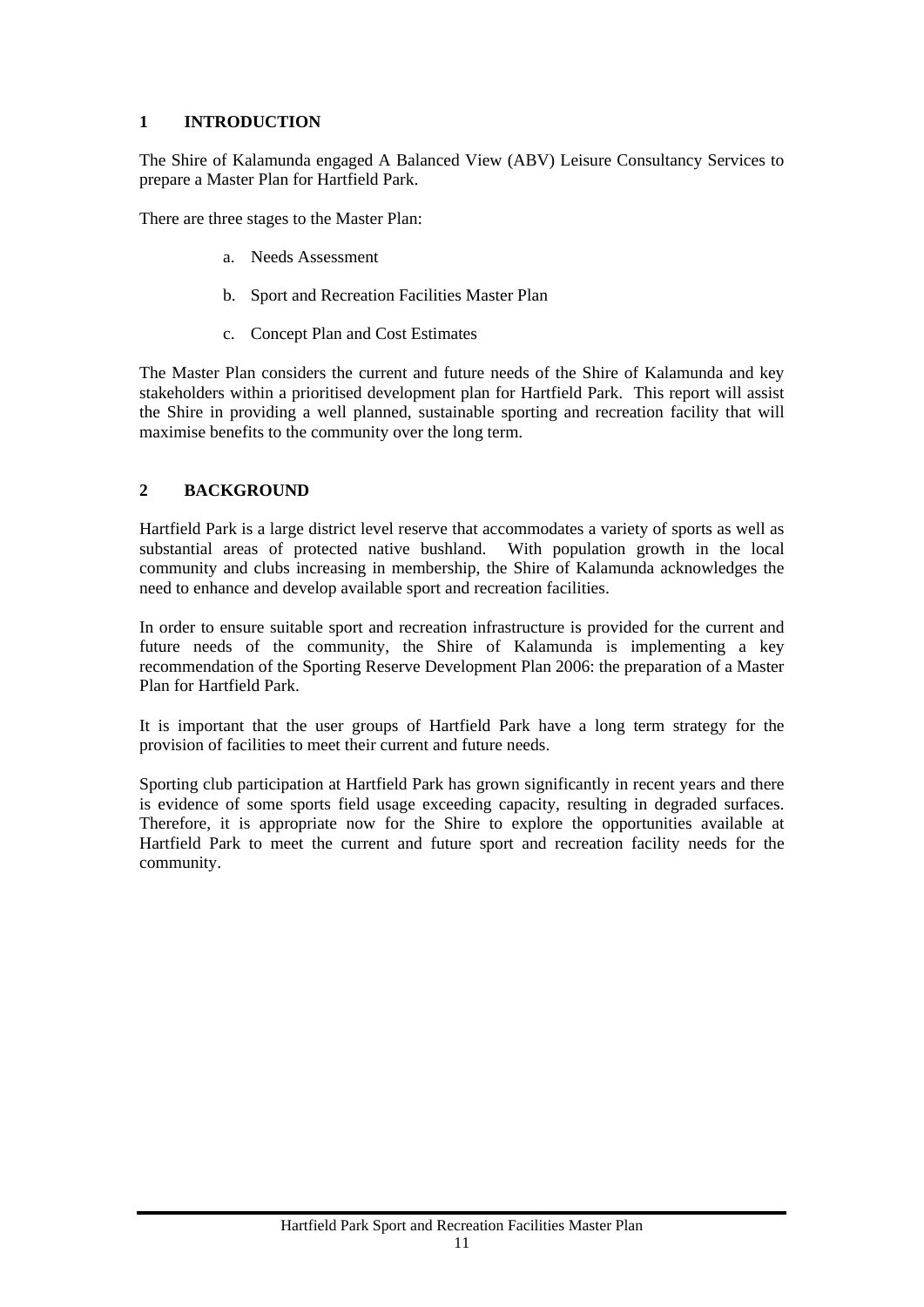# 1 INTRODUCTION

The Shire of Kalamunda engaged A Balanced View (ABV) Leisure Consultancy Services to prepare a Master Plan for Hartfield Park.

There are three stages to the Master Plan:

a. Needs Assessment

b. Sport and Recreation Facilities Master Plan

c. Concept Plan and Cost Estimates

The Master Plan considers the current and future needs of the Shire of Kalamunda and key stakeholders within a prioritised development plan for Hartfield Park. This report will assist the Shire in providing a well planned, sustainable sporting and recreation facility that will maximise benefits to the community over the long term.

# 2 BACKGROUND

Hartfield Park is a large district level reserve that accommodates a variety of sports as well as substantial areas of protected native bushland. With population growth in the local community and clubs increasing in membership, the Shire of Kalamunda acknowledges the need to enhance and develop available sport and recreation facilities.

In order to ensure suitable sport and recreation infrastructure is provided for the current and future needs of the community, the Shire of Kalamunda is implementing a key recommendation of the Sporting Reserve Development Plan 2006: the preparation of a Master Plan for Hartfield Park.

It is important that the user groups of Hartfield Park have a long term strategy for the provision of facilities to meet their current and future needs.

Sporting club participation at Hartfield Park has grown significantly in recent years and there is evidence of some sports field usage exceeding capacity, resulting in degraded surfaces. Therefore, it is appropriate now for the Shire to explore the opportunities available at Hartfield Park to meet the current and future sport and recreation facility needs for the community.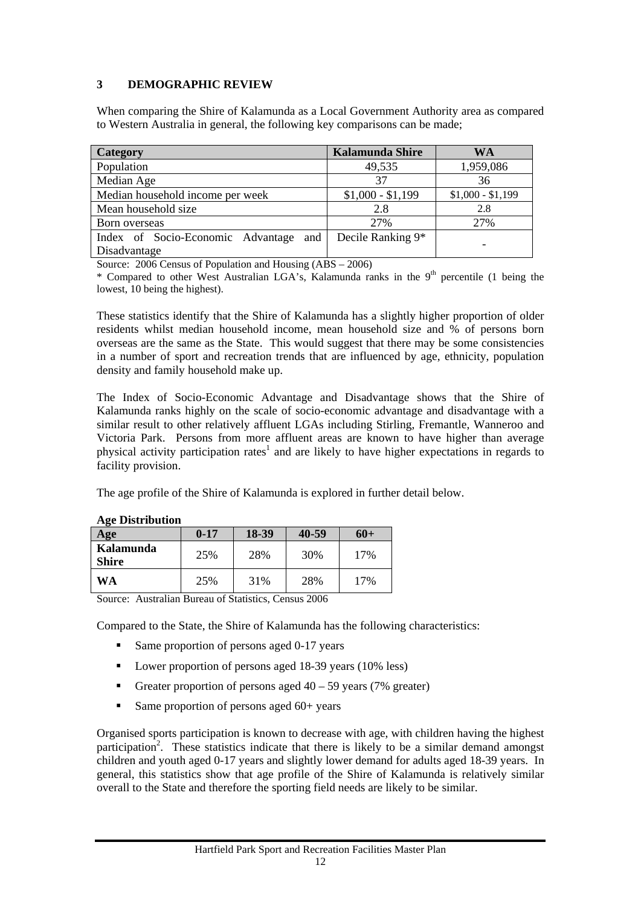## 3 DEMOGRAPHIC REVIEW

When comparing the Shire of Kalamunda as a Local Government Authority area as compared to Western Australia in general, the following key comparisons can be made;

| Category | Kalamunda Shire | WA |
|---|---|---|
| Population | 49,535 | 1,959,086 |
| Median Age | 37 | 36 |
| Median household income per week | $1,000 - $1,199 | $1,000 - $1,199 |
| Mean household size | 2.8 | 2.8 |
| Born overseas | 27% | 27% |
| Index of Socio-Economic Advantage and Disadvantage | Decile Ranking 9* | - |

Source: 2006 Census of Population and Housing (ABS – 2006)

* Compared to other West Australian LGA's, Kalamunda ranks in the 9th percentile (1 being the lowest, 10 being the highest).

These statistics identify that the Shire of Kalamunda has a slightly higher proportion of older residents whilst median household income, mean household size and % of persons born overseas are the same as the State. This would suggest that there may be some consistencies in a number of sport and recreation trends that are influenced by age, ethnicity, population density and family household make up.

The Index of Socio-Economic Advantage and Disadvantage shows that the Shire of Kalamunda ranks highly on the scale of socio-economic advantage and disadvantage with a similar result to other relatively affluent LGAs including Stirling, Fremantle, Wanneroo and Victoria Park. Persons from more affluent areas are known to have higher than average physical activity participation rates[1] and are likely to have higher expectations in regards to facility provision.

The age profile of the Shire of Kalamunda is explored in further detail below.

**Age Distribution**

| Age | 0-17 | 18-39 | 40-59 | 60+ |
|---|---|---|---|---|
| **Kalamunda Shire** | 25% | 28% | 30% | 17% |
| **WA** | 25% | 31% | 28% | 17% |

Source: Australian Bureau of Statistics, Census 2006

Compared to the State, the Shire of Kalamunda has the following characteristics:

- Same proportion of persons aged 0-17 years
- Lower proportion of persons aged 18-39 years (10% less)
- Greater proportion of persons aged 40 – 59 years (7% greater)
- Same proportion of persons aged 60+ years

Organised sports participation is known to decrease with age, with children having the highest participation[2]. These statistics indicate that there is likely to be a similar demand amongst children and youth aged 0-17 years and slightly lower demand for adults aged 18-39 years. In general, this statistics show that age profile of the Shire of Kalamunda is relatively similar overall to the State and therefore the sporting field needs are likely to be similar.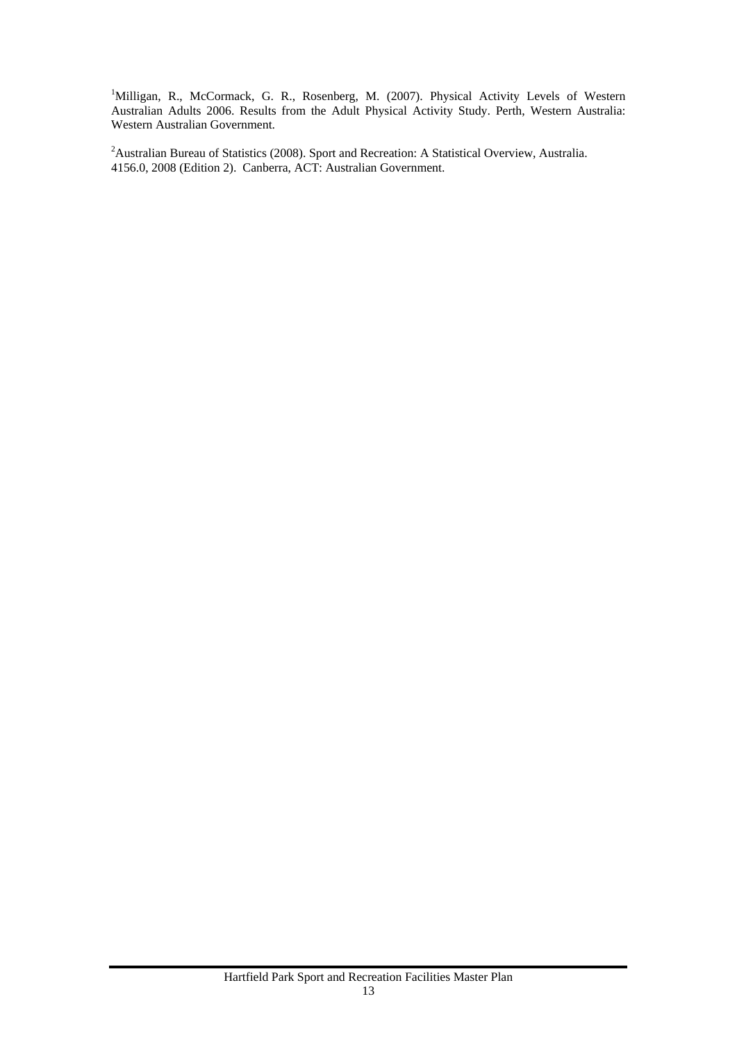[1]Milligan, R., McCormack, G. R., Rosenberg, M. (2007). Physical Activity Levels of Western Australian Adults 2006. Results from the Adult Physical Activity Study. Perth, Western Australia: Western Australian Government.

[2]Australian Bureau of Statistics (2008). Sport and Recreation: A Statistical Overview, Australia. 4156.0, 2008 (Edition 2). Canberra, ACT: Australian Government.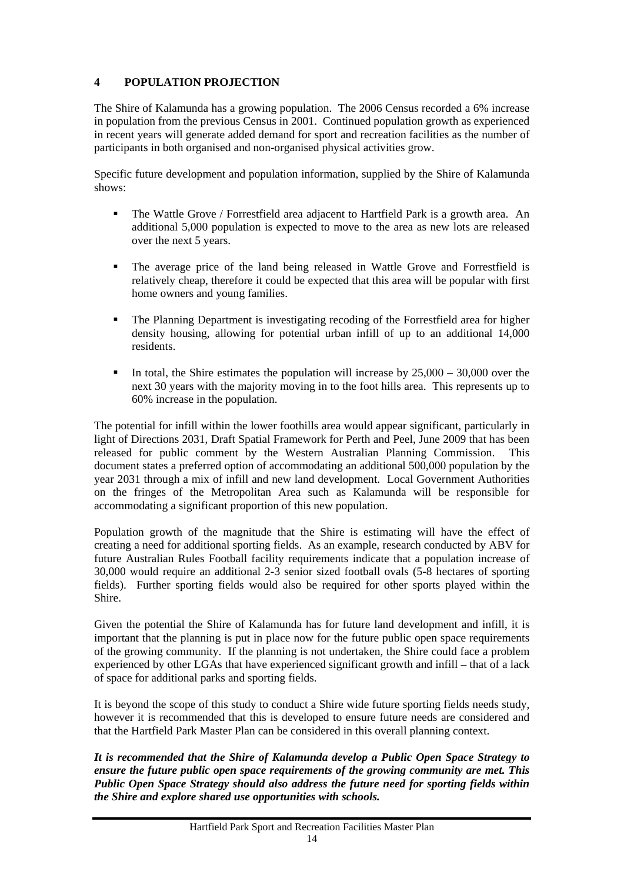# 4 POPULATION PROJECTION

The Shire of Kalamunda has a growing population. The 2006 Census recorded a 6% increase in population from the previous Census in 2001. Continued population growth as experienced in recent years will generate added demand for sport and recreation facilities as the number of participants in both organised and non-organised physical activities grow.

Specific future development and population information, supplied by the Shire of Kalamunda shows:

- The Wattle Grove / Forrestfield area adjacent to Hartfield Park is a growth area. An additional 5,000 population is expected to move to the area as new lots are released over the next 5 years.
- The average price of the land being released in Wattle Grove and Forrestfield is relatively cheap, therefore it could be expected that this area will be popular with first home owners and young families.
- The Planning Department is investigating recoding of the Forrestfield area for higher density housing, allowing for potential urban infill of up to an additional 14,000 residents.
- In total, the Shire estimates the population will increase by 25,000 – 30,000 over the next 30 years with the majority moving in to the foot hills area. This represents up to 60% increase in the population.

The potential for infill within the lower foothills area would appear significant, particularly in light of Directions 2031, Draft Spatial Framework for Perth and Peel, June 2009 that has been released for public comment by the Western Australian Planning Commission. This document states a preferred option of accommodating an additional 500,000 population by the year 2031 through a mix of infill and new land development. Local Government Authorities on the fringes of the Metropolitan Area such as Kalamunda will be responsible for accommodating a significant proportion of this new population.

Population growth of the magnitude that the Shire is estimating will have the effect of creating a need for additional sporting fields. As an example, research conducted by ABV for future Australian Rules Football facility requirements indicate that a population increase of 30,000 would require an additional 2-3 senior sized football ovals (5-8 hectares of sporting fields). Further sporting fields would also be required for other sports played within the Shire.

Given the potential the Shire of Kalamunda has for future land development and infill, it is important that the planning is put in place now for the future public open space requirements of the growing community. If the planning is not undertaken, the Shire could face a problem experienced by other LGAs that have experienced significant growth and infill – that of a lack of space for additional parks and sporting fields.

It is beyond the scope of this study to conduct a Shire wide future sporting fields needs study, however it is recommended that this is developed to ensure future needs are considered and that the Hartfield Park Master Plan can be considered in this overall planning context.

***It is recommended that the Shire of Kalamunda develop a Public Open Space Strategy to ensure the future public open space requirements of the growing community are met. This Public Open Space Strategy should also address the future need for sporting fields within the Shire and explore shared use opportunities with schools.***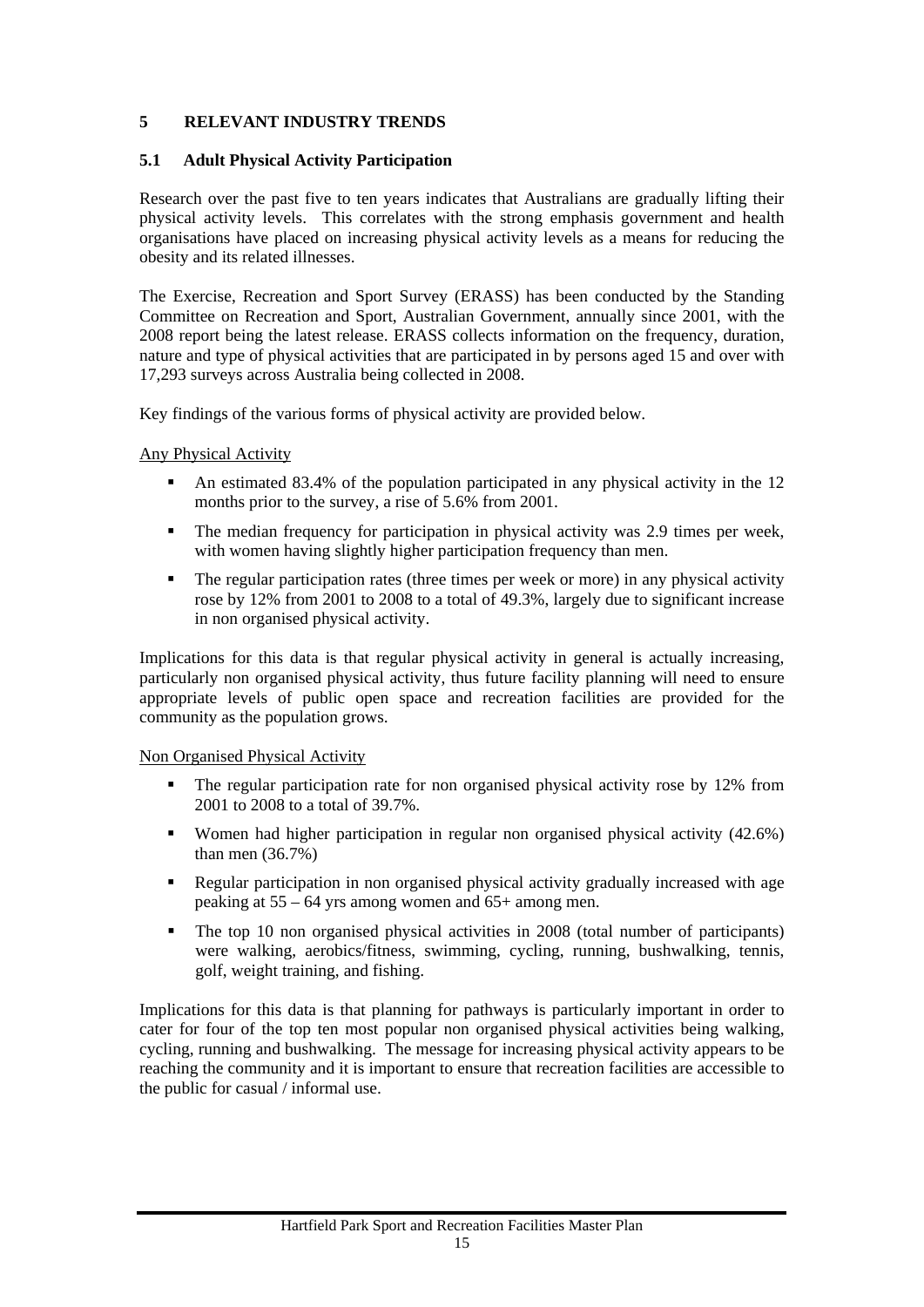## 5 RELEVANT INDUSTRY TRENDS

### 5.1 Adult Physical Activity Participation

Research over the past five to ten years indicates that Australians are gradually lifting their physical activity levels. This correlates with the strong emphasis government and health organisations have placed on increasing physical activity levels as a means for reducing the obesity and its related illnesses.

The Exercise, Recreation and Sport Survey (ERASS) has been conducted by the Standing Committee on Recreation and Sport, Australian Government, annually since 2001, with the 2008 report being the latest release. ERASS collects information on the frequency, duration, nature and type of physical activities that are participated in by persons aged 15 and over with 17,293 surveys across Australia being collected in 2008.

Key findings of the various forms of physical activity are provided below.

<u>Any Physical Activity</u>

- An estimated 83.4% of the population participated in any physical activity in the 12 months prior to the survey, a rise of 5.6% from 2001.
- The median frequency for participation in physical activity was 2.9 times per week, with women having slightly higher participation frequency than men.
- The regular participation rates (three times per week or more) in any physical activity rose by 12% from 2001 to 2008 to a total of 49.3%, largely due to significant increase in non organised physical activity.

Implications for this data is that regular physical activity in general is actually increasing, particularly non organised physical activity, thus future facility planning will need to ensure appropriate levels of public open space and recreation facilities are provided for the community as the population grows.

<u>Non Organised Physical Activity</u>

- The regular participation rate for non organised physical activity rose by 12% from 2001 to 2008 to a total of 39.7%.
- Women had higher participation in regular non organised physical activity (42.6%) than men (36.7%)
- Regular participation in non organised physical activity gradually increased with age peaking at 55 – 64 yrs among women and 65+ among men.
- The top 10 non organised physical activities in 2008 (total number of participants) were walking, aerobics/fitness, swimming, cycling, running, bushwalking, tennis, golf, weight training, and fishing.

Implications for this data is that planning for pathways is particularly important in order to cater for four of the top ten most popular non organised physical activities being walking, cycling, running and bushwalking. The message for increasing physical activity appears to be reaching the community and it is important to ensure that recreation facilities are accessible to the public for casual / informal use.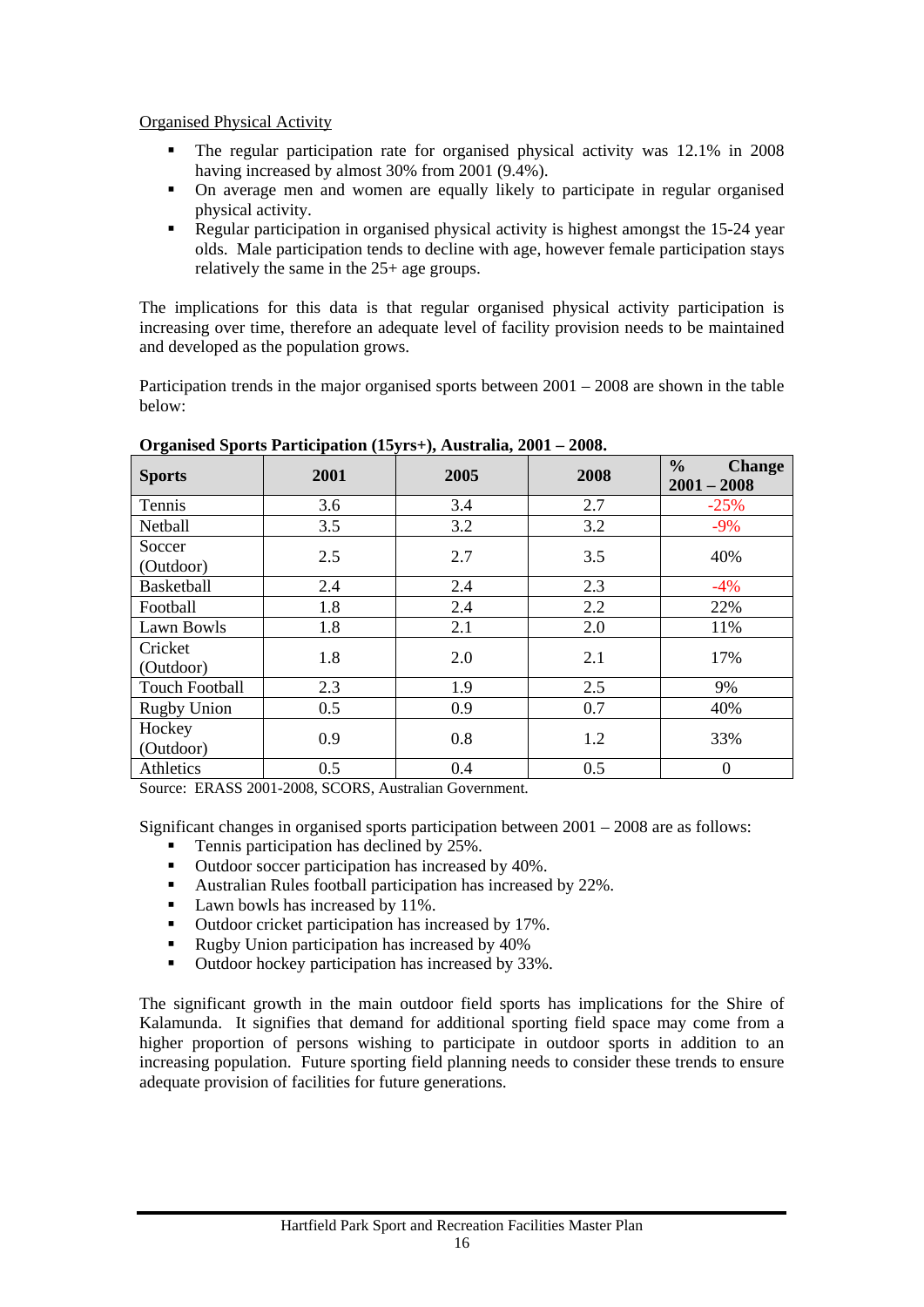Organised Physical Activity

- The regular participation rate for organised physical activity was 12.1% in 2008 having increased by almost 30% from 2001 (9.4%).
- On average men and women are equally likely to participate in regular organised physical activity.
- Regular participation in organised physical activity is highest amongst the 15-24 year olds. Male participation tends to decline with age, however female participation stays relatively the same in the 25+ age groups.

The implications for this data is that regular organised physical activity participation is increasing over time, therefore an adequate level of facility provision needs to be maintained and developed as the population grows.

Participation trends in the major organised sports between 2001 – 2008 are shown in the table below:

**Organised Sports Participation (15yrs+), Australia, 2001 – 2008.**

| Sports | 2001 | 2005 | 2008 | % Change 2001 – 2008 |
|---|---|---|---|---|
| Tennis | 3.6 | 3.4 | 2.7 | -25% |
| Netball | 3.5 | 3.2 | 3.2 | -9% |
| Soccer (Outdoor) | 2.5 | 2.7 | 3.5 | 40% |
| Basketball | 2.4 | 2.4 | 2.3 | -4% |
| Football | 1.8 | 2.4 | 2.2 | 22% |
| Lawn Bowls | 1.8 | 2.1 | 2.0 | 11% |
| Cricket (Outdoor) | 1.8 | 2.0 | 2.1 | 17% |
| Touch Football | 2.3 | 1.9 | 2.5 | 9% |
| Rugby Union | 0.5 | 0.9 | 0.7 | 40% |
| Hockey (Outdoor) | 0.9 | 0.8 | 1.2 | 33% |
| Athletics | 0.5 | 0.4 | 0.5 | 0 |

Source: ERASS 2001-2008, SCORS, Australian Government.

Significant changes in organised sports participation between 2001 – 2008 are as follows:

- Tennis participation has declined by 25%.
- Outdoor soccer participation has increased by 40%.
- Australian Rules football participation has increased by 22%.
- Lawn bowls has increased by 11%.
- Outdoor cricket participation has increased by 17%.
- Rugby Union participation has increased by 40%
- Outdoor hockey participation has increased by 33%.

The significant growth in the main outdoor field sports has implications for the Shire of Kalamunda. It signifies that demand for additional sporting field space may come from a higher proportion of persons wishing to participate in outdoor sports in addition to an increasing population. Future sporting field planning needs to consider these trends to ensure adequate provision of facilities for future generations.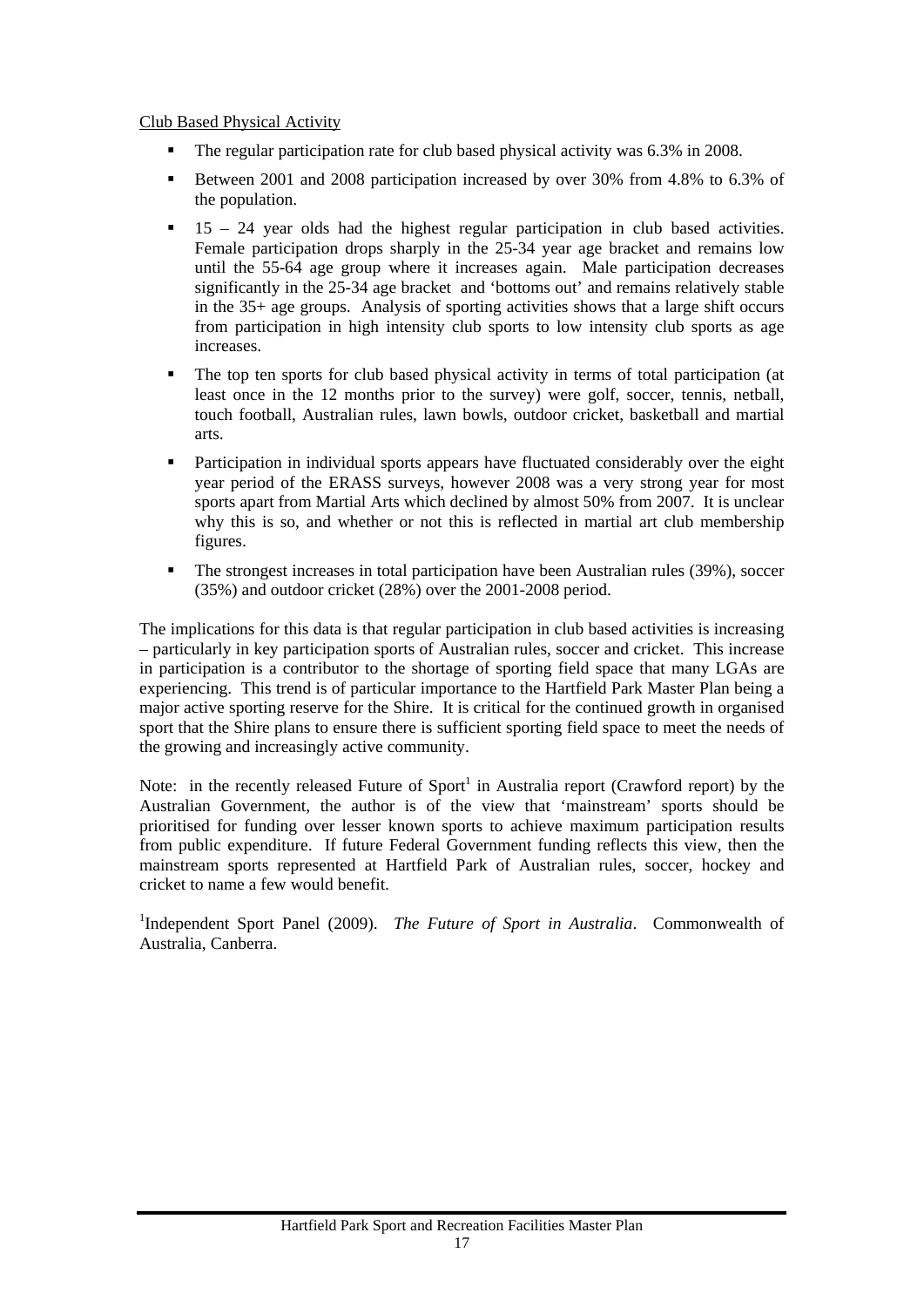Club Based Physical Activity

- The regular participation rate for club based physical activity was 6.3% in 2008.
- Between 2001 and 2008 participation increased by over 30% from 4.8% to 6.3% of the population.
- 15 – 24 year olds had the highest regular participation in club based activities. Female participation drops sharply in the 25-34 year age bracket and remains low until the 55-64 age group where it increases again. Male participation decreases significantly in the 25-34 age bracket and 'bottoms out' and remains relatively stable in the 35+ age groups. Analysis of sporting activities shows that a large shift occurs from participation in high intensity club sports to low intensity club sports as age increases.
- The top ten sports for club based physical activity in terms of total participation (at least once in the 12 months prior to the survey) were golf, soccer, tennis, netball, touch football, Australian rules, lawn bowls, outdoor cricket, basketball and martial arts.
- Participation in individual sports appears have fluctuated considerably over the eight year period of the ERASS surveys, however 2008 was a very strong year for most sports apart from Martial Arts which declined by almost 50% from 2007. It is unclear why this is so, and whether or not this is reflected in martial art club membership figures.
- The strongest increases in total participation have been Australian rules (39%), soccer (35%) and outdoor cricket (28%) over the 2001-2008 period.

The implications for this data is that regular participation in club based activities is increasing – particularly in key participation sports of Australian rules, soccer and cricket. This increase in participation is a contributor to the shortage of sporting field space that many LGAs are experiencing. This trend is of particular importance to the Hartfield Park Master Plan being a major active sporting reserve for the Shire. It is critical for the continued growth in organised sport that the Shire plans to ensure there is sufficient sporting field space to meet the needs of the growing and increasingly active community.

Note: in the recently released Future of Sport[1] in Australia report (Crawford report) by the Australian Government, the author is of the view that 'mainstream' sports should be prioritised for funding over lesser known sports to achieve maximum participation results from public expenditure. If future Federal Government funding reflects this view, then the mainstream sports represented at Hartfield Park of Australian rules, soccer, hockey and cricket to name a few would benefit.

[1]Independent Sport Panel (2009). *The Future of Sport in Australia*. Commonwealth of Australia, Canberra.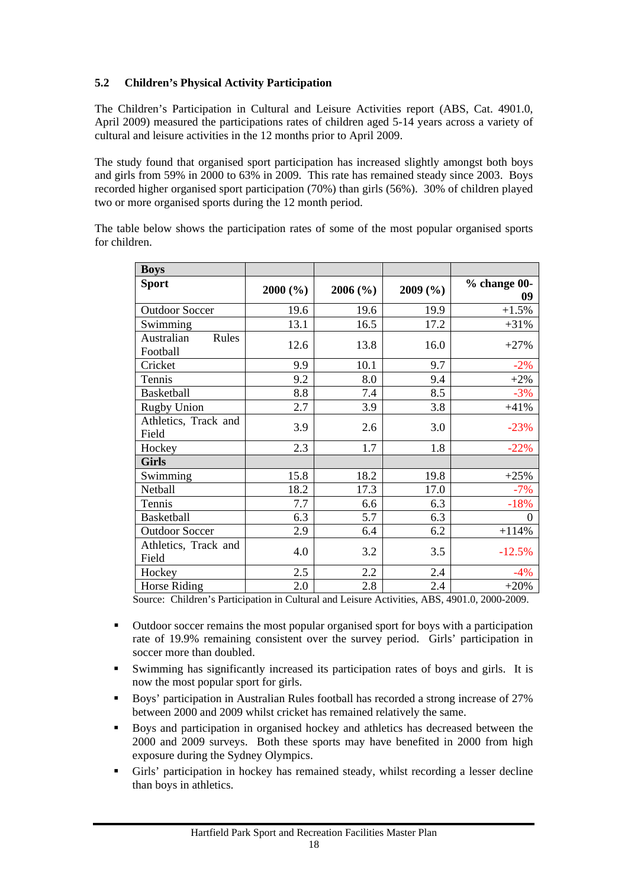### 5.2 Children's Physical Activity Participation

The Children's Participation in Cultural and Leisure Activities report (ABS, Cat. 4901.0, April 2009) measured the participations rates of children aged 5-14 years across a variety of cultural and leisure activities in the 12 months prior to April 2009.

The study found that organised sport participation has increased slightly amongst both boys and girls from 59% in 2000 to 63% in 2009. This rate has remained steady since 2003. Boys recorded higher organised sport participation (70%) than girls (56%). 30% of children played two or more organised sports during the 12 month period.

The table below shows the participation rates of some of the most popular organised sports for children.

| **Boys** | | | | |
|---|---|---|---|---|
| **Sport** | **2000 (%)** | **2006 (%)** | **2009 (%)** | **% change 00-09** |
| Outdoor Soccer | 19.6 | 19.6 | 19.9 | +1.5% |
| Swimming | 13.1 | 16.5 | 17.2 | +31% |
| Australian Rules Football | 12.6 | 13.8 | 16.0 | +27% |
| Cricket | 9.9 | 10.1 | 9.7 | -2% |
| Tennis | 9.2 | 8.0 | 9.4 | +2% |
| Basketball | 8.8 | 7.4 | 8.5 | -3% |
| Rugby Union | 2.7 | 3.9 | 3.8 | +41% |
| Athletics, Track and Field | 3.9 | 2.6 | 3.0 | -23% |
| Hockey | 2.3 | 1.7 | 1.8 | -22% |
| **Girls** | | | | |
| Swimming | 15.8 | 18.2 | 19.8 | +25% |
| Netball | 18.2 | 17.3 | 17.0 | -7% |
| Tennis | 7.7 | 6.6 | 6.3 | -18% |
| Basketball | 6.3 | 5.7 | 6.3 | 0 |
| Outdoor Soccer | 2.9 | 6.4 | 6.2 | +114% |
| Athletics, Track and Field | 4.0 | 3.2 | 3.5 | -12.5% |
| Hockey | 2.5 | 2.2 | 2.4 | -4% |
| Horse Riding | 2.0 | 2.8 | 2.4 | +20% |

Source: Children's Participation in Cultural and Leisure Activities, ABS, 4901.0, 2000-2009.

- Outdoor soccer remains the most popular organised sport for boys with a participation rate of 19.9% remaining consistent over the survey period. Girls' participation in soccer more than doubled.
- Swimming has significantly increased its participation rates of boys and girls. It is now the most popular sport for girls.
- Boys' participation in Australian Rules football has recorded a strong increase of 27% between 2000 and 2009 whilst cricket has remained relatively the same.
- Boys and participation in organised hockey and athletics has decreased between the 2000 and 2009 surveys. Both these sports may have benefited in 2000 from high exposure during the Sydney Olympics.
- Girls' participation in hockey has remained steady, whilst recording a lesser decline than boys in athletics.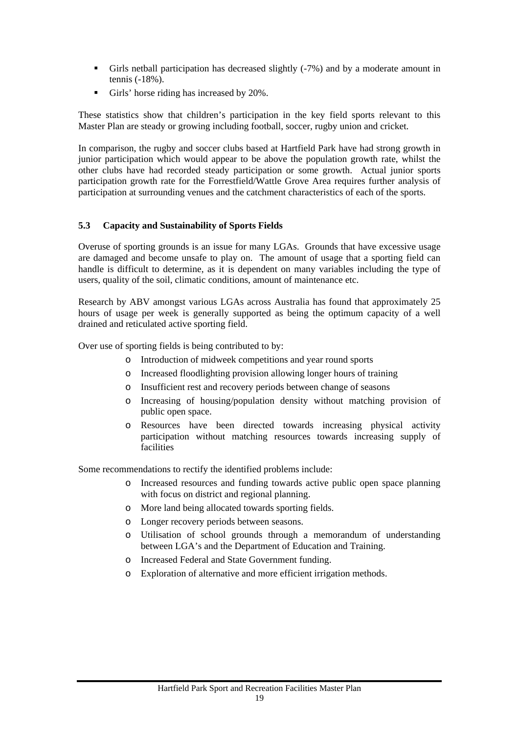- Girls netball participation has decreased slightly (-7%) and by a moderate amount in tennis (-18%).
- Girls' horse riding has increased by 20%.

These statistics show that children's participation in the key field sports relevant to this Master Plan are steady or growing including football, soccer, rugby union and cricket.

In comparison, the rugby and soccer clubs based at Hartfield Park have had strong growth in junior participation which would appear to be above the population growth rate, whilst the other clubs have had recorded steady participation or some growth. Actual junior sports participation growth rate for the Forrestfield/Wattle Grove Area requires further analysis of participation at surrounding venues and the catchment characteristics of each of the sports.

### 5.3 Capacity and Sustainability of Sports Fields

Overuse of sporting grounds is an issue for many LGAs. Grounds that have excessive usage are damaged and become unsafe to play on. The amount of usage that a sporting field can handle is difficult to determine, as it is dependent on many variables including the type of users, quality of the soil, climatic conditions, amount of maintenance etc.

Research by ABV amongst various LGAs across Australia has found that approximately 25 hours of usage per week is generally supported as being the optimum capacity of a well drained and reticulated active sporting field.

Over use of sporting fields is being contributed to by:

- Introduction of midweek competitions and year round sports
- Increased floodlighting provision allowing longer hours of training
- Insufficient rest and recovery periods between change of seasons
- Increasing of housing/population density without matching provision of public open space.
- Resources have been directed towards increasing physical activity participation without matching resources towards increasing supply of facilities

Some recommendations to rectify the identified problems include:

- Increased resources and funding towards active public open space planning with focus on district and regional planning.
- More land being allocated towards sporting fields.
- Longer recovery periods between seasons.
- Utilisation of school grounds through a memorandum of understanding between LGA's and the Department of Education and Training.
- Increased Federal and State Government funding.
- Exploration of alternative and more efficient irrigation methods.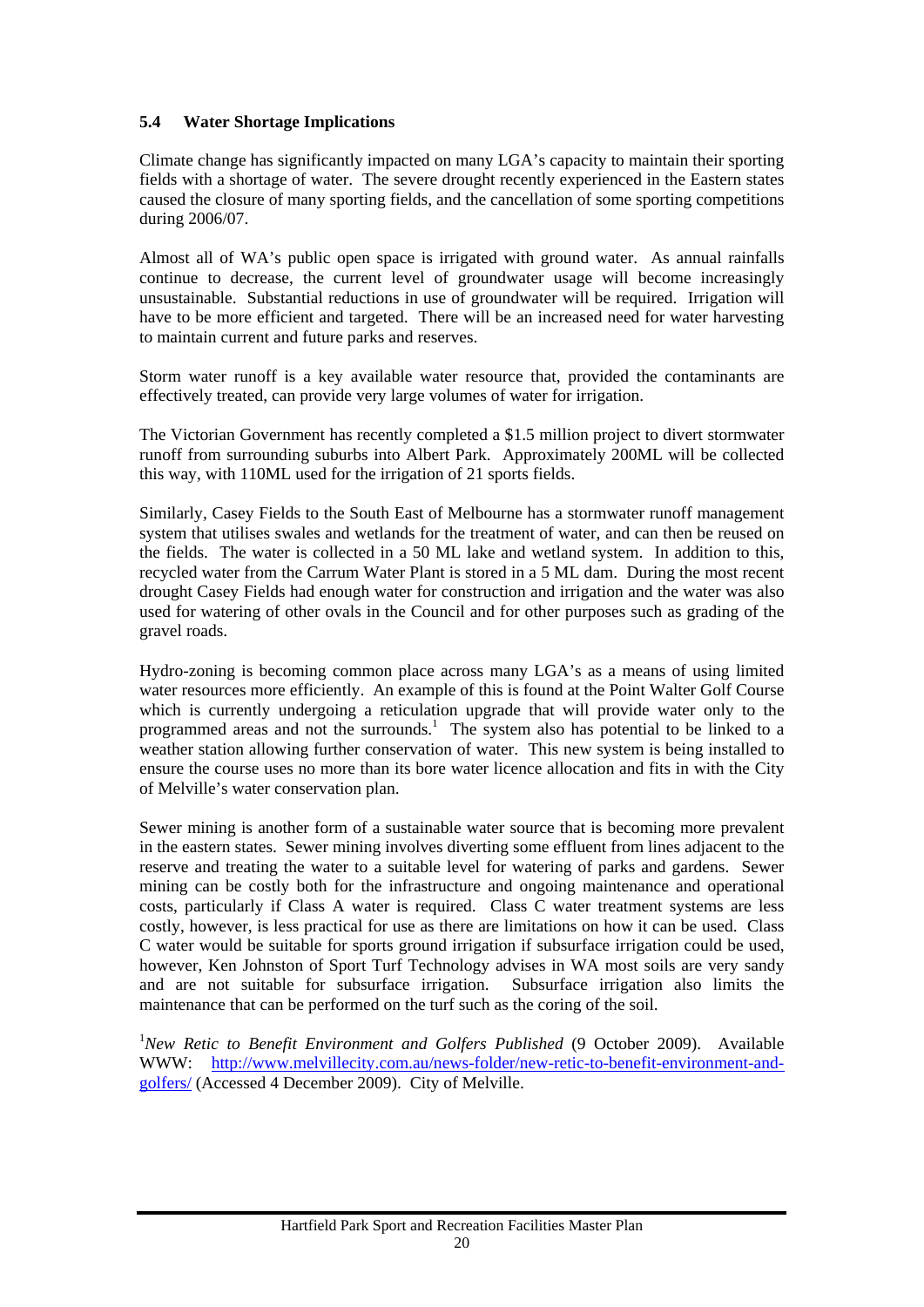### 5.4 Water Shortage Implications

Climate change has significantly impacted on many LGA's capacity to maintain their sporting fields with a shortage of water. The severe drought recently experienced in the Eastern states caused the closure of many sporting fields, and the cancellation of some sporting competitions during 2006/07.

Almost all of WA's public open space is irrigated with ground water. As annual rainfalls continue to decrease, the current level of groundwater usage will become increasingly unsustainable. Substantial reductions in use of groundwater will be required. Irrigation will have to be more efficient and targeted. There will be an increased need for water harvesting to maintain current and future parks and reserves.

Storm water runoff is a key available water resource that, provided the contaminants are effectively treated, can provide very large volumes of water for irrigation.

The Victorian Government has recently completed a $1.5 million project to divert stormwater runoff from surrounding suburbs into Albert Park. Approximately 200ML will be collected this way, with 110ML used for the irrigation of 21 sports fields.

Similarly, Casey Fields to the South East of Melbourne has a stormwater runoff management system that utilises swales and wetlands for the treatment of water, and can then be reused on the fields. The water is collected in a 50 ML lake and wetland system. In addition to this, recycled water from the Carrum Water Plant is stored in a 5 ML dam. During the most recent drought Casey Fields had enough water for construction and irrigation and the water was also used for watering of other ovals in the Council and for other purposes such as grading of the gravel roads.

Hydro-zoning is becoming common place across many LGA's as a means of using limited water resources more efficiently. An example of this is found at the Point Walter Golf Course which is currently undergoing a reticulation upgrade that will provide water only to the programmed areas and not the surrounds.[1] The system also has potential to be linked to a weather station allowing further conservation of water. This new system is being installed to ensure the course uses no more than its bore water licence allocation and fits in with the City of Melville's water conservation plan.

Sewer mining is another form of a sustainable water source that is becoming more prevalent in the eastern states. Sewer mining involves diverting some effluent from lines adjacent to the reserve and treating the water to a suitable level for watering of parks and gardens. Sewer mining can be costly both for the infrastructure and ongoing maintenance and operational costs, particularly if Class A water is required. Class C water treatment systems are less costly, however, is less practical for use as there are limitations on how it can be used. Class C water would be suitable for sports ground irrigation if subsurface irrigation could be used, however, Ken Johnston of Sport Turf Technology advises in WA most soils are very sandy and are not suitable for subsurface irrigation. Subsurface irrigation also limits the maintenance that can be performed on the turf such as the coring of the soil.

[1] *New Retic to Benefit Environment and Golfers Published* (9 October 2009). Available WWW: [http://www.melvillecity.com.au/news-folder/new-retic-to-benefit-environment-and-golfers/](http://www.melvillecity.com.au/news-folder/new-retic-to-benefit-environment-and-golfers/) (Accessed 4 December 2009). City of Melville.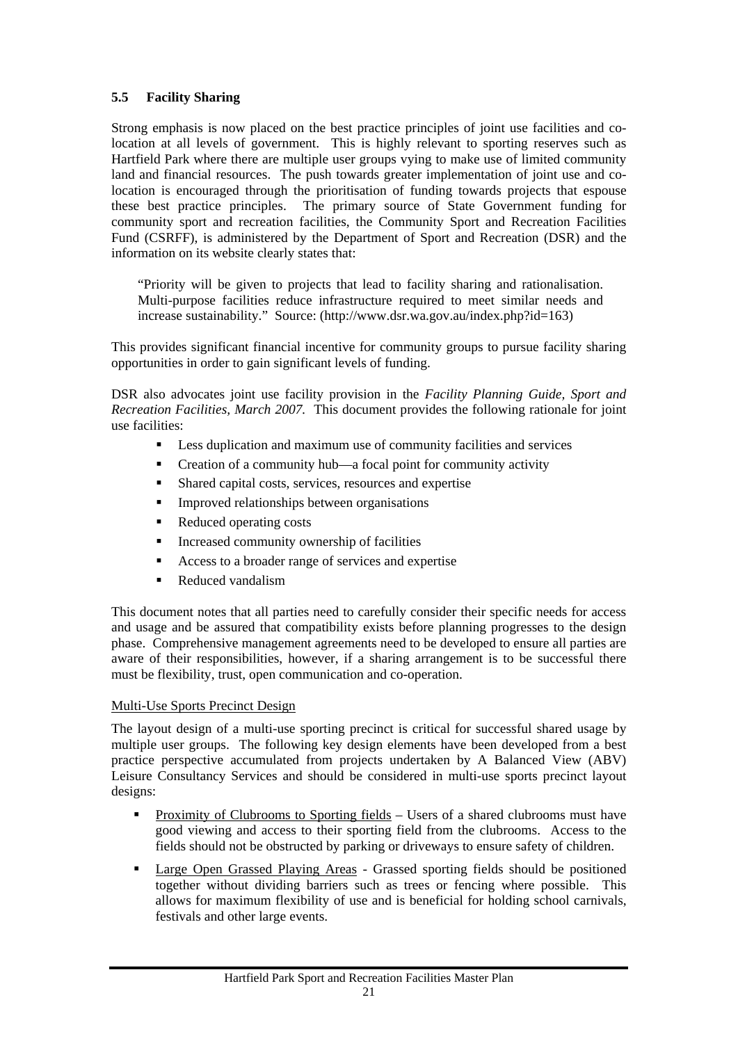## 5.5 Facility Sharing

Strong emphasis is now placed on the best practice principles of joint use facilities and co-location at all levels of government. This is highly relevant to sporting reserves such as Hartfield Park where there are multiple user groups vying to make use of limited community land and financial resources. The push towards greater implementation of joint use and co-location is encouraged through the prioritisation of funding towards projects that espouse these best practice principles. The primary source of State Government funding for community sport and recreation facilities, the Community Sport and Recreation Facilities Fund (CSRFF), is administered by the Department of Sport and Recreation (DSR) and the information on its website clearly states that:

> "Priority will be given to projects that lead to facility sharing and rationalisation. Multi-purpose facilities reduce infrastructure required to meet similar needs and increase sustainability." Source: (http://www.dsr.wa.gov.au/index.php?id=163)

This provides significant financial incentive for community groups to pursue facility sharing opportunities in order to gain significant levels of funding.

DSR also advocates joint use facility provision in the *Facility Planning Guide, Sport and Recreation Facilities, March 2007*. This document provides the following rationale for joint use facilities:

- Less duplication and maximum use of community facilities and services
- Creation of a community hub—a focal point for community activity
- Shared capital costs, services, resources and expertise
- Improved relationships between organisations
- Reduced operating costs
- Increased community ownership of facilities
- Access to a broader range of services and expertise
- Reduced vandalism

This document notes that all parties need to carefully consider their specific needs for access and usage and be assured that compatibility exists before planning progresses to the design phase. Comprehensive management agreements need to be developed to ensure all parties are aware of their responsibilities, however, if a sharing arrangement is to be successful there must be flexibility, trust, open communication and co-operation.

<u>Multi-Use Sports Precinct Design</u>

The layout design of a multi-use sporting precinct is critical for successful shared usage by multiple user groups. The following key design elements have been developed from a best practice perspective accumulated from projects undertaken by A Balanced View (ABV) Leisure Consultancy Services and should be considered in multi-use sports precinct layout designs:

- <u>Proximity of Clubrooms to Sporting fields</u> – Users of a shared clubrooms must have good viewing and access to their sporting field from the clubrooms. Access to the fields should not be obstructed by parking or driveways to ensure safety of children.
- <u>Large Open Grassed Playing Areas</u> - Grassed sporting fields should be positioned together without dividing barriers such as trees or fencing where possible. This allows for maximum flexibility of use and is beneficial for holding school carnivals, festivals and other large events.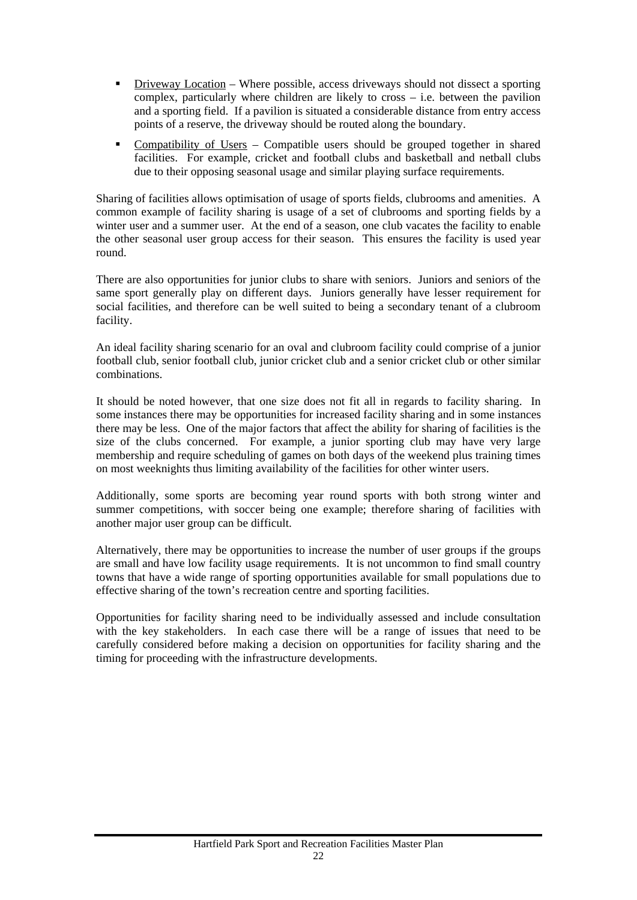- Driveway Location – Where possible, access driveways should not dissect a sporting complex, particularly where children are likely to cross – i.e. between the pavilion and a sporting field. If a pavilion is situated a considerable distance from entry access points of a reserve, the driveway should be routed along the boundary.
- Compatibility of Users – Compatible users should be grouped together in shared facilities. For example, cricket and football clubs and basketball and netball clubs due to their opposing seasonal usage and similar playing surface requirements.

Sharing of facilities allows optimisation of usage of sports fields, clubrooms and amenities. A common example of facility sharing is usage of a set of clubrooms and sporting fields by a winter user and a summer user. At the end of a season, one club vacates the facility to enable the other seasonal user group access for their season. This ensures the facility is used year round.

There are also opportunities for junior clubs to share with seniors. Juniors and seniors of the same sport generally play on different days. Juniors generally have lesser requirement for social facilities, and therefore can be well suited to being a secondary tenant of a clubroom facility.

An ideal facility sharing scenario for an oval and clubroom facility could comprise of a junior football club, senior football club, junior cricket club and a senior cricket club or other similar combinations.

It should be noted however, that one size does not fit all in regards to facility sharing. In some instances there may be opportunities for increased facility sharing and in some instances there may be less. One of the major factors that affect the ability for sharing of facilities is the size of the clubs concerned. For example, a junior sporting club may have very large membership and require scheduling of games on both days of the weekend plus training times on most weeknights thus limiting availability of the facilities for other winter users.

Additionally, some sports are becoming year round sports with both strong winter and summer competitions, with soccer being one example; therefore sharing of facilities with another major user group can be difficult.

Alternatively, there may be opportunities to increase the number of user groups if the groups are small and have low facility usage requirements. It is not uncommon to find small country towns that have a wide range of sporting opportunities available for small populations due to effective sharing of the town's recreation centre and sporting facilities.

Opportunities for facility sharing need to be individually assessed and include consultation with the key stakeholders. In each case there will be a range of issues that need to be carefully considered before making a decision on opportunities for facility sharing and the timing for proceeding with the infrastructure developments.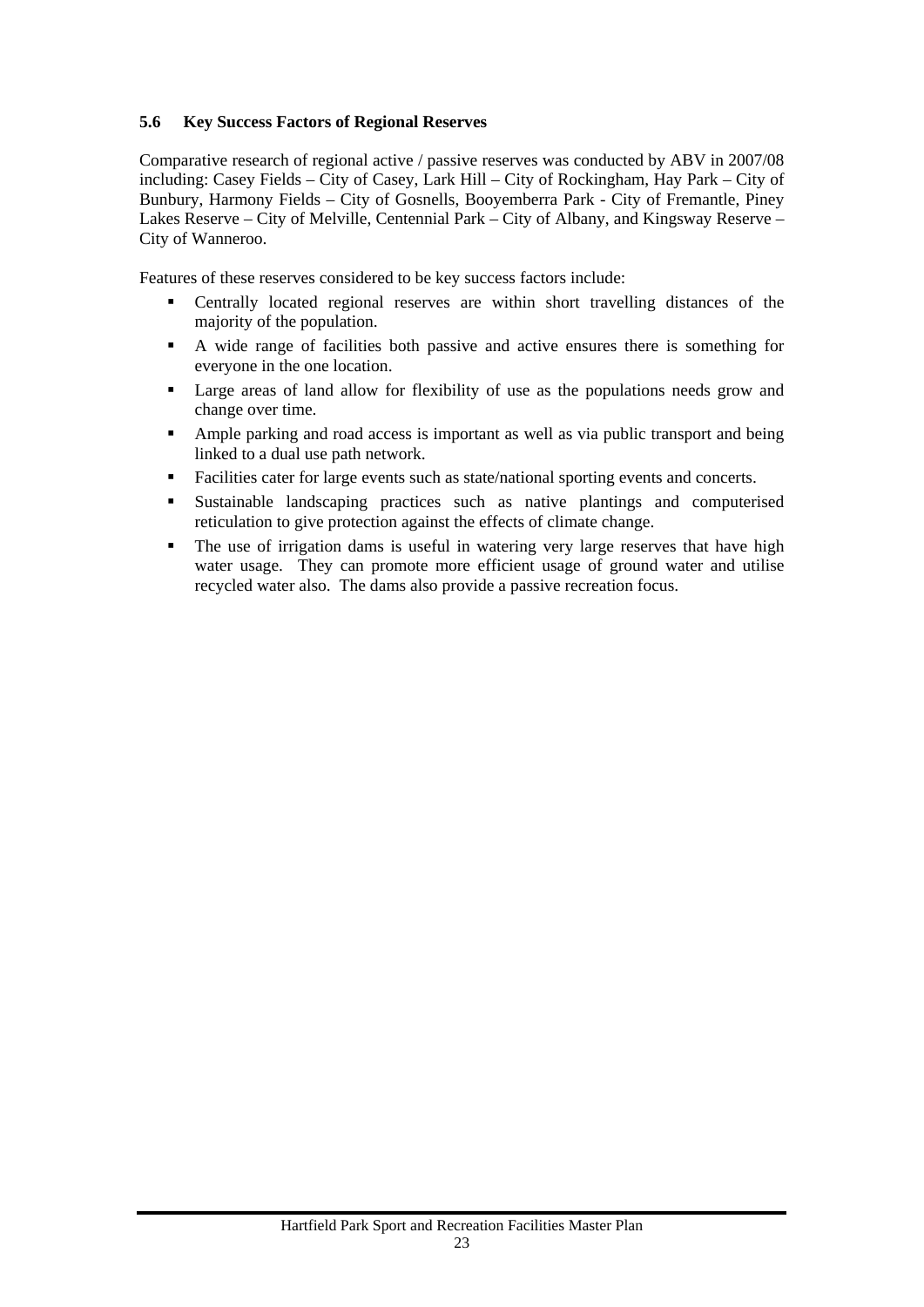### 5.6 Key Success Factors of Regional Reserves

Comparative research of regional active / passive reserves was conducted by ABV in 2007/08 including: Casey Fields – City of Casey, Lark Hill – City of Rockingham, Hay Park – City of Bunbury, Harmony Fields – City of Gosnells, Booyemberra Park - City of Fremantle, Piney Lakes Reserve – City of Melville, Centennial Park – City of Albany, and Kingsway Reserve – City of Wanneroo.

Features of these reserves considered to be key success factors include:

- Centrally located regional reserves are within short travelling distances of the majority of the population.
- A wide range of facilities both passive and active ensures there is something for everyone in the one location.
- Large areas of land allow for flexibility of use as the populations needs grow and change over time.
- Ample parking and road access is important as well as via public transport and being linked to a dual use path network.
- Facilities cater for large events such as state/national sporting events and concerts.
- Sustainable landscaping practices such as native plantings and computerised reticulation to give protection against the effects of climate change.
- The use of irrigation dams is useful in watering very large reserves that have high water usage. They can promote more efficient usage of ground water and utilise recycled water also. The dams also provide a passive recreation focus.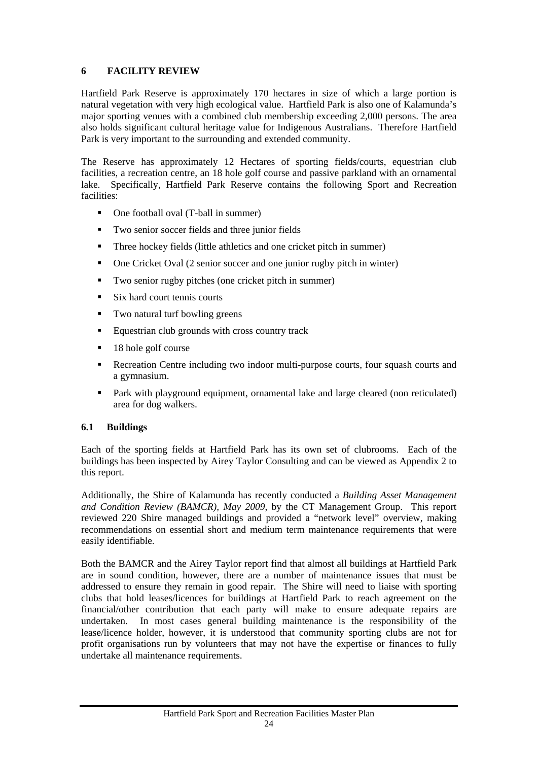## 6 FACILITY REVIEW

Hartfield Park Reserve is approximately 170 hectares in size of which a large portion is natural vegetation with very high ecological value. Hartfield Park is also one of Kalamunda's major sporting venues with a combined club membership exceeding 2,000 persons. The area also holds significant cultural heritage value for Indigenous Australians. Therefore Hartfield Park is very important to the surrounding and extended community.

The Reserve has approximately 12 Hectares of sporting fields/courts, equestrian club facilities, a recreation centre, an 18 hole golf course and passive parkland with an ornamental lake. Specifically, Hartfield Park Reserve contains the following Sport and Recreation facilities:

- One football oval (T-ball in summer)
- Two senior soccer fields and three junior fields
- Three hockey fields (little athletics and one cricket pitch in summer)
- One Cricket Oval (2 senior soccer and one junior rugby pitch in winter)
- Two senior rugby pitches (one cricket pitch in summer)
- Six hard court tennis courts
- Two natural turf bowling greens
- Equestrian club grounds with cross country track
- 18 hole golf course
- Recreation Centre including two indoor multi-purpose courts, four squash courts and a gymnasium.
- Park with playground equipment, ornamental lake and large cleared (non reticulated) area for dog walkers.

### 6.1 Buildings

Each of the sporting fields at Hartfield Park has its own set of clubrooms. Each of the buildings has been inspected by Airey Taylor Consulting and can be viewed as Appendix 2 to this report.

Additionally, the Shire of Kalamunda has recently conducted a *Building Asset Management and Condition Review (BAMCR), May 2009*, by the CT Management Group. This report reviewed 220 Shire managed buildings and provided a "network level" overview, making recommendations on essential short and medium term maintenance requirements that were easily identifiable.

Both the BAMCR and the Airey Taylor report find that almost all buildings at Hartfield Park are in sound condition, however, there are a number of maintenance issues that must be addressed to ensure they remain in good repair. The Shire will need to liaise with sporting clubs that hold leases/licences for buildings at Hartfield Park to reach agreement on the financial/other contribution that each party will make to ensure adequate repairs are undertaken. In most cases general building maintenance is the responsibility of the lease/licence holder, however, it is understood that community sporting clubs are not for profit organisations run by volunteers that may not have the expertise or finances to fully undertake all maintenance requirements.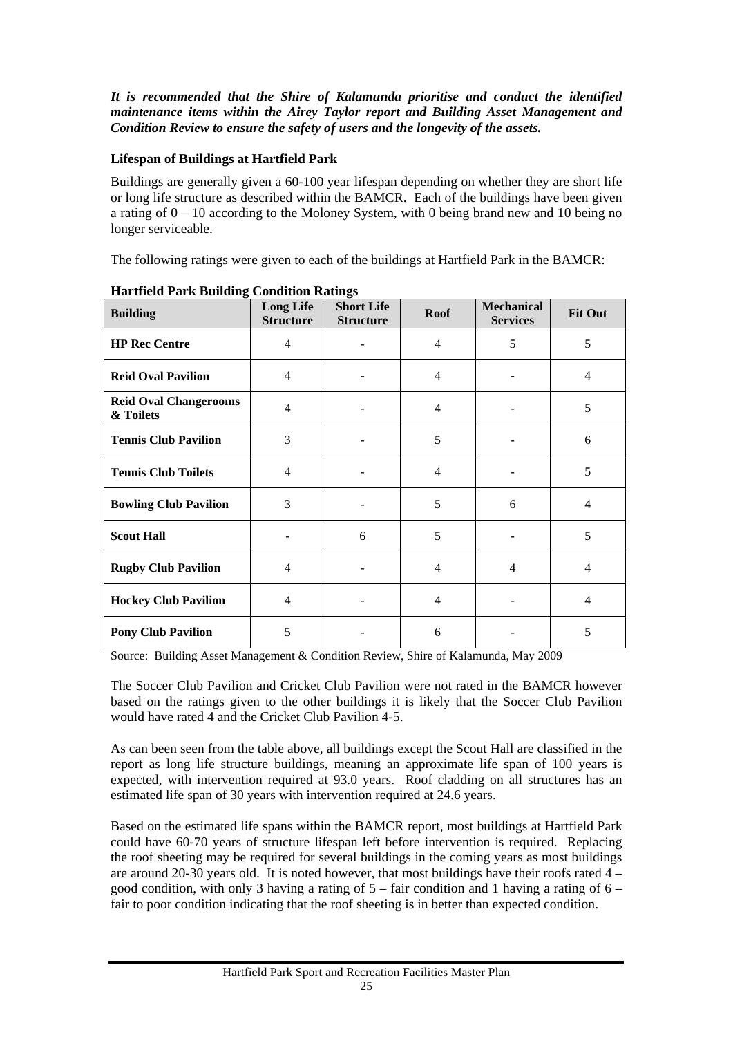***It is recommended that the Shire of Kalamunda prioritise and conduct the identified maintenance items within the Airey Taylor report and Building Asset Management and Condition Review to ensure the safety of users and the longevity of the assets.***

**Lifespan of Buildings at Hartfield Park**

Buildings are generally given a 60-100 year lifespan depending on whether they are short life or long life structure as described within the BAMCR. Each of the buildings have been given a rating of 0 – 10 according to the Moloney System, with 0 being brand new and 10 being no longer serviceable.

The following ratings were given to each of the buildings at Hartfield Park in the BAMCR:

**Hartfield Park Building Condition Ratings**

| Building | Long Life Structure | Short Life Structure | Roof | Mechanical Services | Fit Out |
|---|---|---|---|---|---|
| **HP Rec Centre** | 4 | - | 4 | 5 | 5 |
| **Reid Oval Pavilion** | 4 | - | 4 | - | 4 |
| **Reid Oval Changerooms & Toilets** | 4 | - | 4 | - | 5 |
| **Tennis Club Pavilion** | 3 | - | 5 | - | 6 |
| **Tennis Club Toilets** | 4 | - | 4 | - | 5 |
| **Bowling Club Pavilion** | 3 | - | 5 | 6 | 4 |
| **Scout Hall** | - | 6 | 5 | - | 5 |
| **Rugby Club Pavilion** | 4 | - | 4 | 4 | 4 |
| **Hockey Club Pavilion** | 4 | - | 4 | - | 4 |
| **Pony Club Pavilion** | 5 | - | 6 | - | 5 |

Source: Building Asset Management & Condition Review, Shire of Kalamunda, May 2009

The Soccer Club Pavilion and Cricket Club Pavilion were not rated in the BAMCR however based on the ratings given to the other buildings it is likely that the Soccer Club Pavilion would have rated 4 and the Cricket Club Pavilion 4-5.

As can been seen from the table above, all buildings except the Scout Hall are classified in the report as long life structure buildings, meaning an approximate life span of 100 years is expected, with intervention required at 93.0 years. Roof cladding on all structures has an estimated life span of 30 years with intervention required at 24.6 years.

Based on the estimated life spans within the BAMCR report, most buildings at Hartfield Park could have 60-70 years of structure lifespan left before intervention is required. Replacing the roof sheeting may be required for several buildings in the coming years as most buildings are around 20-30 years old. It is noted however, that most buildings have their roofs rated 4 – good condition, with only 3 having a rating of 5 – fair condition and 1 having a rating of 6 – fair to poor condition indicating that the roof sheeting is in better than expected condition.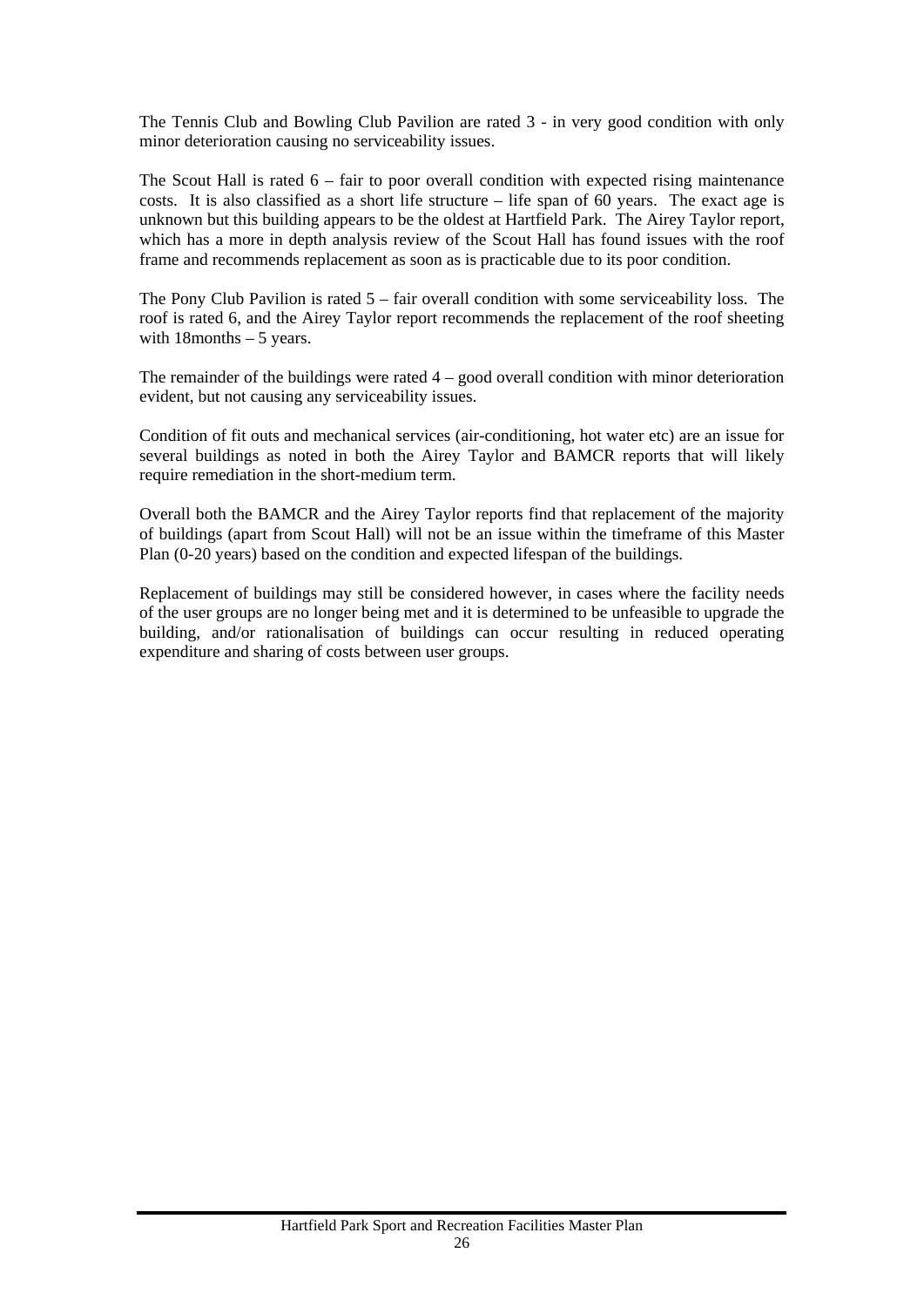The Tennis Club and Bowling Club Pavilion are rated 3 - in very good condition with only minor deterioration causing no serviceability issues.

The Scout Hall is rated 6 – fair to poor overall condition with expected rising maintenance costs. It is also classified as a short life structure – life span of 60 years. The exact age is unknown but this building appears to be the oldest at Hartfield Park. The Airey Taylor report, which has a more in depth analysis review of the Scout Hall has found issues with the roof frame and recommends replacement as soon as is practicable due to its poor condition.

The Pony Club Pavilion is rated 5 – fair overall condition with some serviceability loss. The roof is rated 6, and the Airey Taylor report recommends the replacement of the roof sheeting with 18months – 5 years.

The remainder of the buildings were rated 4 – good overall condition with minor deterioration evident, but not causing any serviceability issues.

Condition of fit outs and mechanical services (air-conditioning, hot water etc) are an issue for several buildings as noted in both the Airey Taylor and BAMCR reports that will likely require remediation in the short-medium term.

Overall both the BAMCR and the Airey Taylor reports find that replacement of the majority of buildings (apart from Scout Hall) will not be an issue within the timeframe of this Master Plan (0-20 years) based on the condition and expected lifespan of the buildings.

Replacement of buildings may still be considered however, in cases where the facility needs of the user groups are no longer being met and it is determined to be unfeasible to upgrade the building, and/or rationalisation of buildings can occur resulting in reduced operating expenditure and sharing of costs between user groups.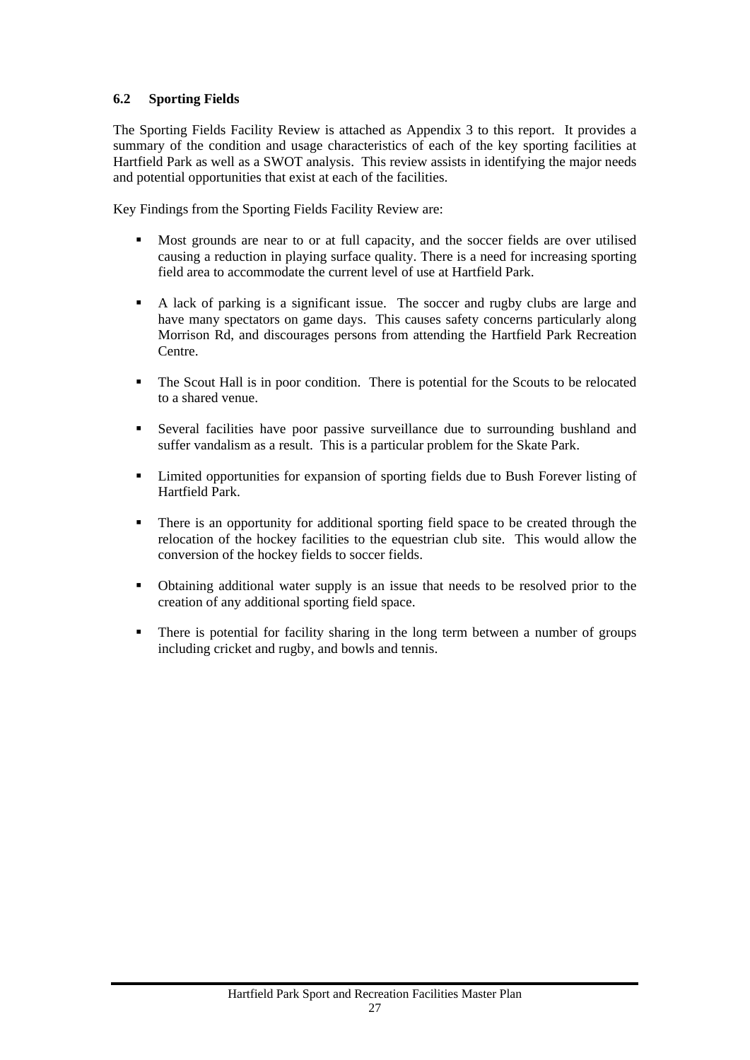## 6.2 Sporting Fields

The Sporting Fields Facility Review is attached as Appendix 3 to this report. It provides a summary of the condition and usage characteristics of each of the key sporting facilities at Hartfield Park as well as a SWOT analysis. This review assists in identifying the major needs and potential opportunities that exist at each of the facilities.

Key Findings from the Sporting Fields Facility Review are:

- Most grounds are near to or at full capacity, and the soccer fields are over utilised causing a reduction in playing surface quality. There is a need for increasing sporting field area to accommodate the current level of use at Hartfield Park.
- A lack of parking is a significant issue. The soccer and rugby clubs are large and have many spectators on game days. This causes safety concerns particularly along Morrison Rd, and discourages persons from attending the Hartfield Park Recreation Centre.
- The Scout Hall is in poor condition. There is potential for the Scouts to be relocated to a shared venue.
- Several facilities have poor passive surveillance due to surrounding bushland and suffer vandalism as a result. This is a particular problem for the Skate Park.
- Limited opportunities for expansion of sporting fields due to Bush Forever listing of Hartfield Park.
- There is an opportunity for additional sporting field space to be created through the relocation of the hockey facilities to the equestrian club site. This would allow the conversion of the hockey fields to soccer fields.
- Obtaining additional water supply is an issue that needs to be resolved prior to the creation of any additional sporting field space.
- There is potential for facility sharing in the long term between a number of groups including cricket and rugby, and bowls and tennis.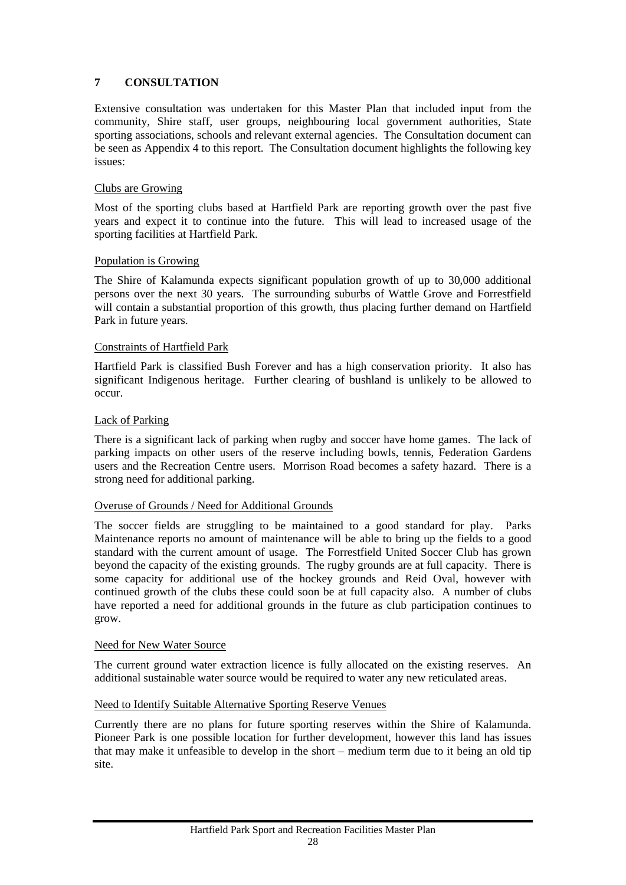## 7 CONSULTATION

Extensive consultation was undertaken for this Master Plan that included input from the community, Shire staff, user groups, neighbouring local government authorities, State sporting associations, schools and relevant external agencies. The Consultation document can be seen as Appendix 4 to this report. The Consultation document highlights the following key issues:

Clubs are Growing

Most of the sporting clubs based at Hartfield Park are reporting growth over the past five years and expect it to continue into the future. This will lead to increased usage of the sporting facilities at Hartfield Park.

Population is Growing

The Shire of Kalamunda expects significant population growth of up to 30,000 additional persons over the next 30 years. The surrounding suburbs of Wattle Grove and Forrestfield will contain a substantial proportion of this growth, thus placing further demand on Hartfield Park in future years.

Constraints of Hartfield Park

Hartfield Park is classified Bush Forever and has a high conservation priority. It also has significant Indigenous heritage. Further clearing of bushland is unlikely to be allowed to occur.

Lack of Parking

There is a significant lack of parking when rugby and soccer have home games. The lack of parking impacts on other users of the reserve including bowls, tennis, Federation Gardens users and the Recreation Centre users. Morrison Road becomes a safety hazard. There is a strong need for additional parking.

Overuse of Grounds / Need for Additional Grounds

The soccer fields are struggling to be maintained to a good standard for play. Parks Maintenance reports no amount of maintenance will be able to bring up the fields to a good standard with the current amount of usage. The Forrestfield United Soccer Club has grown beyond the capacity of the existing grounds. The rugby grounds are at full capacity. There is some capacity for additional use of the hockey grounds and Reid Oval, however with continued growth of the clubs these could soon be at full capacity also. A number of clubs have reported a need for additional grounds in the future as club participation continues to grow.

Need for New Water Source

The current ground water extraction licence is fully allocated on the existing reserves. An additional sustainable water source would be required to water any new reticulated areas.

Need to Identify Suitable Alternative Sporting Reserve Venues

Currently there are no plans for future sporting reserves within the Shire of Kalamunda. Pioneer Park is one possible location for further development, however this land has issues that may make it unfeasible to develop in the short – medium term due to it being an old tip site.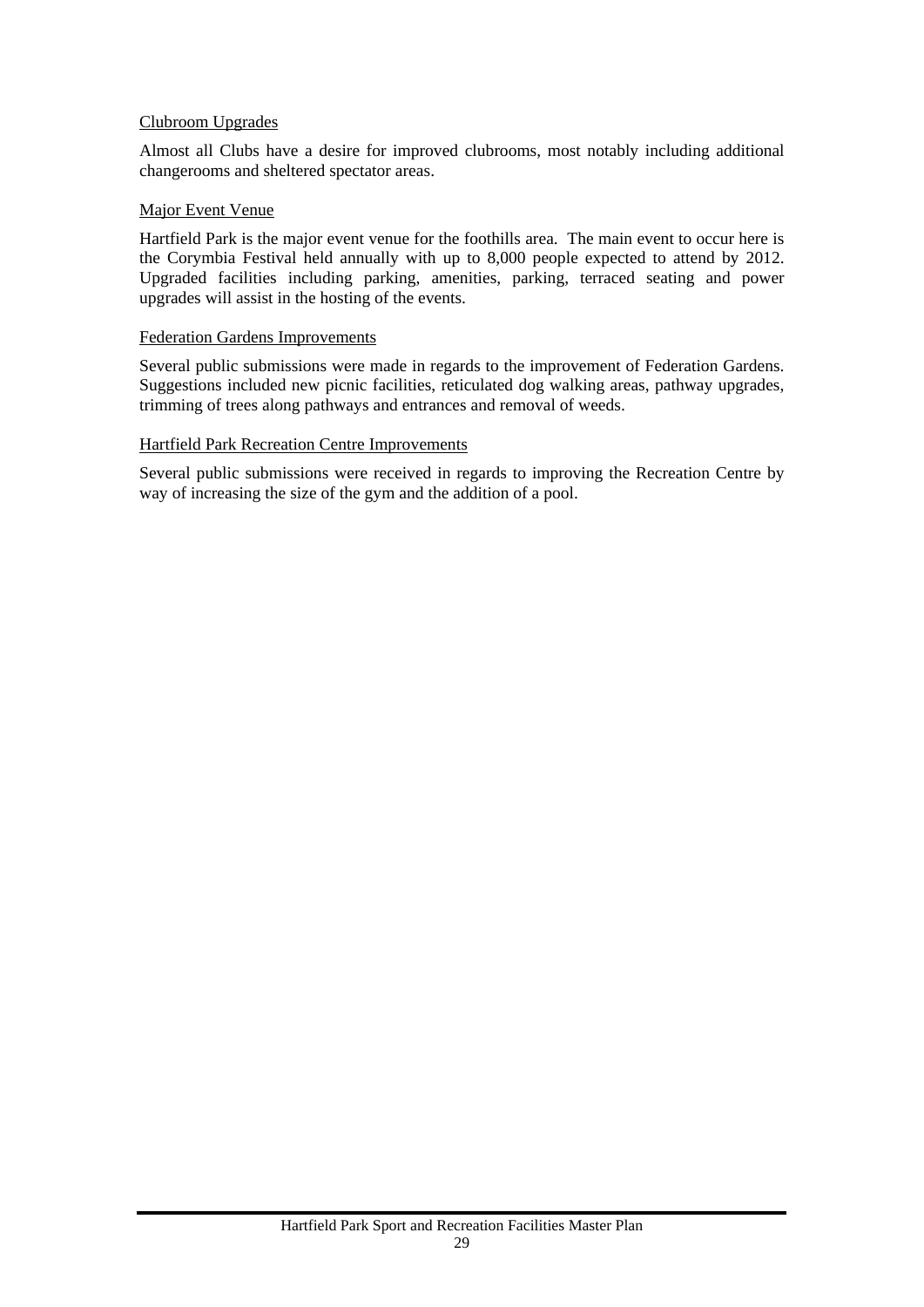<u>Clubroom Upgrades</u>

Almost all Clubs have a desire for improved clubrooms, most notably including additional changerooms and sheltered spectator areas.

<u>Major Event Venue</u>

Hartfield Park is the major event venue for the foothills area. The main event to occur here is the Corymbia Festival held annually with up to 8,000 people expected to attend by 2012. Upgraded facilities including parking, amenities, parking, terraced seating and power upgrades will assist in the hosting of the events.

<u>Federation Gardens Improvements</u>

Several public submissions were made in regards to the improvement of Federation Gardens. Suggestions included new picnic facilities, reticulated dog walking areas, pathway upgrades, trimming of trees along pathways and entrances and removal of weeds.

<u>Hartfield Park Recreation Centre Improvements</u>

Several public submissions were received in regards to improving the Recreation Centre by way of increasing the size of the gym and the addition of a pool.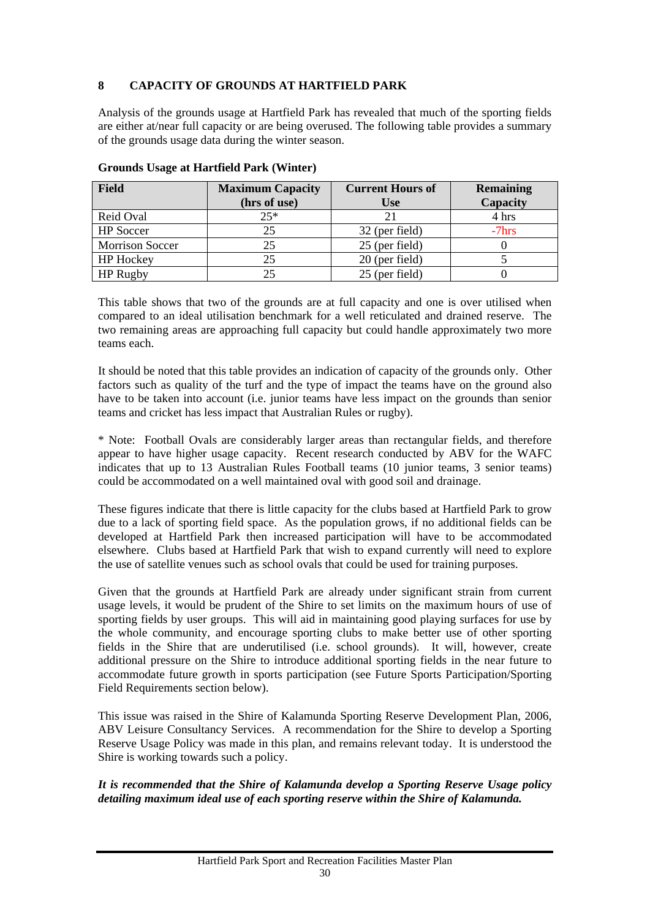## 8 CAPACITY OF GROUNDS AT HARTFIELD PARK

Analysis of the grounds usage at Hartfield Park has revealed that much of the sporting fields are either at/near full capacity or are being overused. The following table provides a summary of the grounds usage data during the winter season.

**Grounds Usage at Hartfield Park (Winter)**

| Field | Maximum Capacity (hrs of use) | Current Hours of Use | Remaining Capacity |
|---|---|---|---|
| Reid Oval | 25* | 21 | 4 hrs |
| HP Soccer | 25 | 32 (per field) | -7hrs |
| Morrison Soccer | 25 | 25 (per field) | 0 |
| HP Hockey | 25 | 20 (per field) | 5 |
| HP Rugby | 25 | 25 (per field) | 0 |

This table shows that two of the grounds are at full capacity and one is over utilised when compared to an ideal utilisation benchmark for a well reticulated and drained reserve. The two remaining areas are approaching full capacity but could handle approximately two more teams each.

It should be noted that this table provides an indication of capacity of the grounds only. Other factors such as quality of the turf and the type of impact the teams have on the ground also have to be taken into account (i.e. junior teams have less impact on the grounds than senior teams and cricket has less impact that Australian Rules or rugby).

* Note: Football Ovals are considerably larger areas than rectangular fields, and therefore appear to have higher usage capacity. Recent research conducted by ABV for the WAFC indicates that up to 13 Australian Rules Football teams (10 junior teams, 3 senior teams) could be accommodated on a well maintained oval with good soil and drainage.

These figures indicate that there is little capacity for the clubs based at Hartfield Park to grow due to a lack of sporting field space. As the population grows, if no additional fields can be developed at Hartfield Park then increased participation will have to be accommodated elsewhere. Clubs based at Hartfield Park that wish to expand currently will need to explore the use of satellite venues such as school ovals that could be used for training purposes.

Given that the grounds at Hartfield Park are already under significant strain from current usage levels, it would be prudent of the Shire to set limits on the maximum hours of use of sporting fields by user groups. This will aid in maintaining good playing surfaces for use by the whole community, and encourage sporting clubs to make better use of other sporting fields in the Shire that are underutilised (i.e. school grounds). It will, however, create additional pressure on the Shire to introduce additional sporting fields in the near future to accommodate future growth in sports participation (see Future Sports Participation/Sporting Field Requirements section below).

This issue was raised in the Shire of Kalamunda Sporting Reserve Development Plan, 2006, ABV Leisure Consultancy Services. A recommendation for the Shire to develop a Sporting Reserve Usage Policy was made in this plan, and remains relevant today. It is understood the Shire is working towards such a policy.

***It is recommended that the Shire of Kalamunda develop a Sporting Reserve Usage policy detailing maximum ideal use of each sporting reserve within the Shire of Kalamunda.***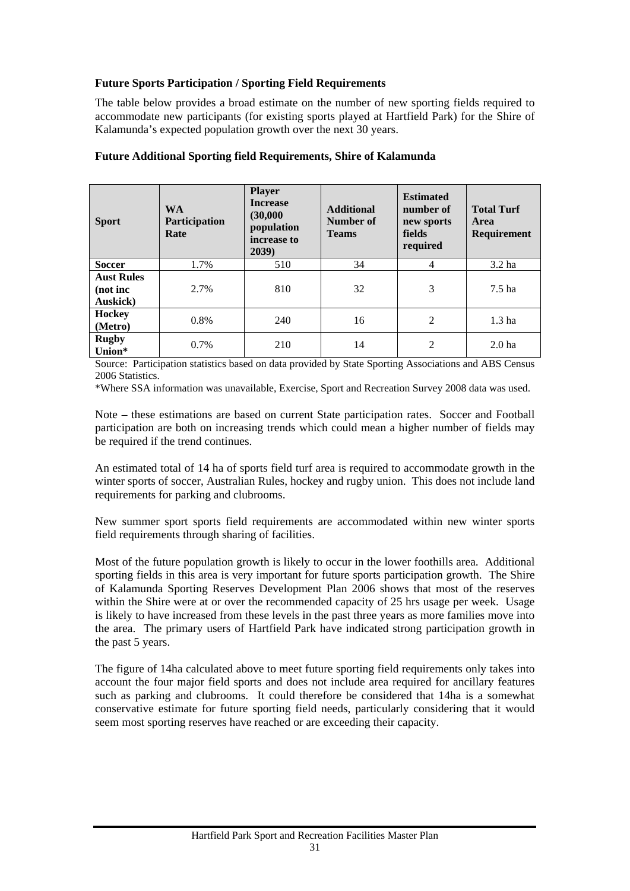**Future Sports Participation / Sporting Field Requirements**

The table below provides a broad estimate on the number of new sporting fields required to accommodate new participants (for existing sports played at Hartfield Park) for the Shire of Kalamunda's expected population growth over the next 30 years.

**Future Additional Sporting field Requirements, Shire of Kalamunda**

| Sport | WA Participation Rate | Player Increase (30,000 population increase to 2039) | Additional Number of Teams | Estimated number of new sports fields required | Total Turf Area Requirement |
|---|---|---|---|---|---|
| **Soccer** | 1.7% | 510 | 34 | 4 | 3.2 ha |
| **Aust Rules (not inc Auskick)** | 2.7% | 810 | 32 | 3 | 7.5 ha |
| **Hockey (Metro)** | 0.8% | 240 | 16 | 2 | 1.3 ha |
| **Rugby Union*** | 0.7% | 210 | 14 | 2 | 2.0 ha |

Source: Participation statistics based on data provided by State Sporting Associations and ABS Census 2006 Statistics.

*Where SSA information was unavailable, Exercise, Sport and Recreation Survey 2008 data was used.

Note – these estimations are based on current State participation rates. Soccer and Football participation are both on increasing trends which could mean a higher number of fields may be required if the trend continues.

An estimated total of 14 ha of sports field turf area is required to accommodate growth in the winter sports of soccer, Australian Rules, hockey and rugby union. This does not include land requirements for parking and clubrooms.

New summer sport sports field requirements are accommodated within new winter sports field requirements through sharing of facilities.

Most of the future population growth is likely to occur in the lower foothills area. Additional sporting fields in this area is very important for future sports participation growth. The Shire of Kalamunda Sporting Reserves Development Plan 2006 shows that most of the reserves within the Shire were at or over the recommended capacity of 25 hrs usage per week. Usage is likely to have increased from these levels in the past three years as more families move into the area. The primary users of Hartfield Park have indicated strong participation growth in the past 5 years.

The figure of 14ha calculated above to meet future sporting field requirements only takes into account the four major field sports and does not include area required for ancillary features such as parking and clubrooms. It could therefore be considered that 14ha is a somewhat conservative estimate for future sporting field needs, particularly considering that it would seem most sporting reserves have reached or are exceeding their capacity.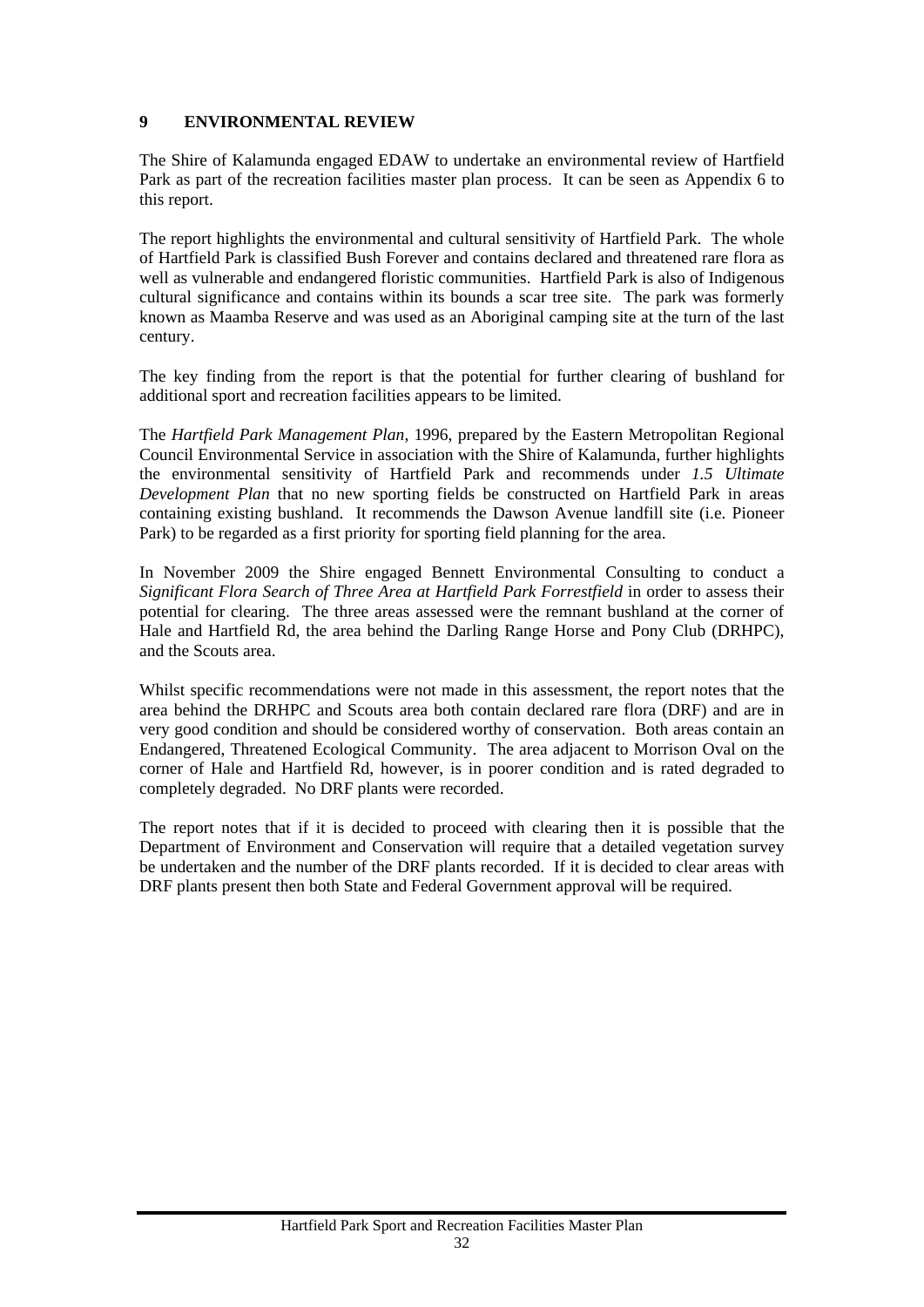# 9 ENVIRONMENTAL REVIEW

The Shire of Kalamunda engaged EDAW to undertake an environmental review of Hartfield Park as part of the recreation facilities master plan process. It can be seen as Appendix 6 to this report.

The report highlights the environmental and cultural sensitivity of Hartfield Park. The whole of Hartfield Park is classified Bush Forever and contains declared and threatened rare flora as well as vulnerable and endangered floristic communities. Hartfield Park is also of Indigenous cultural significance and contains within its bounds a scar tree site. The park was formerly known as Maamba Reserve and was used as an Aboriginal camping site at the turn of the last century.

The key finding from the report is that the potential for further clearing of bushland for additional sport and recreation facilities appears to be limited.

The *Hartfield Park Management Plan*, 1996, prepared by the Eastern Metropolitan Regional Council Environmental Service in association with the Shire of Kalamunda, further highlights the environmental sensitivity of Hartfield Park and recommends under *1.5 Ultimate Development Plan* that no new sporting fields be constructed on Hartfield Park in areas containing existing bushland. It recommends the Dawson Avenue landfill site (i.e. Pioneer Park) to be regarded as a first priority for sporting field planning for the area.

In November 2009 the Shire engaged Bennett Environmental Consulting to conduct a *Significant Flora Search of Three Area at Hartfield Park Forrestfield* in order to assess their potential for clearing. The three areas assessed were the remnant bushland at the corner of Hale and Hartfield Rd, the area behind the Darling Range Horse and Pony Club (DRHPC), and the Scouts area.

Whilst specific recommendations were not made in this assessment, the report notes that the area behind the DRHPC and Scouts area both contain declared rare flora (DRF) and are in very good condition and should be considered worthy of conservation. Both areas contain an Endangered, Threatened Ecological Community. The area adjacent to Morrison Oval on the corner of Hale and Hartfield Rd, however, is in poorer condition and is rated degraded to completely degraded. No DRF plants were recorded.

The report notes that if it is decided to proceed with clearing then it is possible that the Department of Environment and Conservation will require that a detailed vegetation survey be undertaken and the number of the DRF plants recorded. If it is decided to clear areas with DRF plants present then both State and Federal Government approval will be required.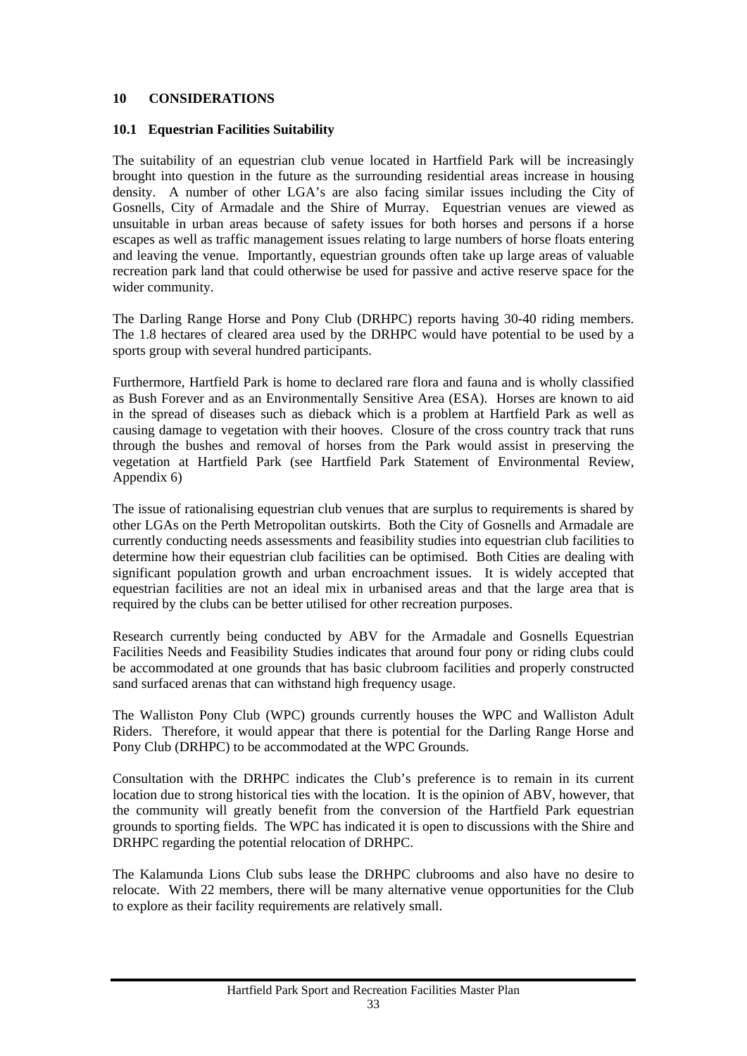## 10 CONSIDERATIONS

### 10.1 Equestrian Facilities Suitability

The suitability of an equestrian club venue located in Hartfield Park will be increasingly brought into question in the future as the surrounding residential areas increase in housing density. A number of other LGA's are also facing similar issues including the City of Gosnells, City of Armadale and the Shire of Murray. Equestrian venues are viewed as unsuitable in urban areas because of safety issues for both horses and persons if a horse escapes as well as traffic management issues relating to large numbers of horse floats entering and leaving the venue. Importantly, equestrian grounds often take up large areas of valuable recreation park land that could otherwise be used for passive and active reserve space for the wider community.

The Darling Range Horse and Pony Club (DRHPC) reports having 30-40 riding members. The 1.8 hectares of cleared area used by the DRHPC would have potential to be used by a sports group with several hundred participants.

Furthermore, Hartfield Park is home to declared rare flora and fauna and is wholly classified as Bush Forever and as an Environmentally Sensitive Area (ESA). Horses are known to aid in the spread of diseases such as dieback which is a problem at Hartfield Park as well as causing damage to vegetation with their hooves. Closure of the cross country track that runs through the bushes and removal of horses from the Park would assist in preserving the vegetation at Hartfield Park (see Hartfield Park Statement of Environmental Review, Appendix 6)

The issue of rationalising equestrian club venues that are surplus to requirements is shared by other LGAs on the Perth Metropolitan outskirts. Both the City of Gosnells and Armadale are currently conducting needs assessments and feasibility studies into equestrian club facilities to determine how their equestrian club facilities can be optimised. Both Cities are dealing with significant population growth and urban encroachment issues. It is widely accepted that equestrian facilities are not an ideal mix in urbanised areas and that the large area that is required by the clubs can be better utilised for other recreation purposes.

Research currently being conducted by ABV for the Armadale and Gosnells Equestrian Facilities Needs and Feasibility Studies indicates that around four pony or riding clubs could be accommodated at one grounds that has basic clubroom facilities and properly constructed sand surfaced arenas that can withstand high frequency usage.

The Walliston Pony Club (WPC) grounds currently houses the WPC and Walliston Adult Riders. Therefore, it would appear that there is potential for the Darling Range Horse and Pony Club (DRHPC) to be accommodated at the WPC Grounds.

Consultation with the DRHPC indicates the Club's preference is to remain in its current location due to strong historical ties with the location. It is the opinion of ABV, however, that the community will greatly benefit from the conversion of the Hartfield Park equestrian grounds to sporting fields. The WPC has indicated it is open to discussions with the Shire and DRHPC regarding the potential relocation of DRHPC.

The Kalamunda Lions Club subs lease the DRHPC clubrooms and also have no desire to relocate. With 22 members, there will be many alternative venue opportunities for the Club to explore as their facility requirements are relatively small.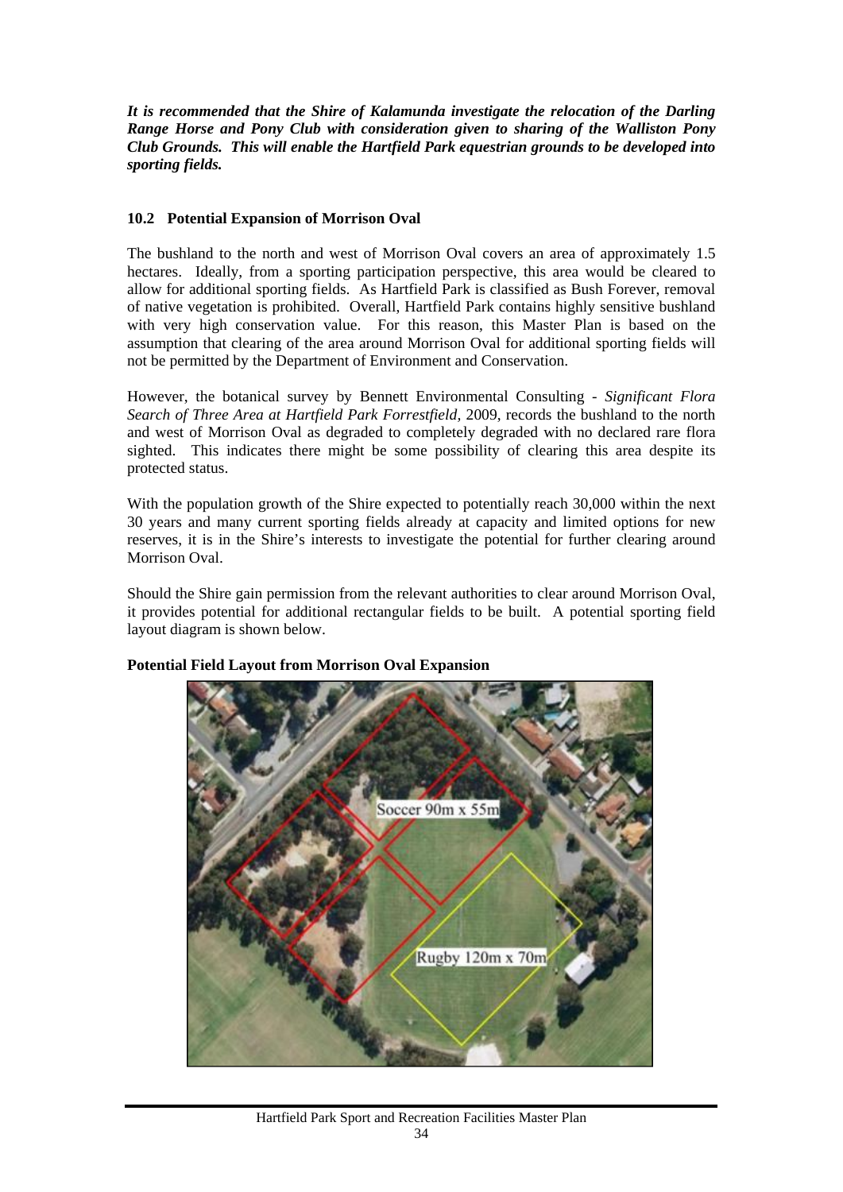***It is recommended that the Shire of Kalamunda investigate the relocation of the Darling Range Horse and Pony Club with consideration given to sharing of the Walliston Pony Club Grounds. This will enable the Hartfield Park equestrian grounds to be developed into sporting fields.***

### 10.2 Potential Expansion of Morrison Oval

The bushland to the north and west of Morrison Oval covers an area of approximately 1.5 hectares. Ideally, from a sporting participation perspective, this area would be cleared to allow for additional sporting fields. As Hartfield Park is classified as Bush Forever, removal of native vegetation is prohibited. Overall, Hartfield Park contains highly sensitive bushland with very high conservation value. For this reason, this Master Plan is based on the assumption that clearing of the area around Morrison Oval for additional sporting fields will not be permitted by the Department of Environment and Conservation.

However, the botanical survey by Bennett Environmental Consulting - *Significant Flora Search of Three Area at Hartfield Park Forrestfield,* 2009, records the bushland to the north and west of Morrison Oval as degraded to completely degraded with no declared rare flora sighted. This indicates there might be some possibility of clearing this area despite its protected status.

With the population growth of the Shire expected to potentially reach 30,000 within the next 30 years and many current sporting fields already at capacity and limited options for new reserves, it is in the Shire's interests to investigate the potential for further clearing around Morrison Oval.

Should the Shire gain permission from the relevant authorities to clear around Morrison Oval, it provides potential for additional rectangular fields to be built. A potential sporting field layout diagram is shown below.

**Potential Field Layout from Morrison Oval Expansion**

Soccer 90m x 55m

Rugby 120m x 70m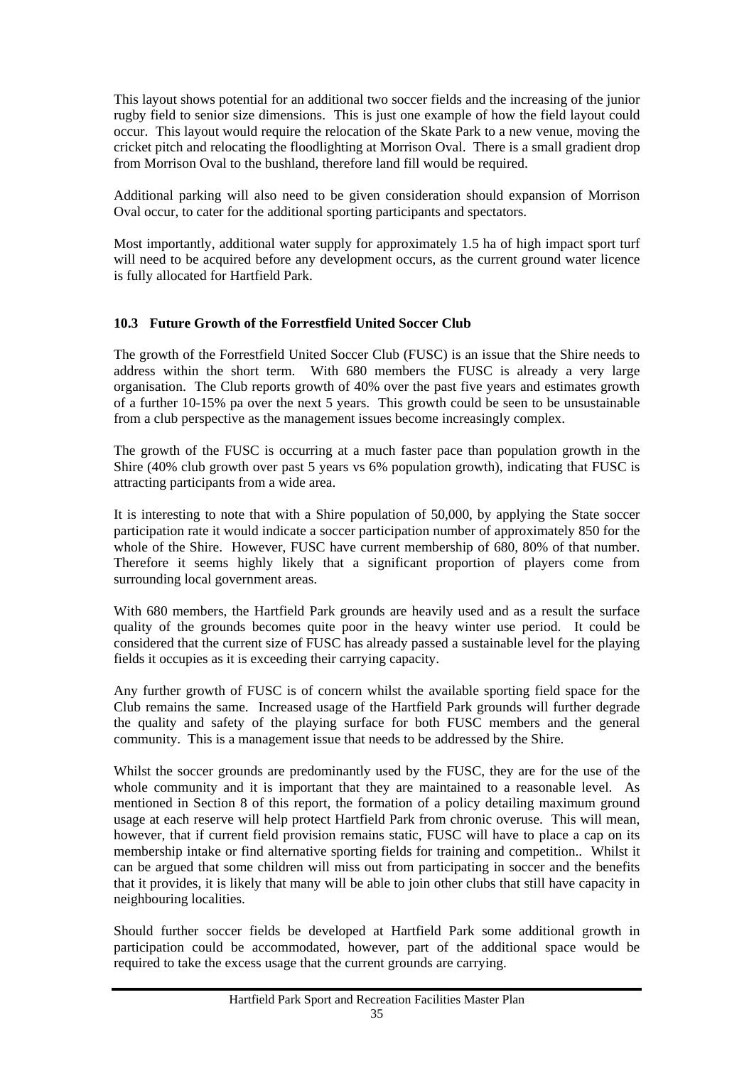This layout shows potential for an additional two soccer fields and the increasing of the junior rugby field to senior size dimensions. This is just one example of how the field layout could occur. This layout would require the relocation of the Skate Park to a new venue, moving the cricket pitch and relocating the floodlighting at Morrison Oval. There is a small gradient drop from Morrison Oval to the bushland, therefore land fill would be required.

Additional parking will also need to be given consideration should expansion of Morrison Oval occur, to cater for the additional sporting participants and spectators.

Most importantly, additional water supply for approximately 1.5 ha of high impact sport turf will need to be acquired before any development occurs, as the current ground water licence is fully allocated for Hartfield Park.

### 10.3 Future Growth of the Forrestfield United Soccer Club

The growth of the Forrestfield United Soccer Club (FUSC) is an issue that the Shire needs to address within the short term. With 680 members the FUSC is already a very large organisation. The Club reports growth of 40% over the past five years and estimates growth of a further 10-15% pa over the next 5 years. This growth could be seen to be unsustainable from a club perspective as the management issues become increasingly complex.

The growth of the FUSC is occurring at a much faster pace than population growth in the Shire (40% club growth over past 5 years vs 6% population growth), indicating that FUSC is attracting participants from a wide area.

It is interesting to note that with a Shire population of 50,000, by applying the State soccer participation rate it would indicate a soccer participation number of approximately 850 for the whole of the Shire. However, FUSC have current membership of 680, 80% of that number. Therefore it seems highly likely that a significant proportion of players come from surrounding local government areas.

With 680 members, the Hartfield Park grounds are heavily used and as a result the surface quality of the grounds becomes quite poor in the heavy winter use period. It could be considered that the current size of FUSC has already passed a sustainable level for the playing fields it occupies as it is exceeding their carrying capacity.

Any further growth of FUSC is of concern whilst the available sporting field space for the Club remains the same. Increased usage of the Hartfield Park grounds will further degrade the quality and safety of the playing surface for both FUSC members and the general community. This is a management issue that needs to be addressed by the Shire.

Whilst the soccer grounds are predominantly used by the FUSC, they are for the use of the whole community and it is important that they are maintained to a reasonable level. As mentioned in Section 8 of this report, the formation of a policy detailing maximum ground usage at each reserve will help protect Hartfield Park from chronic overuse. This will mean, however, that if current field provision remains static, FUSC will have to place a cap on its membership intake or find alternative sporting fields for training and competition.. Whilst it can be argued that some children will miss out from participating in soccer and the benefits that it provides, it is likely that many will be able to join other clubs that still have capacity in neighbouring localities.

Should further soccer fields be developed at Hartfield Park some additional growth in participation could be accommodated, however, part of the additional space would be required to take the excess usage that the current grounds are carrying.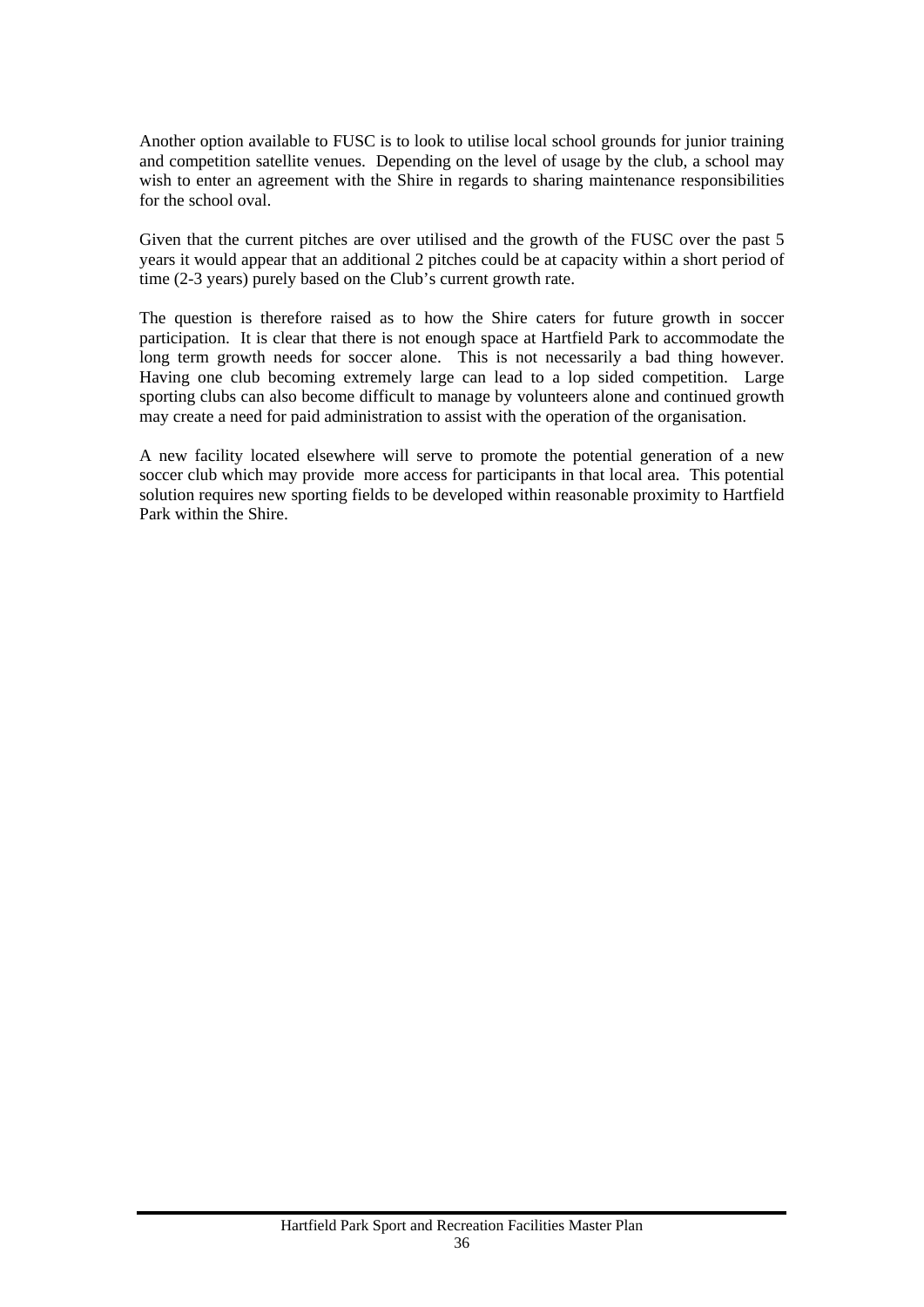Another option available to FUSC is to look to utilise local school grounds for junior training and competition satellite venues. Depending on the level of usage by the club, a school may wish to enter an agreement with the Shire in regards to sharing maintenance responsibilities for the school oval.

Given that the current pitches are over utilised and the growth of the FUSC over the past 5 years it would appear that an additional 2 pitches could be at capacity within a short period of time (2-3 years) purely based on the Club's current growth rate.

The question is therefore raised as to how the Shire caters for future growth in soccer participation. It is clear that there is not enough space at Hartfield Park to accommodate the long term growth needs for soccer alone. This is not necessarily a bad thing however. Having one club becoming extremely large can lead to a lop sided competition. Large sporting clubs can also become difficult to manage by volunteers alone and continued growth may create a need for paid administration to assist with the operation of the organisation.

A new facility located elsewhere will serve to promote the potential generation of a new soccer club which may provide more access for participants in that local area. This potential solution requires new sporting fields to be developed within reasonable proximity to Hartfield Park within the Shire.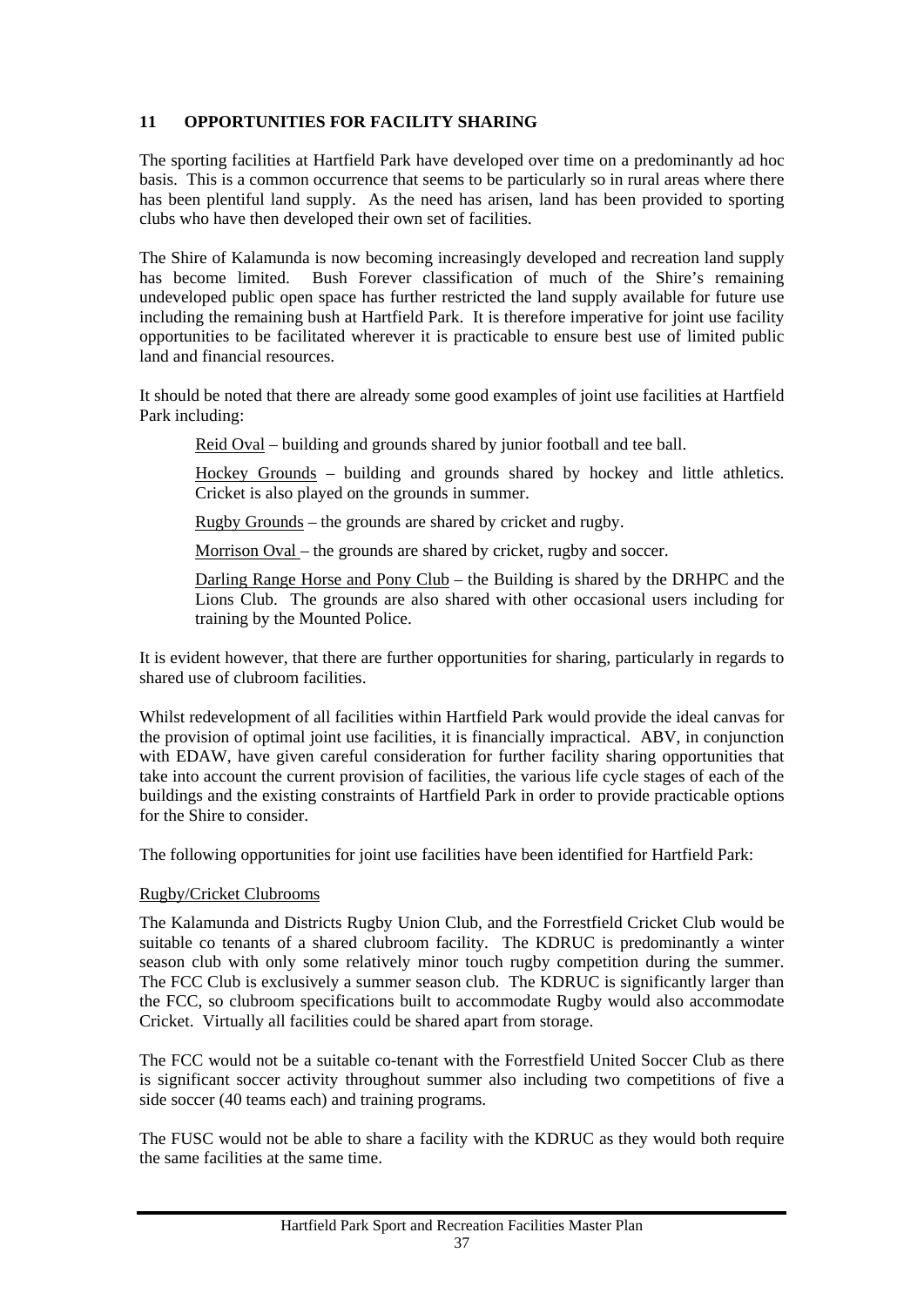## 11 OPPORTUNITIES FOR FACILITY SHARING

The sporting facilities at Hartfield Park have developed over time on a predominantly ad hoc basis. This is a common occurrence that seems to be particularly so in rural areas where there has been plentiful land supply. As the need has arisen, land has been provided to sporting clubs who have then developed their own set of facilities.

The Shire of Kalamunda is now becoming increasingly developed and recreation land supply has become limited. Bush Forever classification of much of the Shire's remaining undeveloped public open space has further restricted the land supply available for future use including the remaining bush at Hartfield Park. It is therefore imperative for joint use facility opportunities to be facilitated wherever it is practicable to ensure best use of limited public land and financial resources.

It should be noted that there are already some good examples of joint use facilities at Hartfield Park including:

Reid Oval – building and grounds shared by junior football and tee ball.

Hockey Grounds – building and grounds shared by hockey and little athletics. Cricket is also played on the grounds in summer.

Rugby Grounds – the grounds are shared by cricket and rugby.

Morrison Oval – the grounds are shared by cricket, rugby and soccer.

Darling Range Horse and Pony Club – the Building is shared by the DRHPC and the Lions Club. The grounds are also shared with other occasional users including for training by the Mounted Police.

It is evident however, that there are further opportunities for sharing, particularly in regards to shared use of clubroom facilities.

Whilst redevelopment of all facilities within Hartfield Park would provide the ideal canvas for the provision of optimal joint use facilities, it is financially impractical. ABV, in conjunction with EDAW, have given careful consideration for further facility sharing opportunities that take into account the current provision of facilities, the various life cycle stages of each of the buildings and the existing constraints of Hartfield Park in order to provide practicable options for the Shire to consider.

The following opportunities for joint use facilities have been identified for Hartfield Park:

Rugby/Cricket Clubrooms

The Kalamunda and Districts Rugby Union Club, and the Forrestfield Cricket Club would be suitable co tenants of a shared clubroom facility. The KDRUC is predominantly a winter season club with only some relatively minor touch rugby competition during the summer. The FCC Club is exclusively a summer season club. The KDRUC is significantly larger than the FCC, so clubroom specifications built to accommodate Rugby would also accommodate Cricket. Virtually all facilities could be shared apart from storage.

The FCC would not be a suitable co-tenant with the Forrestfield United Soccer Club as there is significant soccer activity throughout summer also including two competitions of five a side soccer (40 teams each) and training programs.

The FUSC would not be able to share a facility with the KDRUC as they would both require the same facilities at the same time.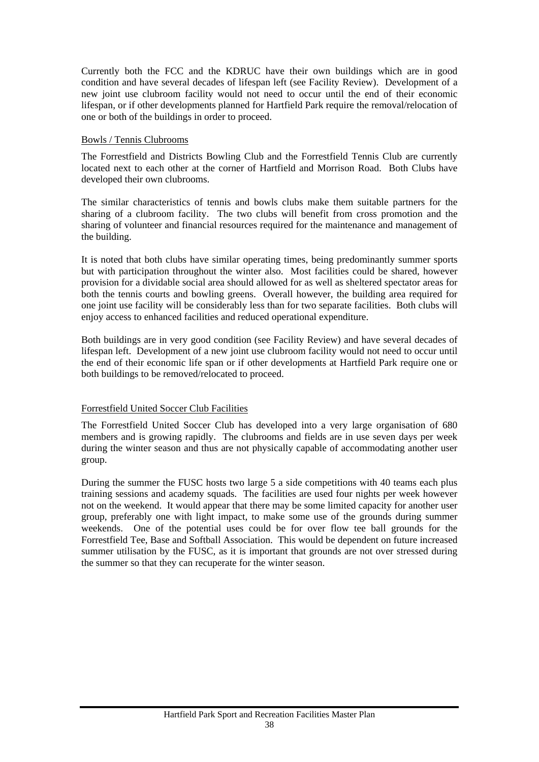Currently both the FCC and the KDRUC have their own buildings which are in good condition and have several decades of lifespan left (see Facility Review). Development of a new joint use clubroom facility would not need to occur until the end of their economic lifespan, or if other developments planned for Hartfield Park require the removal/relocation of one or both of the buildings in order to proceed.

Bowls / Tennis Clubrooms

The Forrestfield and Districts Bowling Club and the Forrestfield Tennis Club are currently located next to each other at the corner of Hartfield and Morrison Road. Both Clubs have developed their own clubrooms.

The similar characteristics of tennis and bowls clubs make them suitable partners for the sharing of a clubroom facility. The two clubs will benefit from cross promotion and the sharing of volunteer and financial resources required for the maintenance and management of the building.

It is noted that both clubs have similar operating times, being predominantly summer sports but with participation throughout the winter also. Most facilities could be shared, however provision for a dividable social area should allowed for as well as sheltered spectator areas for both the tennis courts and bowling greens. Overall however, the building area required for one joint use facility will be considerably less than for two separate facilities. Both clubs will enjoy access to enhanced facilities and reduced operational expenditure.

Both buildings are in very good condition (see Facility Review) and have several decades of lifespan left. Development of a new joint use clubroom facility would not need to occur until the end of their economic life span or if other developments at Hartfield Park require one or both buildings to be removed/relocated to proceed.

Forrestfield United Soccer Club Facilities

The Forrestfield United Soccer Club has developed into a very large organisation of 680 members and is growing rapidly. The clubrooms and fields are in use seven days per week during the winter season and thus are not physically capable of accommodating another user group.

During the summer the FUSC hosts two large 5 a side competitions with 40 teams each plus training sessions and academy squads. The facilities are used four nights per week however not on the weekend. It would appear that there may be some limited capacity for another user group, preferably one with light impact, to make some use of the grounds during summer weekends. One of the potential uses could be for over flow tee ball grounds for the Forrestfield Tee, Base and Softball Association. This would be dependent on future increased summer utilisation by the FUSC, as it is important that grounds are not over stressed during the summer so that they can recuperate for the winter season.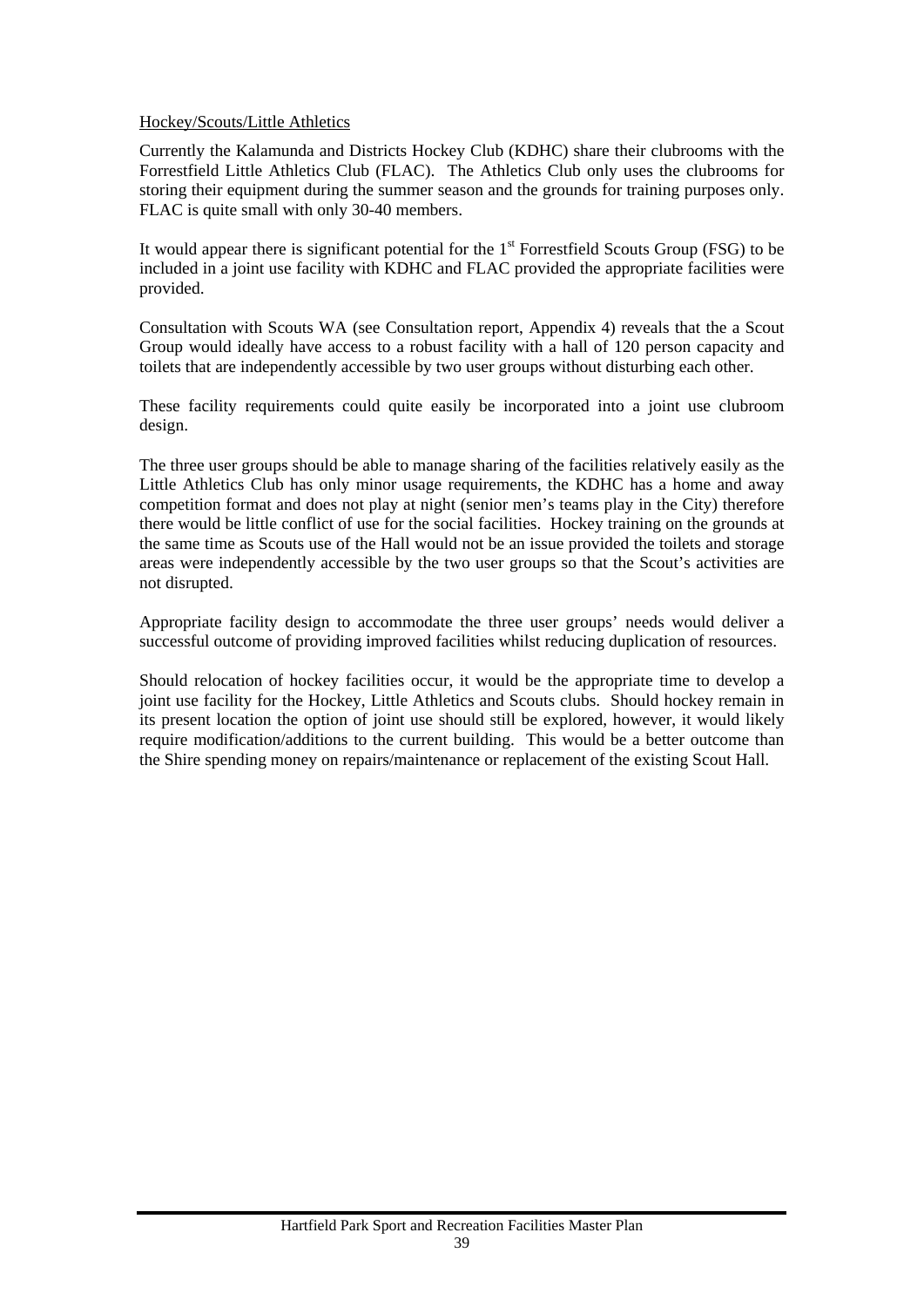Hockey/Scouts/Little Athletics

Currently the Kalamunda and Districts Hockey Club (KDHC) share their clubrooms with the Forrestfield Little Athletics Club (FLAC). The Athletics Club only uses the clubrooms for storing their equipment during the summer season and the grounds for training purposes only. FLAC is quite small with only 30-40 members.

It would appear there is significant potential for the 1st Forrestfield Scouts Group (FSG) to be included in a joint use facility with KDHC and FLAC provided the appropriate facilities were provided.

Consultation with Scouts WA (see Consultation report, Appendix 4) reveals that the a Scout Group would ideally have access to a robust facility with a hall of 120 person capacity and toilets that are independently accessible by two user groups without disturbing each other.

These facility requirements could quite easily be incorporated into a joint use clubroom design.

The three user groups should be able to manage sharing of the facilities relatively easily as the Little Athletics Club has only minor usage requirements, the KDHC has a home and away competition format and does not play at night (senior men's teams play in the City) therefore there would be little conflict of use for the social facilities. Hockey training on the grounds at the same time as Scouts use of the Hall would not be an issue provided the toilets and storage areas were independently accessible by the two user groups so that the Scout's activities are not disrupted.

Appropriate facility design to accommodate the three user groups' needs would deliver a successful outcome of providing improved facilities whilst reducing duplication of resources.

Should relocation of hockey facilities occur, it would be the appropriate time to develop a joint use facility for the Hockey, Little Athletics and Scouts clubs. Should hockey remain in its present location the option of joint use should still be explored, however, it would likely require modification/additions to the current building. This would be a better outcome than the Shire spending money on repairs/maintenance or replacement of the existing Scout Hall.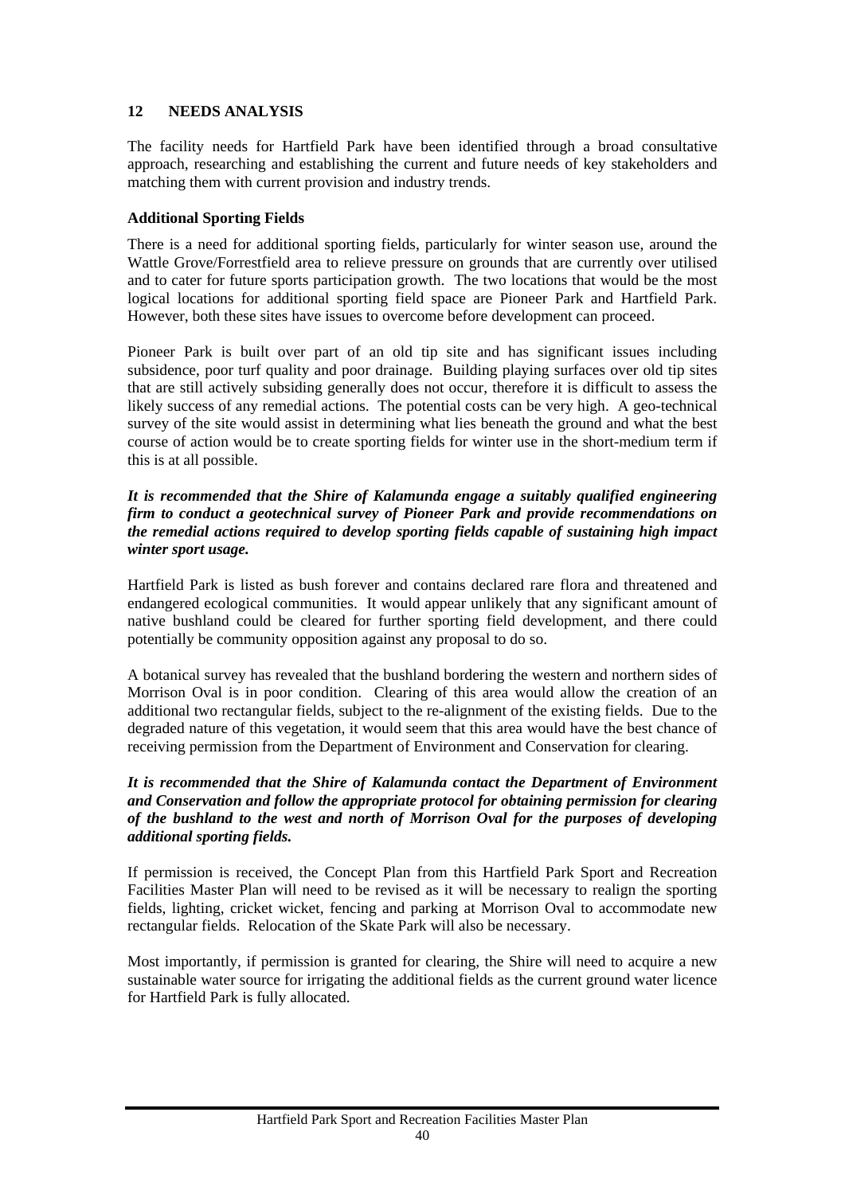## 12 NEEDS ANALYSIS

The facility needs for Hartfield Park have been identified through a broad consultative approach, researching and establishing the current and future needs of key stakeholders and matching them with current provision and industry trends.

**Additional Sporting Fields**

There is a need for additional sporting fields, particularly for winter season use, around the Wattle Grove/Forrestfield area to relieve pressure on grounds that are currently over utilised and to cater for future sports participation growth. The two locations that would be the most logical locations for additional sporting field space are Pioneer Park and Hartfield Park. However, both these sites have issues to overcome before development can proceed.

Pioneer Park is built over part of an old tip site and has significant issues including subsidence, poor turf quality and poor drainage. Building playing surfaces over old tip sites that are still actively subsiding generally does not occur, therefore it is difficult to assess the likely success of any remedial actions. The potential costs can be very high. A geo-technical survey of the site would assist in determining what lies beneath the ground and what the best course of action would be to create sporting fields for winter use in the short-medium term if this is at all possible.

***It is recommended that the Shire of Kalamunda engage a suitably qualified engineering firm to conduct a geotechnical survey of Pioneer Park and provide recommendations on the remedial actions required to develop sporting fields capable of sustaining high impact winter sport usage.***

Hartfield Park is listed as bush forever and contains declared rare flora and threatened and endangered ecological communities. It would appear unlikely that any significant amount of native bushland could be cleared for further sporting field development, and there could potentially be community opposition against any proposal to do so.

A botanical survey has revealed that the bushland bordering the western and northern sides of Morrison Oval is in poor condition. Clearing of this area would allow the creation of an additional two rectangular fields, subject to the re-alignment of the existing fields. Due to the degraded nature of this vegetation, it would seem that this area would have the best chance of receiving permission from the Department of Environment and Conservation for clearing.

***It is recommended that the Shire of Kalamunda contact the Department of Environment and Conservation and follow the appropriate protocol for obtaining permission for clearing of the bushland to the west and north of Morrison Oval for the purposes of developing additional sporting fields.***

If permission is received, the Concept Plan from this Hartfield Park Sport and Recreation Facilities Master Plan will need to be revised as it will be necessary to realign the sporting fields, lighting, cricket wicket, fencing and parking at Morrison Oval to accommodate new rectangular fields. Relocation of the Skate Park will also be necessary.

Most importantly, if permission is granted for clearing, the Shire will need to acquire a new sustainable water source for irrigating the additional fields as the current ground water licence for Hartfield Park is fully allocated.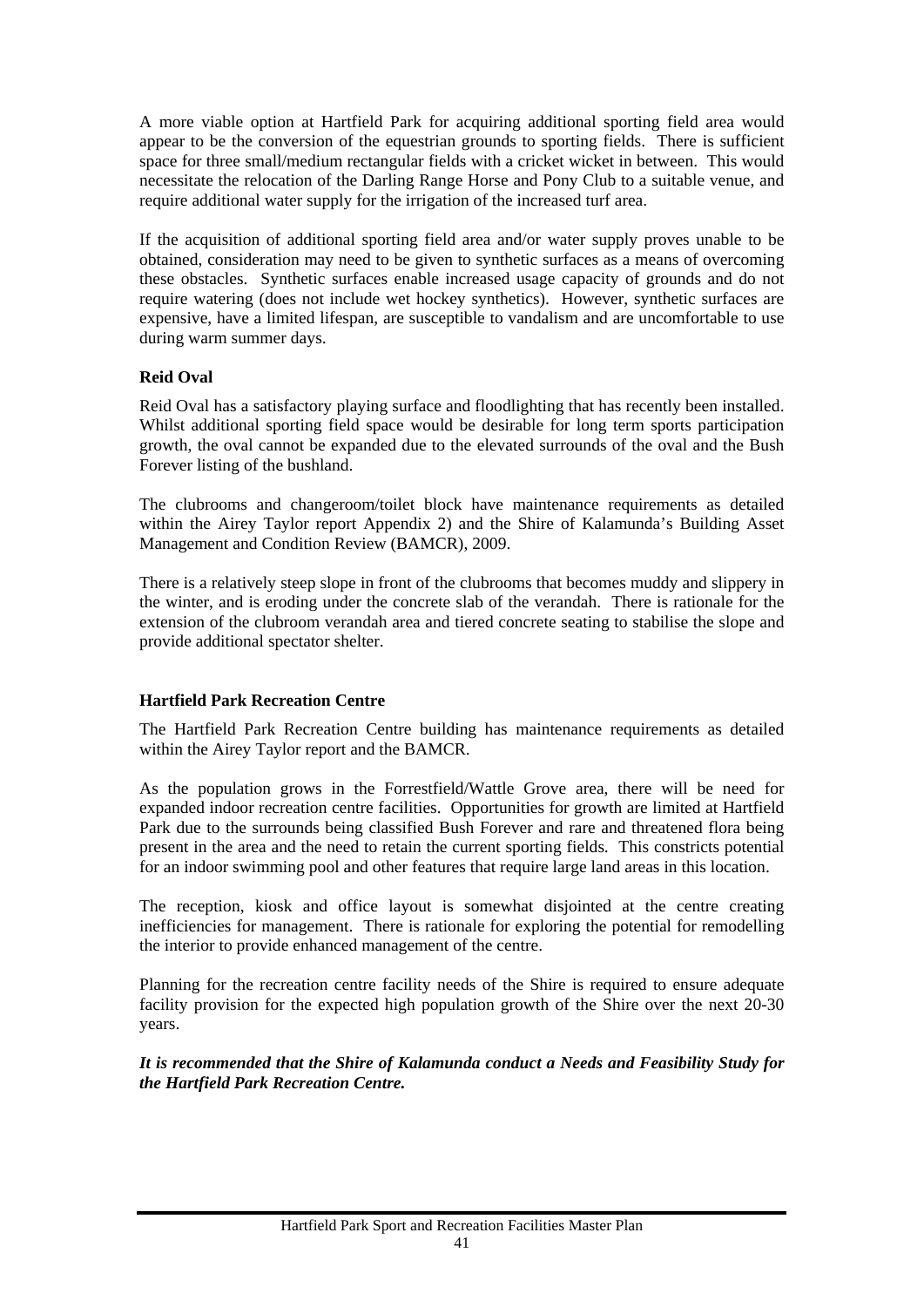A more viable option at Hartfield Park for acquiring additional sporting field area would appear to be the conversion of the equestrian grounds to sporting fields. There is sufficient space for three small/medium rectangular fields with a cricket wicket in between. This would necessitate the relocation of the Darling Range Horse and Pony Club to a suitable venue, and require additional water supply for the irrigation of the increased turf area.

If the acquisition of additional sporting field area and/or water supply proves unable to be obtained, consideration may need to be given to synthetic surfaces as a means of overcoming these obstacles. Synthetic surfaces enable increased usage capacity of grounds and do not require watering (does not include wet hockey synthetics). However, synthetic surfaces are expensive, have a limited lifespan, are susceptible to vandalism and are uncomfortable to use during warm summer days.

**Reid Oval**

Reid Oval has a satisfactory playing surface and floodlighting that has recently been installed. Whilst additional sporting field space would be desirable for long term sports participation growth, the oval cannot be expanded due to the elevated surrounds of the oval and the Bush Forever listing of the bushland.

The clubrooms and changeroom/toilet block have maintenance requirements as detailed within the Airey Taylor report Appendix 2) and the Shire of Kalamunda's Building Asset Management and Condition Review (BAMCR), 2009.

There is a relatively steep slope in front of the clubrooms that becomes muddy and slippery in the winter, and is eroding under the concrete slab of the verandah. There is rationale for the extension of the clubroom verandah area and tiered concrete seating to stabilise the slope and provide additional spectator shelter.

**Hartfield Park Recreation Centre**

The Hartfield Park Recreation Centre building has maintenance requirements as detailed within the Airey Taylor report and the BAMCR.

As the population grows in the Forrestfield/Wattle Grove area, there will be need for expanded indoor recreation centre facilities. Opportunities for growth are limited at Hartfield Park due to the surrounds being classified Bush Forever and rare and threatened flora being present in the area and the need to retain the current sporting fields. This constricts potential for an indoor swimming pool and other features that require large land areas in this location.

The reception, kiosk and office layout is somewhat disjointed at the centre creating inefficiencies for management. There is rationale for exploring the potential for remodelling the interior to provide enhanced management of the centre.

Planning for the recreation centre facility needs of the Shire is required to ensure adequate facility provision for the expected high population growth of the Shire over the next 20-30 years.

***It is recommended that the Shire of Kalamunda conduct a Needs and Feasibility Study for the Hartfield Park Recreation Centre.***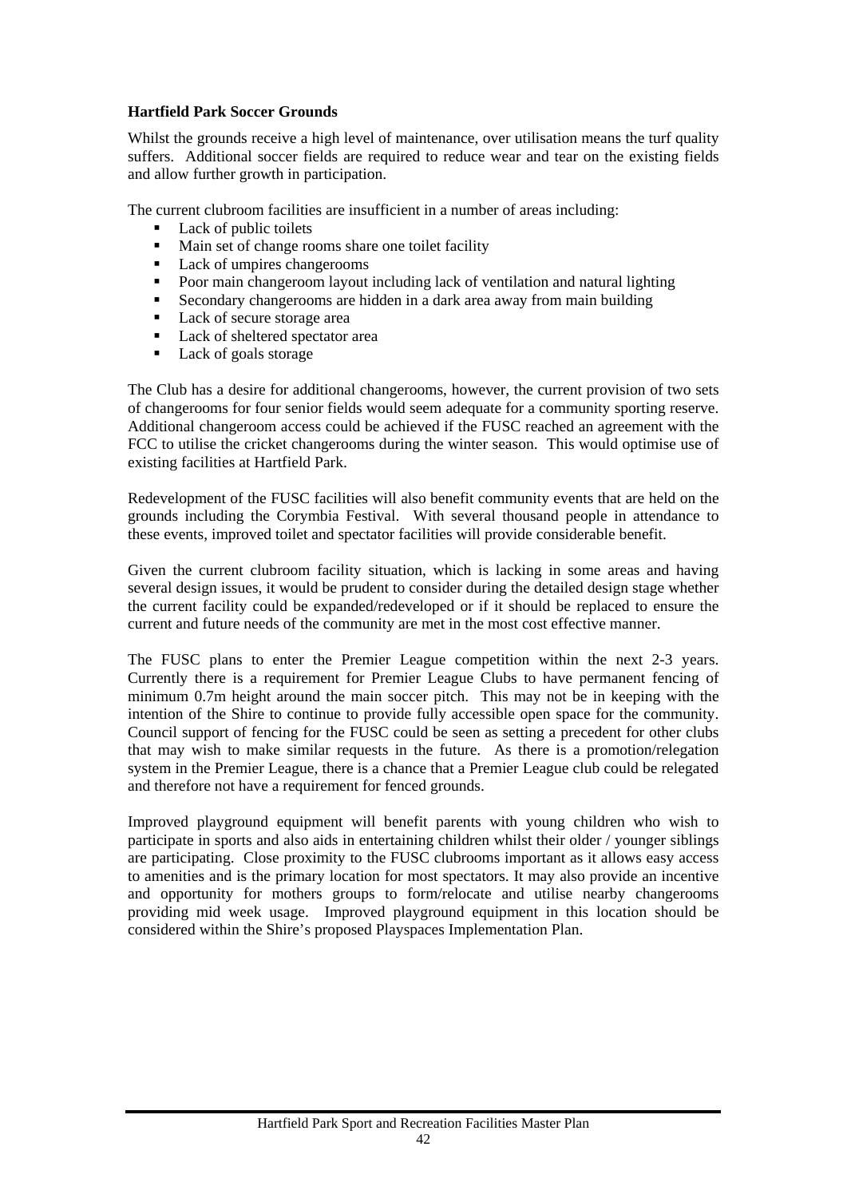**Hartfield Park Soccer Grounds**

Whilst the grounds receive a high level of maintenance, over utilisation means the turf quality suffers. Additional soccer fields are required to reduce wear and tear on the existing fields and allow further growth in participation.

The current clubroom facilities are insufficient in a number of areas including:

- Lack of public toilets
- Main set of change rooms share one toilet facility
- Lack of umpires changerooms
- Poor main changeroom layout including lack of ventilation and natural lighting
- Secondary changerooms are hidden in a dark area away from main building
- Lack of secure storage area
- Lack of sheltered spectator area
- Lack of goals storage

The Club has a desire for additional changerooms, however, the current provision of two sets of changerooms for four senior fields would seem adequate for a community sporting reserve. Additional changeroom access could be achieved if the FUSC reached an agreement with the FCC to utilise the cricket changerooms during the winter season. This would optimise use of existing facilities at Hartfield Park.

Redevelopment of the FUSC facilities will also benefit community events that are held on the grounds including the Corymbia Festival. With several thousand people in attendance to these events, improved toilet and spectator facilities will provide considerable benefit.

Given the current clubroom facility situation, which is lacking in some areas and having several design issues, it would be prudent to consider during the detailed design stage whether the current facility could be expanded/redeveloped or if it should be replaced to ensure the current and future needs of the community are met in the most cost effective manner.

The FUSC plans to enter the Premier League competition within the next 2-3 years. Currently there is a requirement for Premier League Clubs to have permanent fencing of minimum 0.7m height around the main soccer pitch. This may not be in keeping with the intention of the Shire to continue to provide fully accessible open space for the community. Council support of fencing for the FUSC could be seen as setting a precedent for other clubs that may wish to make similar requests in the future. As there is a promotion/relegation system in the Premier League, there is a chance that a Premier League club could be relegated and therefore not have a requirement for fenced grounds.

Improved playground equipment will benefit parents with young children who wish to participate in sports and also aids in entertaining children whilst their older / younger siblings are participating. Close proximity to the FUSC clubrooms important as it allows easy access to amenities and is the primary location for most spectators. It may also provide an incentive and opportunity for mothers groups to form/relocate and utilise nearby changerooms providing mid week usage. Improved playground equipment in this location should be considered within the Shire's proposed Playspaces Implementation Plan.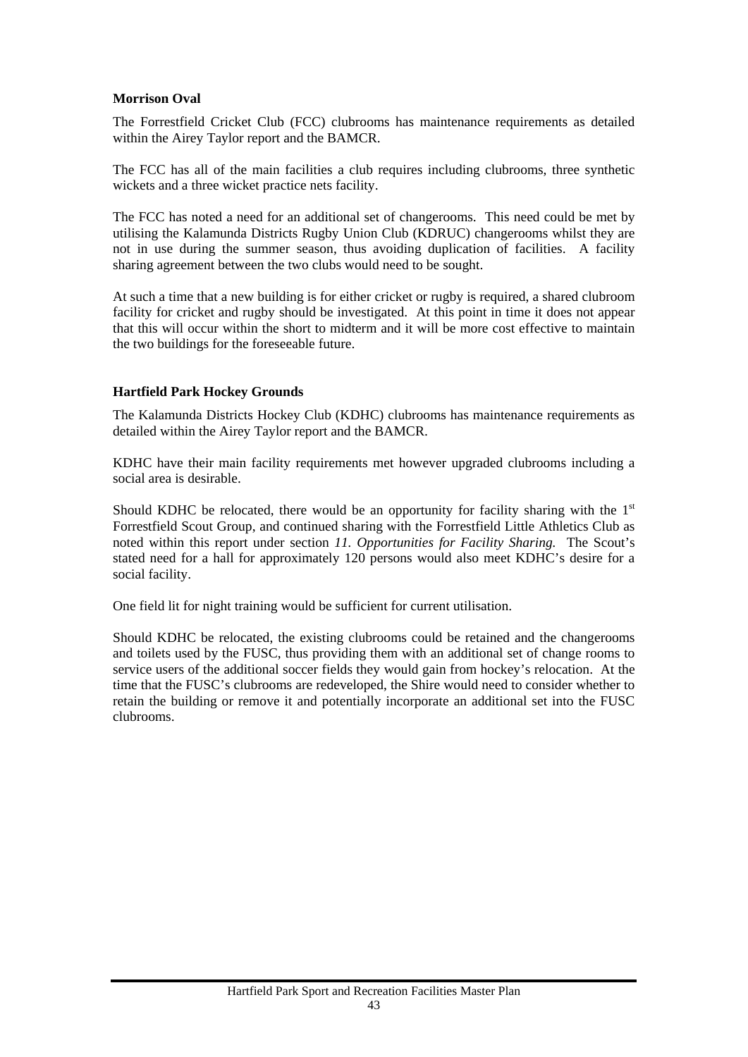**Morrison Oval**

The Forrestfield Cricket Club (FCC) clubrooms has maintenance requirements as detailed within the Airey Taylor report and the BAMCR.

The FCC has all of the main facilities a club requires including clubrooms, three synthetic wickets and a three wicket practice nets facility.

The FCC has noted a need for an additional set of changerooms. This need could be met by utilising the Kalamunda Districts Rugby Union Club (KDRUC) changerooms whilst they are not in use during the summer season, thus avoiding duplication of facilities. A facility sharing agreement between the two clubs would need to be sought.

At such a time that a new building is for either cricket or rugby is required, a shared clubroom facility for cricket and rugby should be investigated. At this point in time it does not appear that this will occur within the short to midterm and it will be more cost effective to maintain the two buildings for the foreseeable future.

**Hartfield Park Hockey Grounds**

The Kalamunda Districts Hockey Club (KDHC) clubrooms has maintenance requirements as detailed within the Airey Taylor report and the BAMCR.

KDHC have their main facility requirements met however upgraded clubrooms including a social area is desirable.

Should KDHC be relocated, there would be an opportunity for facility sharing with the 1st Forrestfield Scout Group, and continued sharing with the Forrestfield Little Athletics Club as noted within this report under section *11. Opportunities for Facility Sharing.* The Scout's stated need for a hall for approximately 120 persons would also meet KDHC's desire for a social facility.

One field lit for night training would be sufficient for current utilisation.

Should KDHC be relocated, the existing clubrooms could be retained and the changerooms and toilets used by the FUSC, thus providing them with an additional set of change rooms to service users of the additional soccer fields they would gain from hockey's relocation. At the time that the FUSC's clubrooms are redeveloped, the Shire would need to consider whether to retain the building or remove it and potentially incorporate an additional set into the FUSC clubrooms.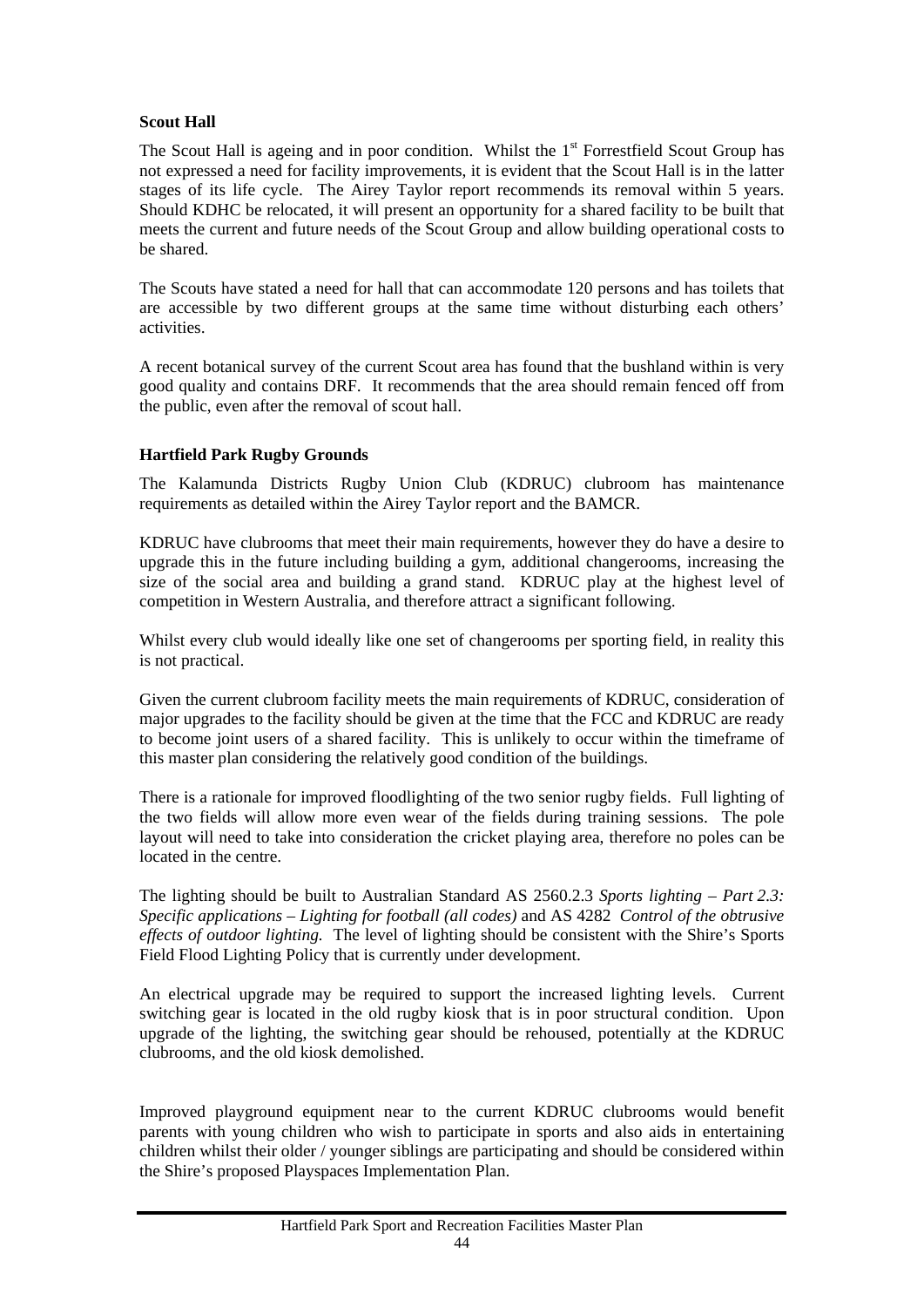**Scout Hall**

The Scout Hall is ageing and in poor condition. Whilst the 1st Forrestfield Scout Group has not expressed a need for facility improvements, it is evident that the Scout Hall is in the latter stages of its life cycle. The Airey Taylor report recommends its removal within 5 years. Should KDHC be relocated, it will present an opportunity for a shared facility to be built that meets the current and future needs of the Scout Group and allow building operational costs to be shared.

The Scouts have stated a need for hall that can accommodate 120 persons and has toilets that are accessible by two different groups at the same time without disturbing each others' activities.

A recent botanical survey of the current Scout area has found that the bushland within is very good quality and contains DRF. It recommends that the area should remain fenced off from the public, even after the removal of scout hall.

**Hartfield Park Rugby Grounds**

The Kalamunda Districts Rugby Union Club (KDRUC) clubroom has maintenance requirements as detailed within the Airey Taylor report and the BAMCR.

KDRUC have clubrooms that meet their main requirements, however they do have a desire to upgrade this in the future including building a gym, additional changerooms, increasing the size of the social area and building a grand stand. KDRUC play at the highest level of competition in Western Australia, and therefore attract a significant following.

Whilst every club would ideally like one set of changerooms per sporting field, in reality this is not practical.

Given the current clubroom facility meets the main requirements of KDRUC, consideration of major upgrades to the facility should be given at the time that the FCC and KDRUC are ready to become joint users of a shared facility. This is unlikely to occur within the timeframe of this master plan considering the relatively good condition of the buildings.

There is a rationale for improved floodlighting of the two senior rugby fields. Full lighting of the two fields will allow more even wear of the fields during training sessions. The pole layout will need to take into consideration the cricket playing area, therefore no poles can be located in the centre.

The lighting should be built to Australian Standard AS 2560.2.3 *Sports lighting – Part 2.3: Specific applications – Lighting for football (all codes)* and AS 4282 *Control of the obtrusive effects of outdoor lighting.* The level of lighting should be consistent with the Shire's Sports Field Flood Lighting Policy that is currently under development.

An electrical upgrade may be required to support the increased lighting levels. Current switching gear is located in the old rugby kiosk that is in poor structural condition. Upon upgrade of the lighting, the switching gear should be rehoused, potentially at the KDRUC clubrooms, and the old kiosk demolished.

Improved playground equipment near to the current KDRUC clubrooms would benefit parents with young children who wish to participate in sports and also aids in entertaining children whilst their older / younger siblings are participating and should be considered within the Shire's proposed Playspaces Implementation Plan.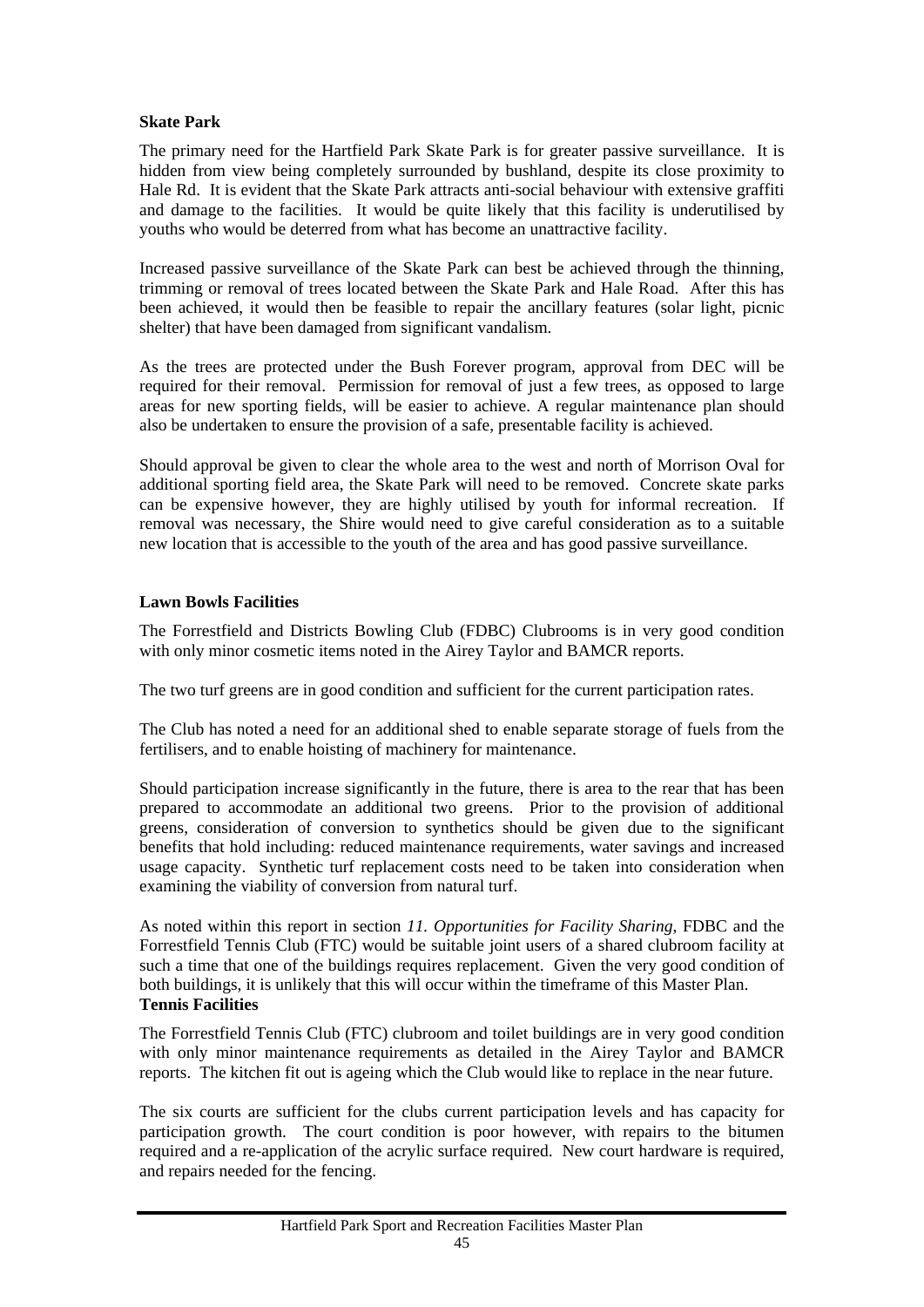**Skate Park**

The primary need for the Hartfield Park Skate Park is for greater passive surveillance. It is hidden from view being completely surrounded by bushland, despite its close proximity to Hale Rd. It is evident that the Skate Park attracts anti-social behaviour with extensive graffiti and damage to the facilities. It would be quite likely that this facility is underutilised by youths who would be deterred from what has become an unattractive facility.

Increased passive surveillance of the Skate Park can best be achieved through the thinning, trimming or removal of trees located between the Skate Park and Hale Road. After this has been achieved, it would then be feasible to repair the ancillary features (solar light, picnic shelter) that have been damaged from significant vandalism.

As the trees are protected under the Bush Forever program, approval from DEC will be required for their removal. Permission for removal of just a few trees, as opposed to large areas for new sporting fields, will be easier to achieve. A regular maintenance plan should also be undertaken to ensure the provision of a safe, presentable facility is achieved.

Should approval be given to clear the whole area to the west and north of Morrison Oval for additional sporting field area, the Skate Park will need to be removed. Concrete skate parks can be expensive however, they are highly utilised by youth for informal recreation. If removal was necessary, the Shire would need to give careful consideration as to a suitable new location that is accessible to the youth of the area and has good passive surveillance.

**Lawn Bowls Facilities**

The Forrestfield and Districts Bowling Club (FDBC) Clubrooms is in very good condition with only minor cosmetic items noted in the Airey Taylor and BAMCR reports.

The two turf greens are in good condition and sufficient for the current participation rates.

The Club has noted a need for an additional shed to enable separate storage of fuels from the fertilisers, and to enable hoisting of machinery for maintenance.

Should participation increase significantly in the future, there is area to the rear that has been prepared to accommodate an additional two greens. Prior to the provision of additional greens, consideration of conversion to synthetics should be given due to the significant benefits that hold including: reduced maintenance requirements, water savings and increased usage capacity. Synthetic turf replacement costs need to be taken into consideration when examining the viability of conversion from natural turf.

As noted within this report in section *11. Opportunities for Facility Sharing*, FDBC and the Forrestfield Tennis Club (FTC) would be suitable joint users of a shared clubroom facility at such a time that one of the buildings requires replacement. Given the very good condition of both buildings, it is unlikely that this will occur within the timeframe of this Master Plan.

**Tennis Facilities**

The Forrestfield Tennis Club (FTC) clubroom and toilet buildings are in very good condition with only minor maintenance requirements as detailed in the Airey Taylor and BAMCR reports. The kitchen fit out is ageing which the Club would like to replace in the near future.

The six courts are sufficient for the clubs current participation levels and has capacity for participation growth. The court condition is poor however, with repairs to the bitumen required and a re-application of the acrylic surface required. New court hardware is required, and repairs needed for the fencing.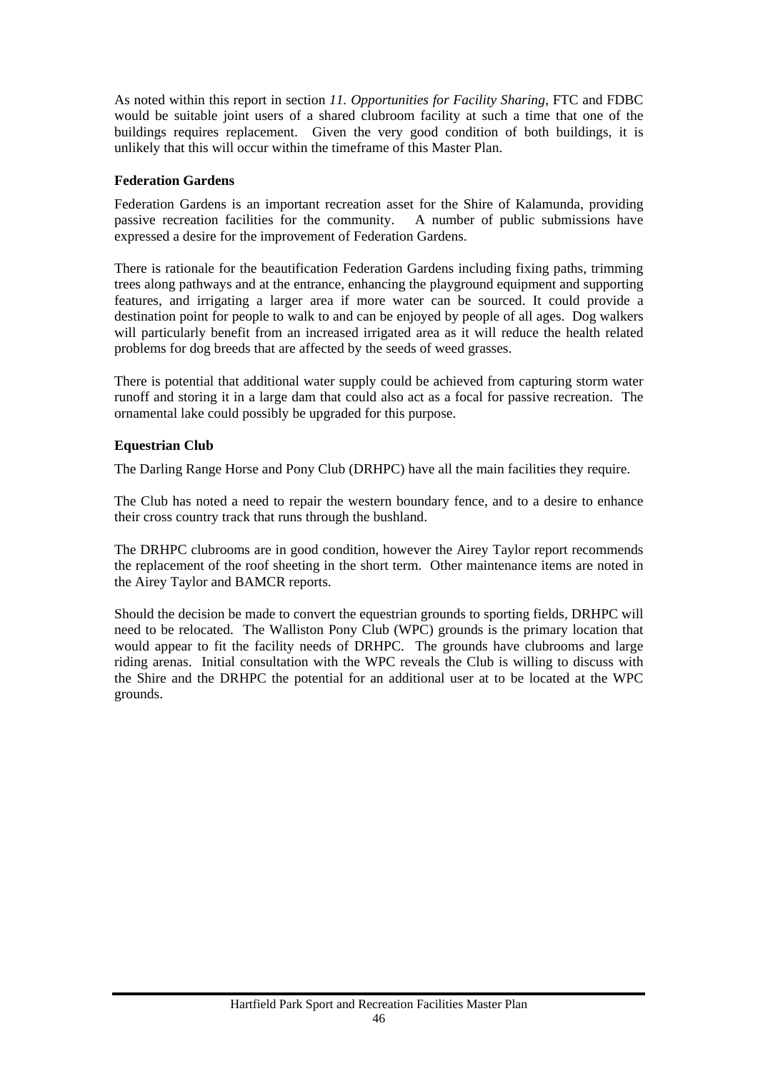As noted within this report in section *11. Opportunities for Facility Sharing*, FTC and FDBC would be suitable joint users of a shared clubroom facility at such a time that one of the buildings requires replacement. Given the very good condition of both buildings, it is unlikely that this will occur within the timeframe of this Master Plan.

**Federation Gardens**

Federation Gardens is an important recreation asset for the Shire of Kalamunda, providing passive recreation facilities for the community. A number of public submissions have expressed a desire for the improvement of Federation Gardens.

There is rationale for the beautification Federation Gardens including fixing paths, trimming trees along pathways and at the entrance, enhancing the playground equipment and supporting features, and irrigating a larger area if more water can be sourced. It could provide a destination point for people to walk to and can be enjoyed by people of all ages. Dog walkers will particularly benefit from an increased irrigated area as it will reduce the health related problems for dog breeds that are affected by the seeds of weed grasses.

There is potential that additional water supply could be achieved from capturing storm water runoff and storing it in a large dam that could also act as a focal for passive recreation. The ornamental lake could possibly be upgraded for this purpose.

**Equestrian Club**

The Darling Range Horse and Pony Club (DRHPC) have all the main facilities they require.

The Club has noted a need to repair the western boundary fence, and to a desire to enhance their cross country track that runs through the bushland.

The DRHPC clubrooms are in good condition, however the Airey Taylor report recommends the replacement of the roof sheeting in the short term. Other maintenance items are noted in the Airey Taylor and BAMCR reports.

Should the decision be made to convert the equestrian grounds to sporting fields, DRHPC will need to be relocated. The Walliston Pony Club (WPC) grounds is the primary location that would appear to fit the facility needs of DRHPC. The grounds have clubrooms and large riding arenas. Initial consultation with the WPC reveals the Club is willing to discuss with the Shire and the DRHPC the potential for an additional user at to be located at the WPC grounds.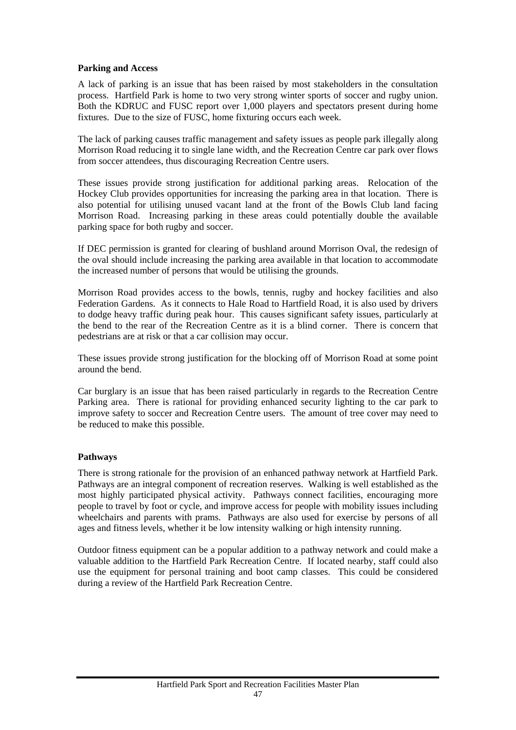**Parking and Access**

A lack of parking is an issue that has been raised by most stakeholders in the consultation process. Hartfield Park is home to two very strong winter sports of soccer and rugby union. Both the KDRUC and FUSC report over 1,000 players and spectators present during home fixtures. Due to the size of FUSC, home fixturing occurs each week.

The lack of parking causes traffic management and safety issues as people park illegally along Morrison Road reducing it to single lane width, and the Recreation Centre car park over flows from soccer attendees, thus discouraging Recreation Centre users.

These issues provide strong justification for additional parking areas. Relocation of the Hockey Club provides opportunities for increasing the parking area in that location. There is also potential for utilising unused vacant land at the front of the Bowls Club land facing Morrison Road. Increasing parking in these areas could potentially double the available parking space for both rugby and soccer.

If DEC permission is granted for clearing of bushland around Morrison Oval, the redesign of the oval should include increasing the parking area available in that location to accommodate the increased number of persons that would be utilising the grounds.

Morrison Road provides access to the bowls, tennis, rugby and hockey facilities and also Federation Gardens. As it connects to Hale Road to Hartfield Road, it is also used by drivers to dodge heavy traffic during peak hour. This causes significant safety issues, particularly at the bend to the rear of the Recreation Centre as it is a blind corner. There is concern that pedestrians are at risk or that a car collision may occur.

These issues provide strong justification for the blocking off of Morrison Road at some point around the bend.

Car burglary is an issue that has been raised particularly in regards to the Recreation Centre Parking area. There is rational for providing enhanced security lighting to the car park to improve safety to soccer and Recreation Centre users. The amount of tree cover may need to be reduced to make this possible.

**Pathways**

There is strong rationale for the provision of an enhanced pathway network at Hartfield Park. Pathways are an integral component of recreation reserves. Walking is well established as the most highly participated physical activity. Pathways connect facilities, encouraging more people to travel by foot or cycle, and improve access for people with mobility issues including wheelchairs and parents with prams. Pathways are also used for exercise by persons of all ages and fitness levels, whether it be low intensity walking or high intensity running.

Outdoor fitness equipment can be a popular addition to a pathway network and could make a valuable addition to the Hartfield Park Recreation Centre. If located nearby, staff could also use the equipment for personal training and boot camp classes. This could be considered during a review of the Hartfield Park Recreation Centre.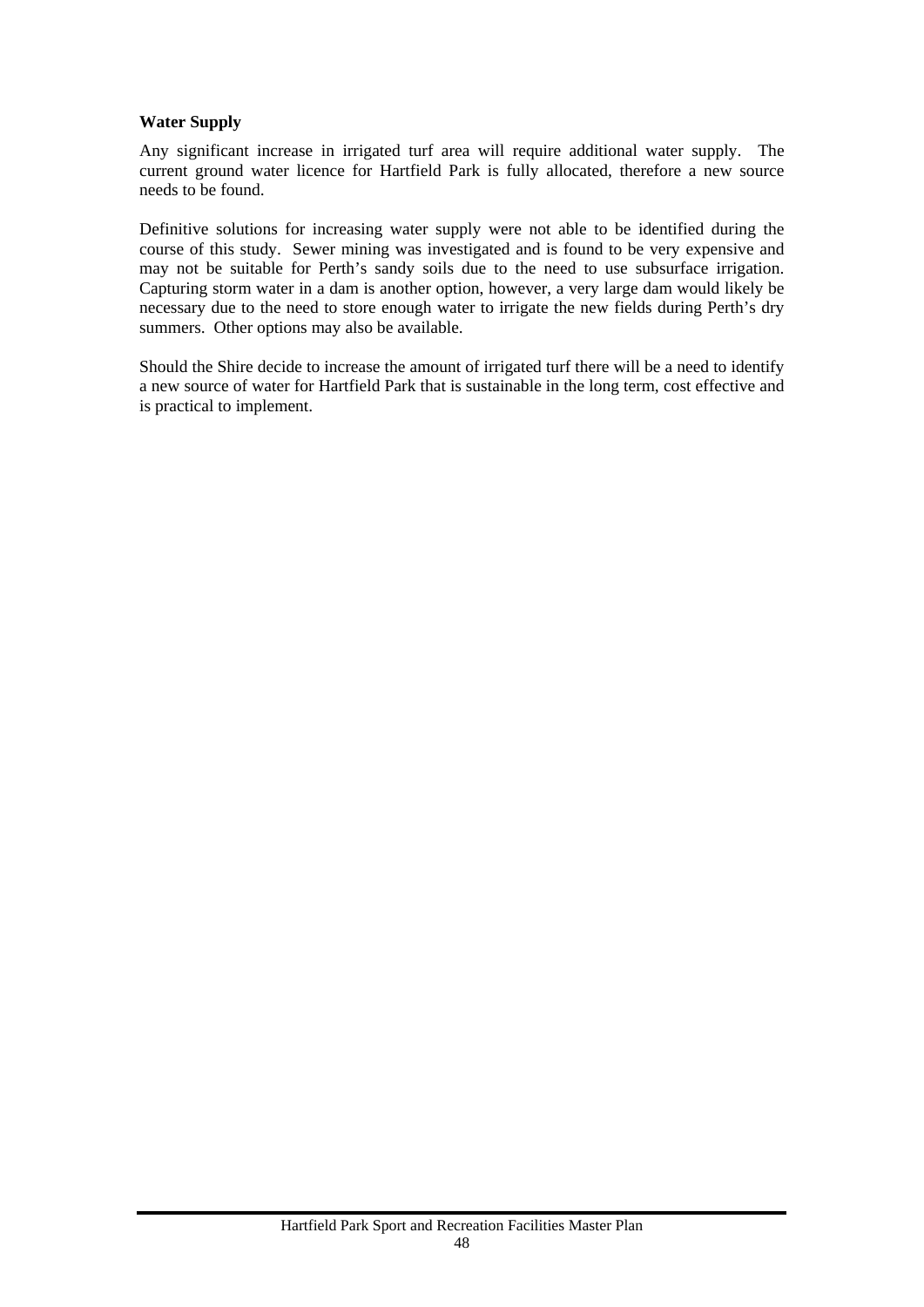**Water Supply**

Any significant increase in irrigated turf area will require additional water supply. The current ground water licence for Hartfield Park is fully allocated, therefore a new source needs to be found.

Definitive solutions for increasing water supply were not able to be identified during the course of this study. Sewer mining was investigated and is found to be very expensive and may not be suitable for Perth's sandy soils due to the need to use subsurface irrigation. Capturing storm water in a dam is another option, however, a very large dam would likely be necessary due to the need to store enough water to irrigate the new fields during Perth's dry summers. Other options may also be available.

Should the Shire decide to increase the amount of irrigated turf there will be a need to identify a new source of water for Hartfield Park that is sustainable in the long term, cost effective and is practical to implement.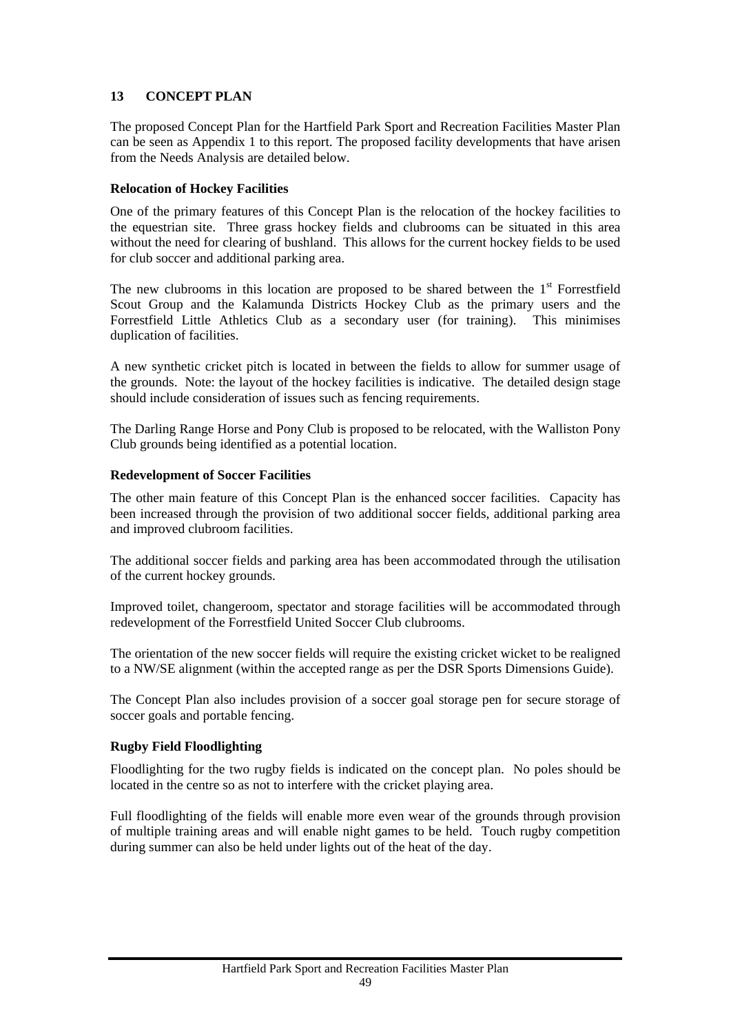## 13 CONCEPT PLAN

The proposed Concept Plan for the Hartfield Park Sport and Recreation Facilities Master Plan can be seen as Appendix 1 to this report. The proposed facility developments that have arisen from the Needs Analysis are detailed below.

### Relocation of Hockey Facilities

One of the primary features of this Concept Plan is the relocation of the hockey facilities to the equestrian site. Three grass hockey fields and clubrooms can be situated in this area without the need for clearing of bushland. This allows for the current hockey fields to be used for club soccer and additional parking area.

The new clubrooms in this location are proposed to be shared between the 1st Forrestfield Scout Group and the Kalamunda Districts Hockey Club as the primary users and the Forrestfield Little Athletics Club as a secondary user (for training). This minimises duplication of facilities.

A new synthetic cricket pitch is located in between the fields to allow for summer usage of the grounds. Note: the layout of the hockey facilities is indicative. The detailed design stage should include consideration of issues such as fencing requirements.

The Darling Range Horse and Pony Club is proposed to be relocated, with the Walliston Pony Club grounds being identified as a potential location.

### Redevelopment of Soccer Facilities

The other main feature of this Concept Plan is the enhanced soccer facilities. Capacity has been increased through the provision of two additional soccer fields, additional parking area and improved clubroom facilities.

The additional soccer fields and parking area has been accommodated through the utilisation of the current hockey grounds.

Improved toilet, changeroom, spectator and storage facilities will be accommodated through redevelopment of the Forrestfield United Soccer Club clubrooms.

The orientation of the new soccer fields will require the existing cricket wicket to be realigned to a NW/SE alignment (within the accepted range as per the DSR Sports Dimensions Guide).

The Concept Plan also includes provision of a soccer goal storage pen for secure storage of soccer goals and portable fencing.

### Rugby Field Floodlighting

Floodlighting for the two rugby fields is indicated on the concept plan. No poles should be located in the centre so as not to interfere with the cricket playing area.

Full floodlighting of the fields will enable more even wear of the grounds through provision of multiple training areas and will enable night games to be held. Touch rugby competition during summer can also be held under lights out of the heat of the day.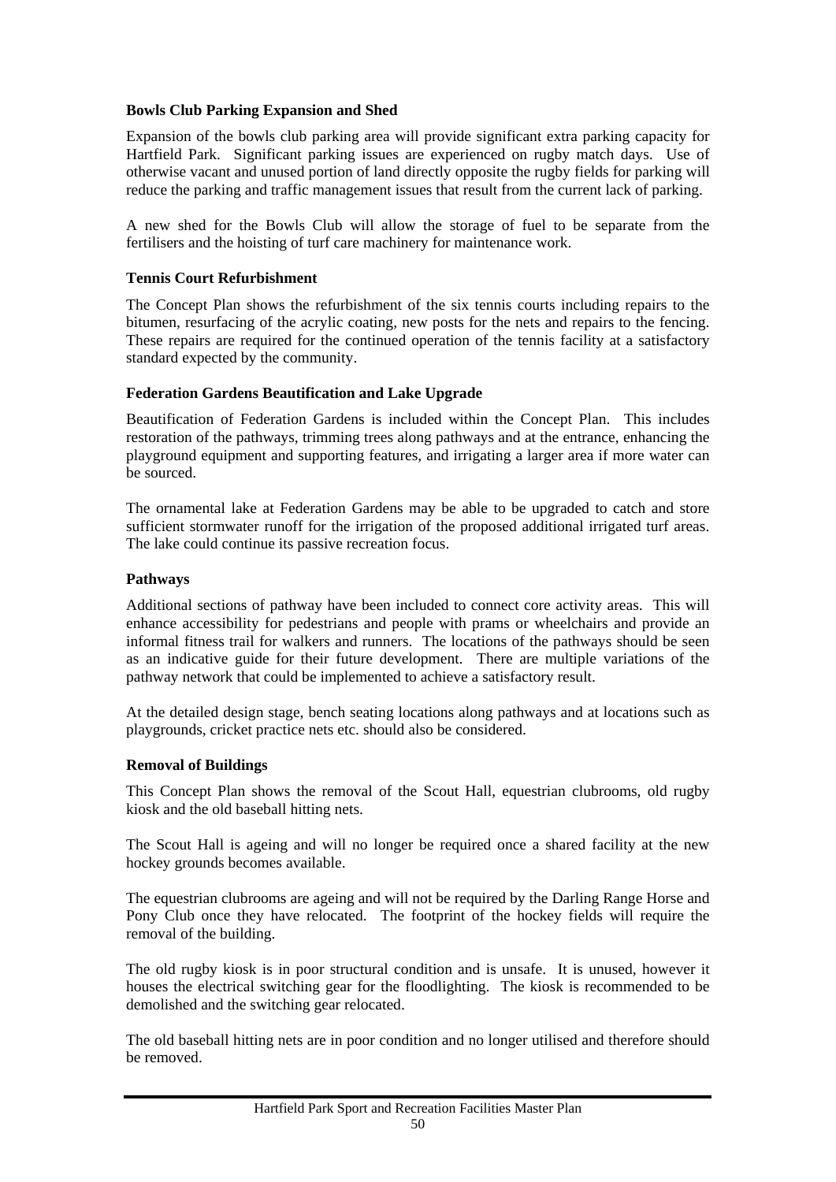**Bowls Club Parking Expansion and Shed**

Expansion of the bowls club parking area will provide significant extra parking capacity for Hartfield Park. Significant parking issues are experienced on rugby match days. Use of otherwise vacant and unused portion of land directly opposite the rugby fields for parking will reduce the parking and traffic management issues that result from the current lack of parking.

A new shed for the Bowls Club will allow the storage of fuel to be separate from the fertilisers and the hoisting of turf care machinery for maintenance work.

**Tennis Court Refurbishment**

The Concept Plan shows the refurbishment of the six tennis courts including repairs to the bitumen, resurfacing of the acrylic coating, new posts for the nets and repairs to the fencing. These repairs are required for the continued operation of the tennis facility at a satisfactory standard expected by the community.

**Federation Gardens Beautification and Lake Upgrade**

Beautification of Federation Gardens is included within the Concept Plan. This includes restoration of the pathways, trimming trees along pathways and at the entrance, enhancing the playground equipment and supporting features, and irrigating a larger area if more water can be sourced.

The ornamental lake at Federation Gardens may be able to be upgraded to catch and store sufficient stormwater runoff for the irrigation of the proposed additional irrigated turf areas. The lake could continue its passive recreation focus.

**Pathways**

Additional sections of pathway have been included to connect core activity areas. This will enhance accessibility for pedestrians and people with prams or wheelchairs and provide an informal fitness trail for walkers and runners. The locations of the pathways should be seen as an indicative guide for their future development. There are multiple variations of the pathway network that could be implemented to achieve a satisfactory result.

At the detailed design stage, bench seating locations along pathways and at locations such as playgrounds, cricket practice nets etc. should also be considered.

**Removal of Buildings**

This Concept Plan shows the removal of the Scout Hall, equestrian clubrooms, old rugby kiosk and the old baseball hitting nets.

The Scout Hall is ageing and will no longer be required once a shared facility at the new hockey grounds becomes available.

The equestrian clubrooms are ageing and will not be required by the Darling Range Horse and Pony Club once they have relocated. The footprint of the hockey fields will require the removal of the building.

The old rugby kiosk is in poor structural condition and is unsafe. It is unused, however it houses the electrical switching gear for the floodlighting. The kiosk is recommended to be demolished and the switching gear relocated.

The old baseball hitting nets are in poor condition and no longer utilised and therefore should be removed.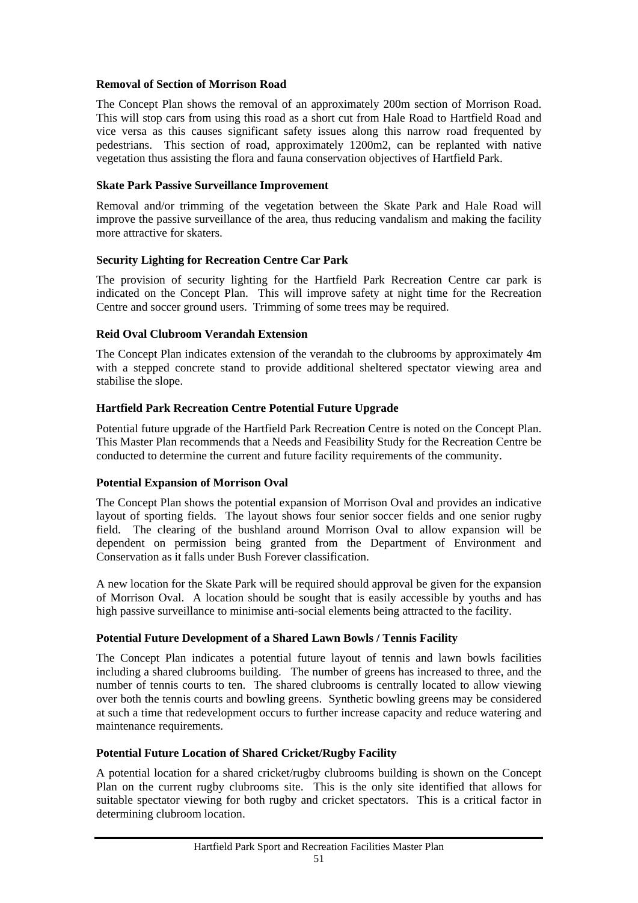**Removal of Section of Morrison Road**

The Concept Plan shows the removal of an approximately 200m section of Morrison Road. This will stop cars from using this road as a short cut from Hale Road to Hartfield Road and vice versa as this causes significant safety issues along this narrow road frequented by pedestrians. This section of road, approximately 1200m2, can be replanted with native vegetation thus assisting the flora and fauna conservation objectives of Hartfield Park.

**Skate Park Passive Surveillance Improvement**

Removal and/or trimming of the vegetation between the Skate Park and Hale Road will improve the passive surveillance of the area, thus reducing vandalism and making the facility more attractive for skaters.

**Security Lighting for Recreation Centre Car Park**

The provision of security lighting for the Hartfield Park Recreation Centre car park is indicated on the Concept Plan. This will improve safety at night time for the Recreation Centre and soccer ground users. Trimming of some trees may be required.

**Reid Oval Clubroom Verandah Extension**

The Concept Plan indicates extension of the verandah to the clubrooms by approximately 4m with a stepped concrete stand to provide additional sheltered spectator viewing area and stabilise the slope.

**Hartfield Park Recreation Centre Potential Future Upgrade**

Potential future upgrade of the Hartfield Park Recreation Centre is noted on the Concept Plan. This Master Plan recommends that a Needs and Feasibility Study for the Recreation Centre be conducted to determine the current and future facility requirements of the community.

**Potential Expansion of Morrison Oval**

The Concept Plan shows the potential expansion of Morrison Oval and provides an indicative layout of sporting fields. The layout shows four senior soccer fields and one senior rugby field. The clearing of the bushland around Morrison Oval to allow expansion will be dependent on permission being granted from the Department of Environment and Conservation as it falls under Bush Forever classification.

A new location for the Skate Park will be required should approval be given for the expansion of Morrison Oval. A location should be sought that is easily accessible by youths and has high passive surveillance to minimise anti-social elements being attracted to the facility.

**Potential Future Development of a Shared Lawn Bowls / Tennis Facility**

The Concept Plan indicates a potential future layout of tennis and lawn bowls facilities including a shared clubrooms building. The number of greens has increased to three, and the number of tennis courts to ten. The shared clubrooms is centrally located to allow viewing over both the tennis courts and bowling greens. Synthetic bowling greens may be considered at such a time that redevelopment occurs to further increase capacity and reduce watering and maintenance requirements.

**Potential Future Location of Shared Cricket/Rugby Facility**

A potential location for a shared cricket/rugby clubrooms building is shown on the Concept Plan on the current rugby clubrooms site. This is the only site identified that allows for suitable spectator viewing for both rugby and cricket spectators. This is a critical factor in determining clubroom location.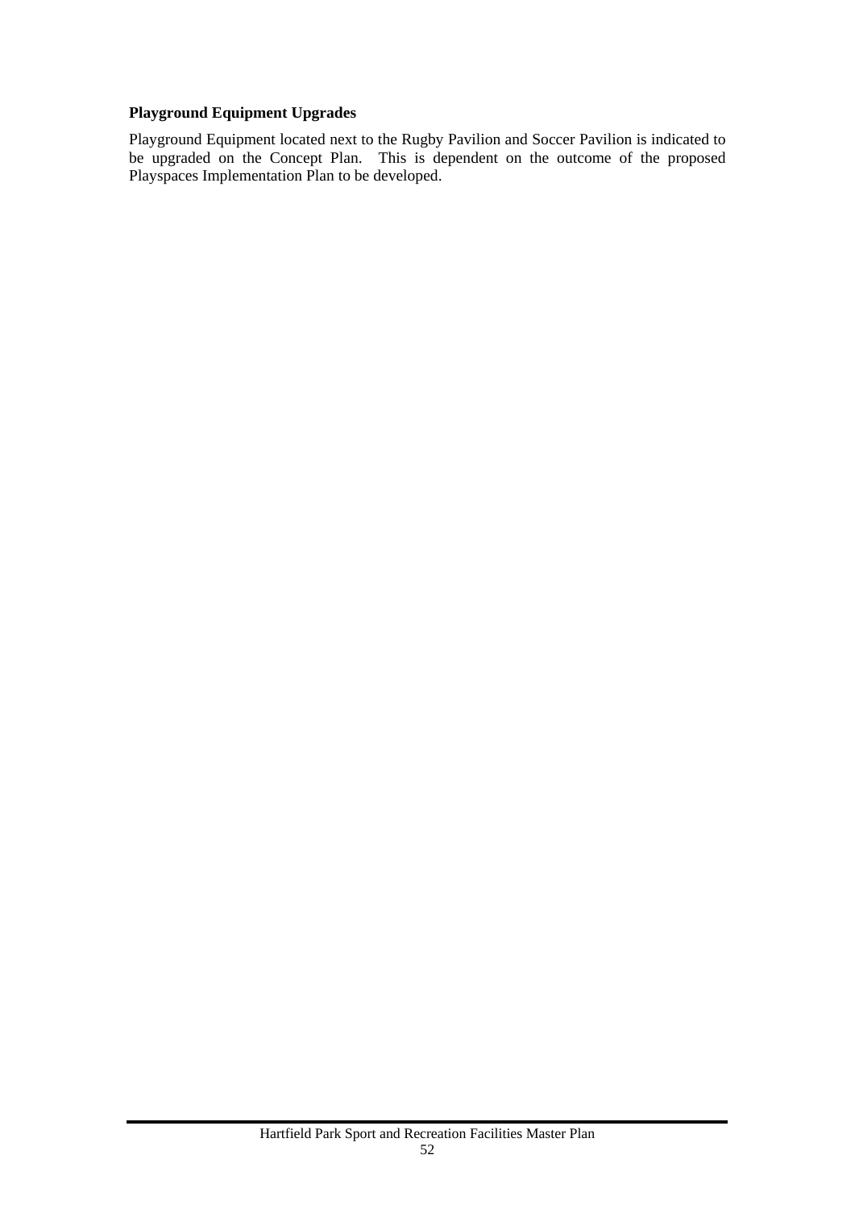**Playground Equipment Upgrades**

Playground Equipment located next to the Rugby Pavilion and Soccer Pavilion is indicated to be upgraded on the Concept Plan. This is dependent on the outcome of the proposed Playspaces Implementation Plan to be developed.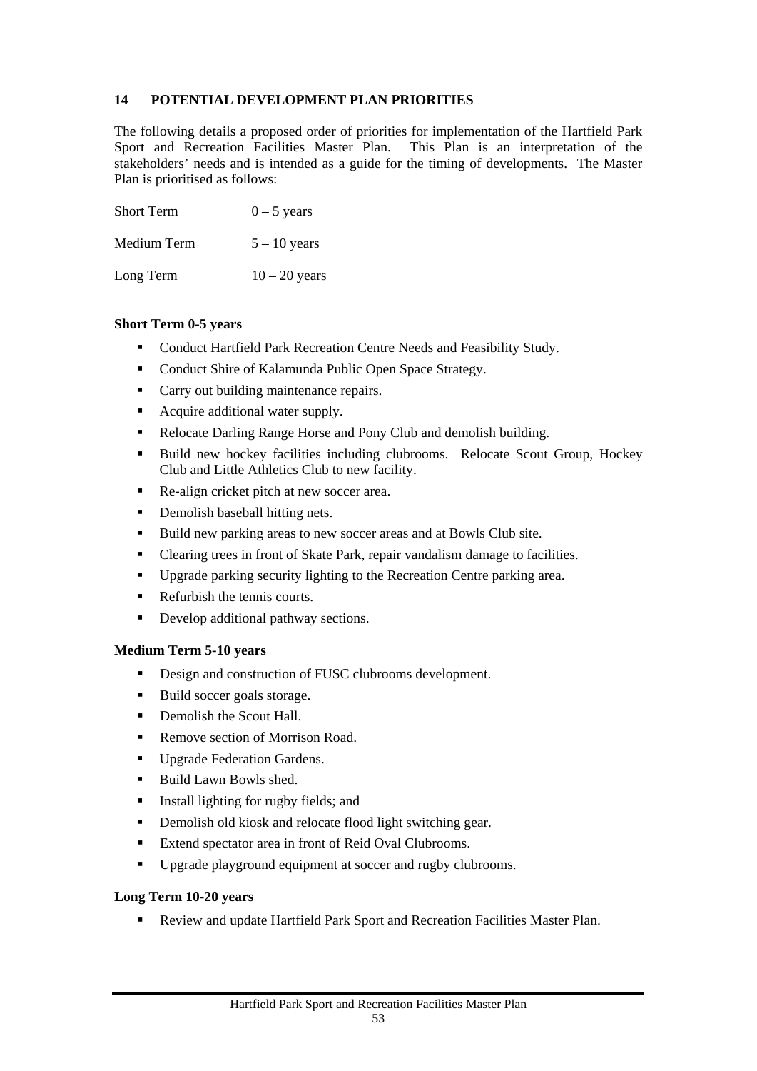## 14 POTENTIAL DEVELOPMENT PLAN PRIORITIES

The following details a proposed order of priorities for implementation of the Hartfield Park Sport and Recreation Facilities Master Plan. This Plan is an interpretation of the stakeholders' needs and is intended as a guide for the timing of developments. The Master Plan is prioritised as follows:

| | |
|---|---|
| Short Term | 0 – 5 years |
| Medium Term | 5 – 10 years |
| Long Term | 10 – 20 years |

**Short Term 0-5 years**

- Conduct Hartfield Park Recreation Centre Needs and Feasibility Study.
- Conduct Shire of Kalamunda Public Open Space Strategy.
- Carry out building maintenance repairs.
- Acquire additional water supply.
- Relocate Darling Range Horse and Pony Club and demolish building.
- Build new hockey facilities including clubrooms. Relocate Scout Group, Hockey Club and Little Athletics Club to new facility.
- Re-align cricket pitch at new soccer area.
- Demolish baseball hitting nets.
- Build new parking areas to new soccer areas and at Bowls Club site.
- Clearing trees in front of Skate Park, repair vandalism damage to facilities.
- Upgrade parking security lighting to the Recreation Centre parking area.
- Refurbish the tennis courts.
- Develop additional pathway sections.

**Medium Term 5-10 years**

- Design and construction of FUSC clubrooms development.
- Build soccer goals storage.
- Demolish the Scout Hall.
- Remove section of Morrison Road.
- Upgrade Federation Gardens.
- Build Lawn Bowls shed.
- Install lighting for rugby fields; and
- Demolish old kiosk and relocate flood light switching gear.
- Extend spectator area in front of Reid Oval Clubrooms.
- Upgrade playground equipment at soccer and rugby clubrooms.

**Long Term 10-20 years**

- Review and update Hartfield Park Sport and Recreation Facilities Master Plan.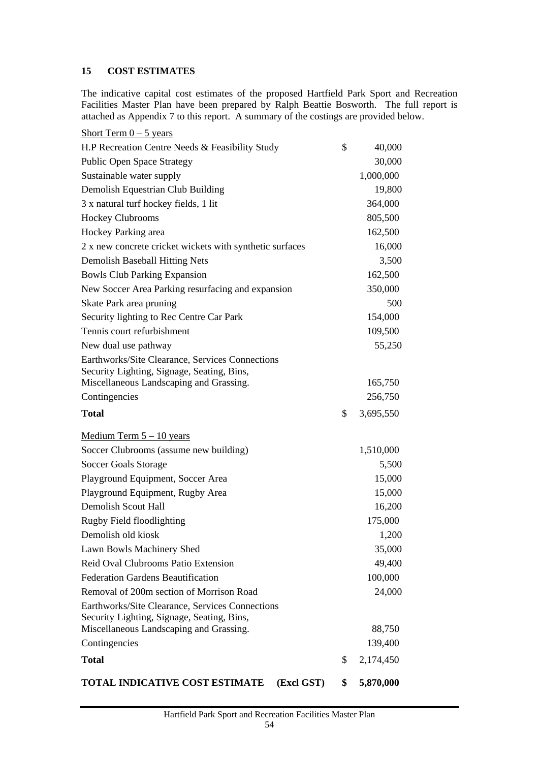## 15 COST ESTIMATES

The indicative capital cost estimates of the proposed Hartfield Park Sport and Recreation Facilities Master Plan have been prepared by Ralph Beattie Bosworth. The full report is attached as Appendix 7 to this report. A summary of the costings are provided below.

| Item | | Cost |
|---|---|---|
| Short Term 0 – 5 years | | |
| H.P Recreation Centre Needs & Feasibility Study | $ | 40,000 |
| Public Open Space Strategy | | 30,000 |
| Sustainable water supply | | 1,000,000 |
| Demolish Equestrian Club Building | | 19,800 |
| 3 x natural turf hockey fields, 1 lit | | 364,000 |
| Hockey Clubrooms | | 805,500 |
| Hockey Parking area | | 162,500 |
| 2 x new concrete cricket wickets with synthetic surfaces | | 16,000 |
| Demolish Baseball Hitting Nets | | 3,500 |
| Bowls Club Parking Expansion | | 162,500 |
| New Soccer Area Parking resurfacing and expansion | | 350,000 |
| Skate Park area pruning | | 500 |
| Security lighting to Rec Centre Car Park | | 154,000 |
| Tennis court refurbishment | | 109,500 |
| New dual use pathway | | 55,250 |
| Earthworks/Site Clearance, Services Connections Security Lighting, Signage, Seating, Bins, Miscellaneous Landscaping and Grassing. | | 165,750 |
| Contingencies | | 256,750 |
| **Total** | $ | 3,695,550 |
| Medium Term 5 – 10 years | | |
| Soccer Clubrooms (assume new building) | | 1,510,000 |
| Soccer Goals Storage | | 5,500 |
| Playground Equipment, Soccer Area | | 15,000 |
| Playground Equipment, Rugby Area | | 15,000 |
| Demolish Scout Hall | | 16,200 |
| Rugby Field floodlighting | | 175,000 |
| Demolish old kiosk | | 1,200 |
| Lawn Bowls Machinery Shed | | 35,000 |
| Reid Oval Clubrooms Patio Extension | | 49,400 |
| Federation Gardens Beautification | | 100,000 |
| Removal of 200m section of Morrison Road | | 24,000 |
| Earthworks/Site Clearance, Services Connections Security Lighting, Signage, Seating, Bins, Miscellaneous Landscaping and Grassing. | | 88,750 |
| Contingencies | | 139,400 |
| **Total** | $ | 2,174,450 |
| **TOTAL INDICATIVE COST ESTIMATE (Excl GST)** | **$** | **5,870,000** |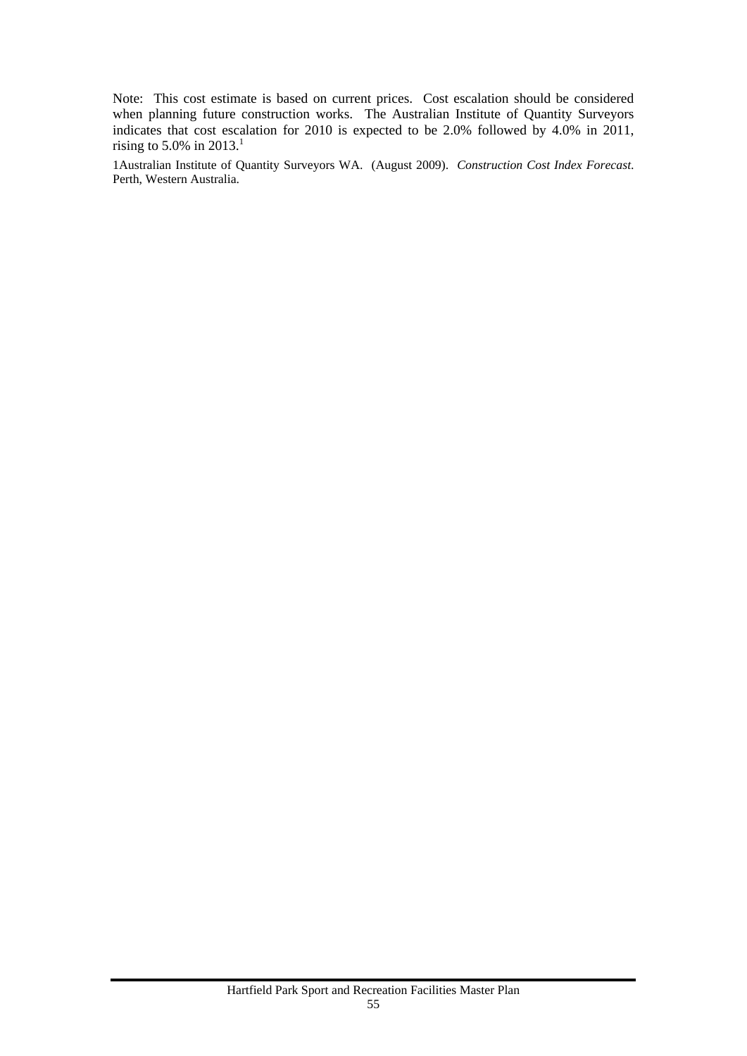Note: This cost estimate is based on current prices. Cost escalation should be considered when planning future construction works. The Australian Institute of Quantity Surveyors indicates that cost escalation for 2010 is expected to be 2.0% followed by 4.0% in 2011, rising to 5.0% in 2013.[1]

1Australian Institute of Quantity Surveyors WA. (August 2009). *Construction Cost Index Forecast.* Perth, Western Australia.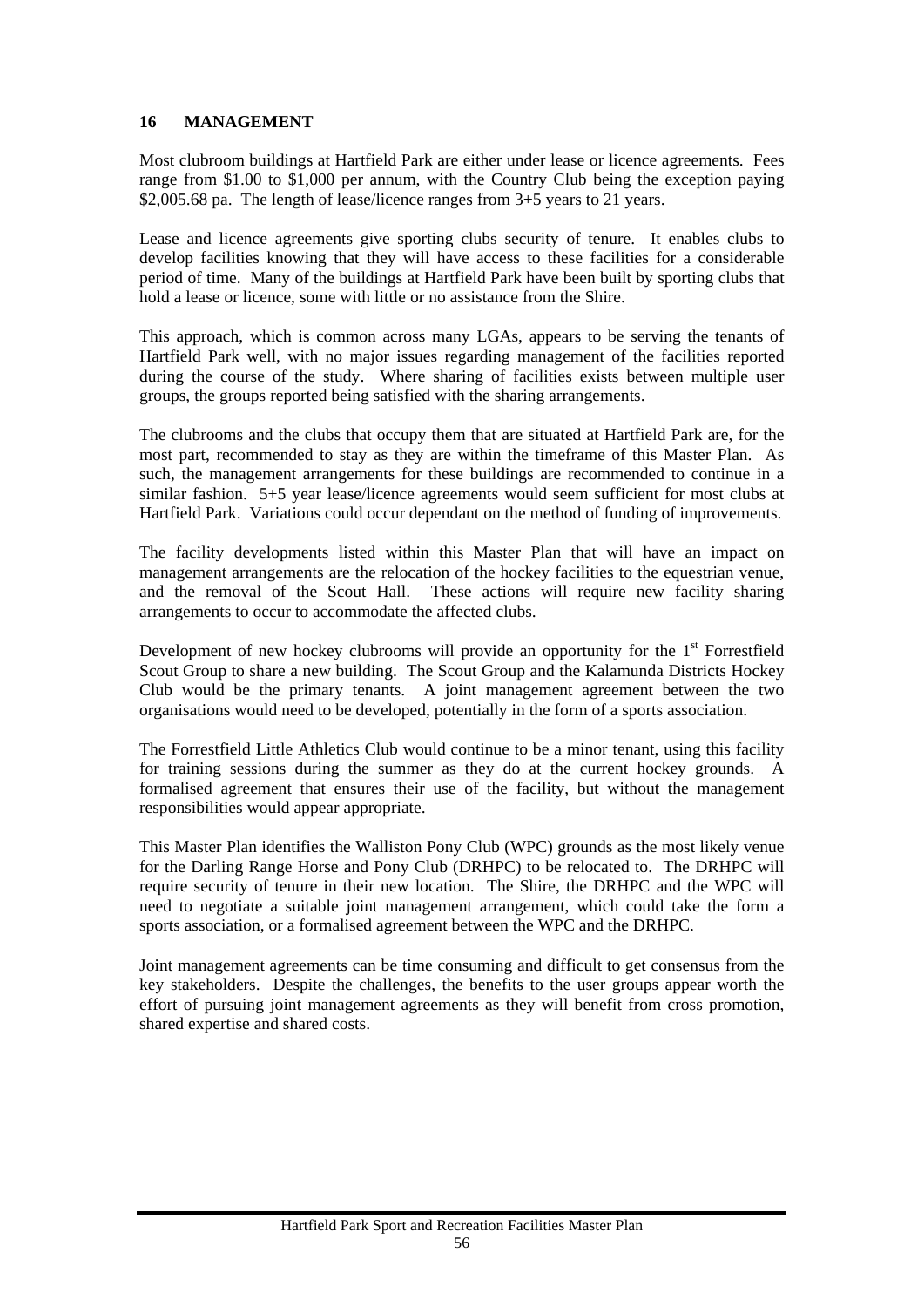# 16 MANAGEMENT

Most clubroom buildings at Hartfield Park are either under lease or licence agreements. Fees range from $1.00 to $1,000 per annum, with the Country Club being the exception paying $2,005.68 pa. The length of lease/licence ranges from 3+5 years to 21 years.

Lease and licence agreements give sporting clubs security of tenure. It enables clubs to develop facilities knowing that they will have access to these facilities for a considerable period of time. Many of the buildings at Hartfield Park have been built by sporting clubs that hold a lease or licence, some with little or no assistance from the Shire.

This approach, which is common across many LGAs, appears to be serving the tenants of Hartfield Park well, with no major issues regarding management of the facilities reported during the course of the study. Where sharing of facilities exists between multiple user groups, the groups reported being satisfied with the sharing arrangements.

The clubrooms and the clubs that occupy them that are situated at Hartfield Park are, for the most part, recommended to stay as they are within the timeframe of this Master Plan. As such, the management arrangements for these buildings are recommended to continue in a similar fashion. 5+5 year lease/licence agreements would seem sufficient for most clubs at Hartfield Park. Variations could occur dependant on the method of funding of improvements.

The facility developments listed within this Master Plan that will have an impact on management arrangements are the relocation of the hockey facilities to the equestrian venue, and the removal of the Scout Hall. These actions will require new facility sharing arrangements to occur to accommodate the affected clubs.

Development of new hockey clubrooms will provide an opportunity for the 1st Forrestfield Scout Group to share a new building. The Scout Group and the Kalamunda Districts Hockey Club would be the primary tenants. A joint management agreement between the two organisations would need to be developed, potentially in the form of a sports association.

The Forrestfield Little Athletics Club would continue to be a minor tenant, using this facility for training sessions during the summer as they do at the current hockey grounds. A formalised agreement that ensures their use of the facility, but without the management responsibilities would appear appropriate.

This Master Plan identifies the Walliston Pony Club (WPC) grounds as the most likely venue for the Darling Range Horse and Pony Club (DRHPC) to be relocated to. The DRHPC will require security of tenure in their new location. The Shire, the DRHPC and the WPC will need to negotiate a suitable joint management arrangement, which could take the form a sports association, or a formalised agreement between the WPC and the DRHPC.

Joint management agreements can be time consuming and difficult to get consensus from the key stakeholders. Despite the challenges, the benefits to the user groups appear worth the effort of pursuing joint management agreements as they will benefit from cross promotion, shared expertise and shared costs.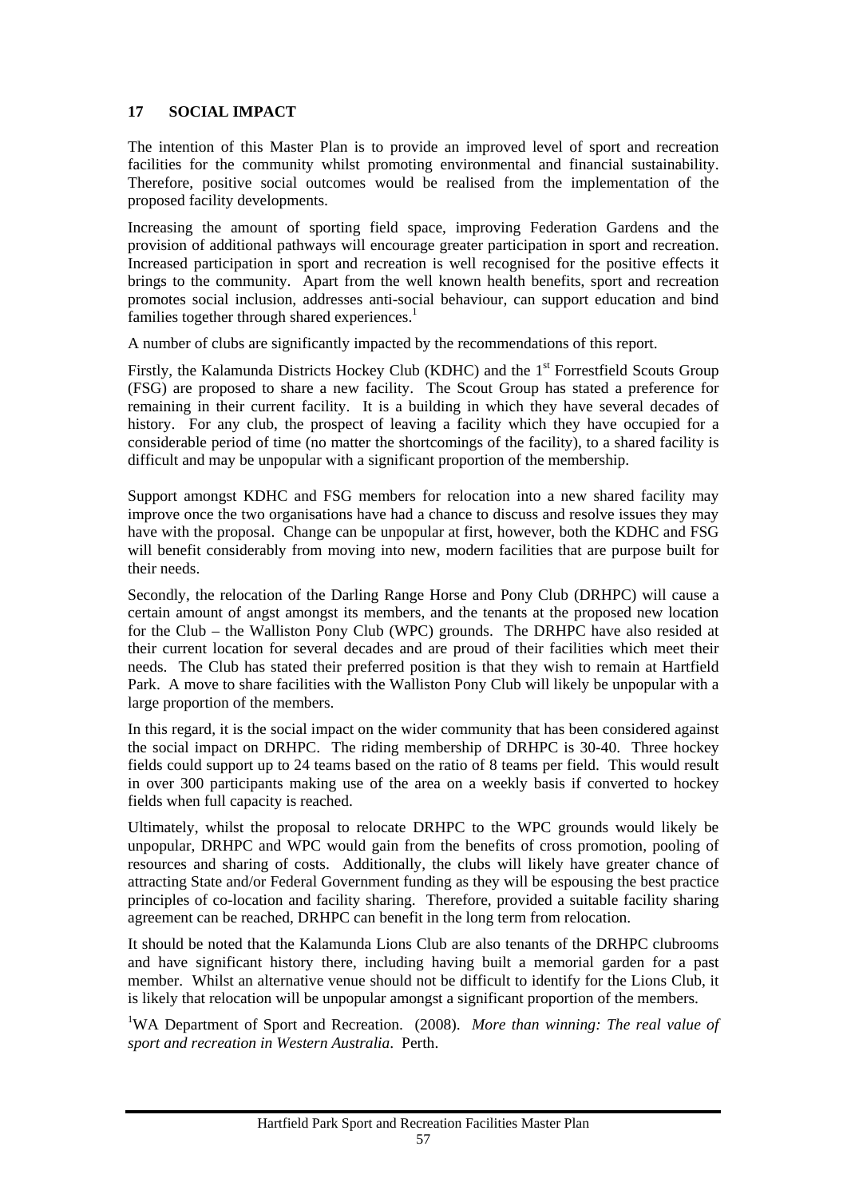## 17 SOCIAL IMPACT

The intention of this Master Plan is to provide an improved level of sport and recreation facilities for the community whilst promoting environmental and financial sustainability. Therefore, positive social outcomes would be realised from the implementation of the proposed facility developments.

Increasing the amount of sporting field space, improving Federation Gardens and the provision of additional pathways will encourage greater participation in sport and recreation. Increased participation in sport and recreation is well recognised for the positive effects it brings to the community. Apart from the well known health benefits, sport and recreation promotes social inclusion, addresses anti-social behaviour, can support education and bind families together through shared experiences.[1]

A number of clubs are significantly impacted by the recommendations of this report.

Firstly, the Kalamunda Districts Hockey Club (KDHC) and the 1st Forrestfield Scouts Group (FSG) are proposed to share a new facility. The Scout Group has stated a preference for remaining in their current facility. It is a building in which they have several decades of history. For any club, the prospect of leaving a facility which they have occupied for a considerable period of time (no matter the shortcomings of the facility), to a shared facility is difficult and may be unpopular with a significant proportion of the membership.

Support amongst KDHC and FSG members for relocation into a new shared facility may improve once the two organisations have had a chance to discuss and resolve issues they may have with the proposal. Change can be unpopular at first, however, both the KDHC and FSG will benefit considerably from moving into new, modern facilities that are purpose built for their needs.

Secondly, the relocation of the Darling Range Horse and Pony Club (DRHPC) will cause a certain amount of angst amongst its members, and the tenants at the proposed new location for the Club – the Walliston Pony Club (WPC) grounds. The DRHPC have also resided at their current location for several decades and are proud of their facilities which meet their needs. The Club has stated their preferred position is that they wish to remain at Hartfield Park. A move to share facilities with the Walliston Pony Club will likely be unpopular with a large proportion of the members.

In this regard, it is the social impact on the wider community that has been considered against the social impact on DRHPC. The riding membership of DRHPC is 30-40. Three hockey fields could support up to 24 teams based on the ratio of 8 teams per field. This would result in over 300 participants making use of the area on a weekly basis if converted to hockey fields when full capacity is reached.

Ultimately, whilst the proposal to relocate DRHPC to the WPC grounds would likely be unpopular, DRHPC and WPC would gain from the benefits of cross promotion, pooling of resources and sharing of costs. Additionally, the clubs will likely have greater chance of attracting State and/or Federal Government funding as they will be espousing the best practice principles of co-location and facility sharing. Therefore, provided a suitable facility sharing agreement can be reached, DRHPC can benefit in the long term from relocation.

It should be noted that the Kalamunda Lions Club are also tenants of the DRHPC clubrooms and have significant history there, including having built a memorial garden for a past member. Whilst an alternative venue should not be difficult to identify for the Lions Club, it is likely that relocation will be unpopular amongst a significant proportion of the members.

[1]WA Department of Sport and Recreation. (2008). *More than winning: The real value of sport and recreation in Western Australia*. Perth.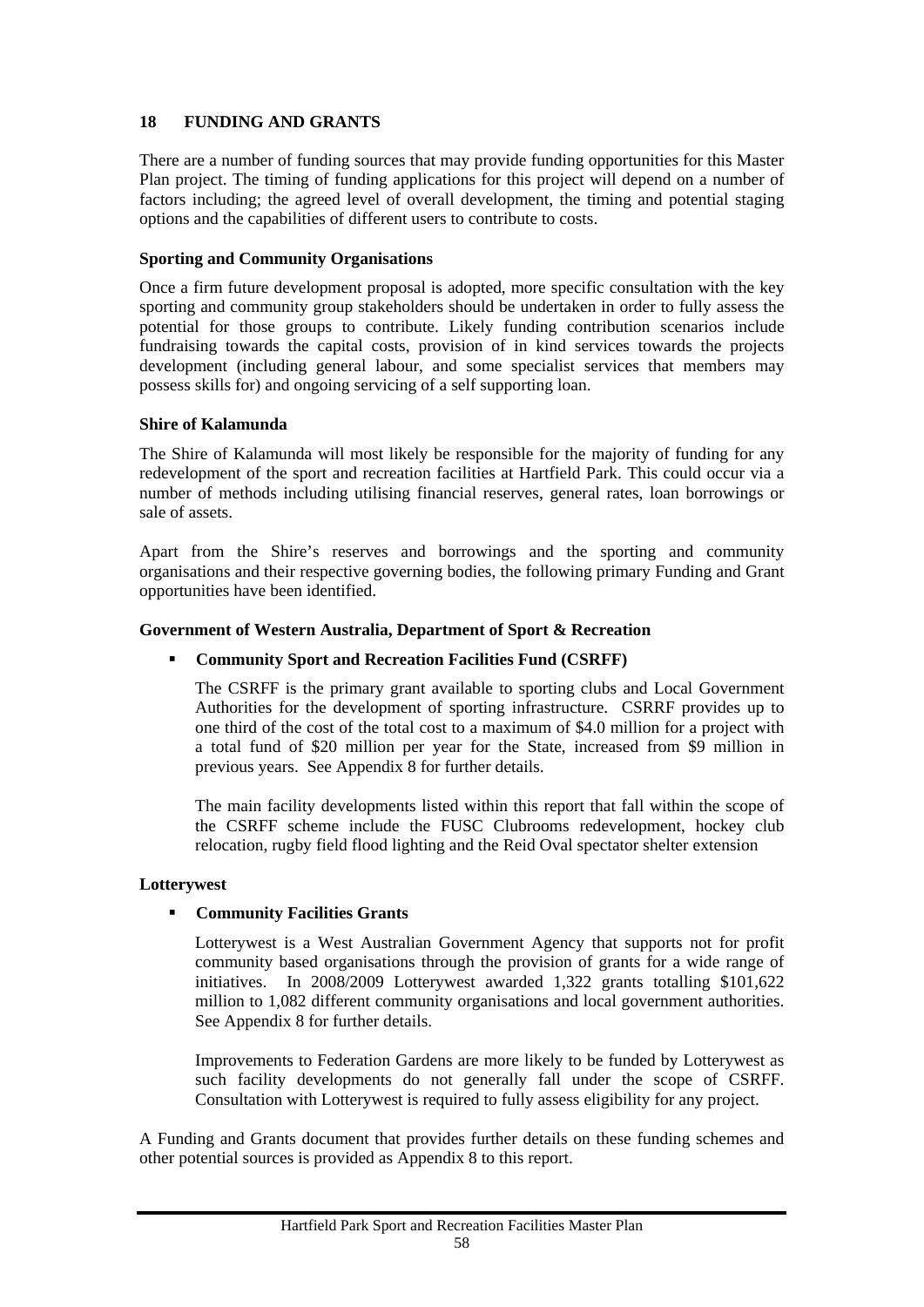## 18 FUNDING AND GRANTS

There are a number of funding sources that may provide funding opportunities for this Master Plan project. The timing of funding applications for this project will depend on a number of factors including; the agreed level of overall development, the timing and potential staging options and the capabilities of different users to contribute to costs.

### Sporting and Community Organisations

Once a firm future development proposal is adopted, more specific consultation with the key sporting and community group stakeholders should be undertaken in order to fully assess the potential for those groups to contribute. Likely funding contribution scenarios include fundraising towards the capital costs, provision of in kind services towards the projects development (including general labour, and some specialist services that members may possess skills for) and ongoing servicing of a self supporting loan.

### Shire of Kalamunda

The Shire of Kalamunda will most likely be responsible for the majority of funding for any redevelopment of the sport and recreation facilities at Hartfield Park. This could occur via a number of methods including utilising financial reserves, general rates, loan borrowings or sale of assets.

Apart from the Shire's reserves and borrowings and the sporting and community organisations and their respective governing bodies, the following primary Funding and Grant opportunities have been identified.

### Government of Western Australia, Department of Sport & Recreation

- **Community Sport and Recreation Facilities Fund (CSRFF)**

  The CSRFF is the primary grant available to sporting clubs and Local Government Authorities for the development of sporting infrastructure. CSRRF provides up to one third of the cost of the total cost to a maximum of $4.0 million for a project with a total fund of $20 million per year for the State, increased from $9 million in previous years. See Appendix 8 for further details.

  The main facility developments listed within this report that fall within the scope of the CSRFF scheme include the FUSC Clubrooms redevelopment, hockey club relocation, rugby field flood lighting and the Reid Oval spectator shelter extension

### Lotterywest

- **Community Facilities Grants**

  Lotterywest is a West Australian Government Agency that supports not for profit community based organisations through the provision of grants for a wide range of initiatives. In 2008/2009 Lotterywest awarded 1,322 grants totalling $101,622 million to 1,082 different community organisations and local government authorities. See Appendix 8 for further details.

  Improvements to Federation Gardens are more likely to be funded by Lotterywest as such facility developments do not generally fall under the scope of CSRFF. Consultation with Lotterywest is required to fully assess eligibility for any project.

A Funding and Grants document that provides further details on these funding schemes and other potential sources is provided as Appendix 8 to this report.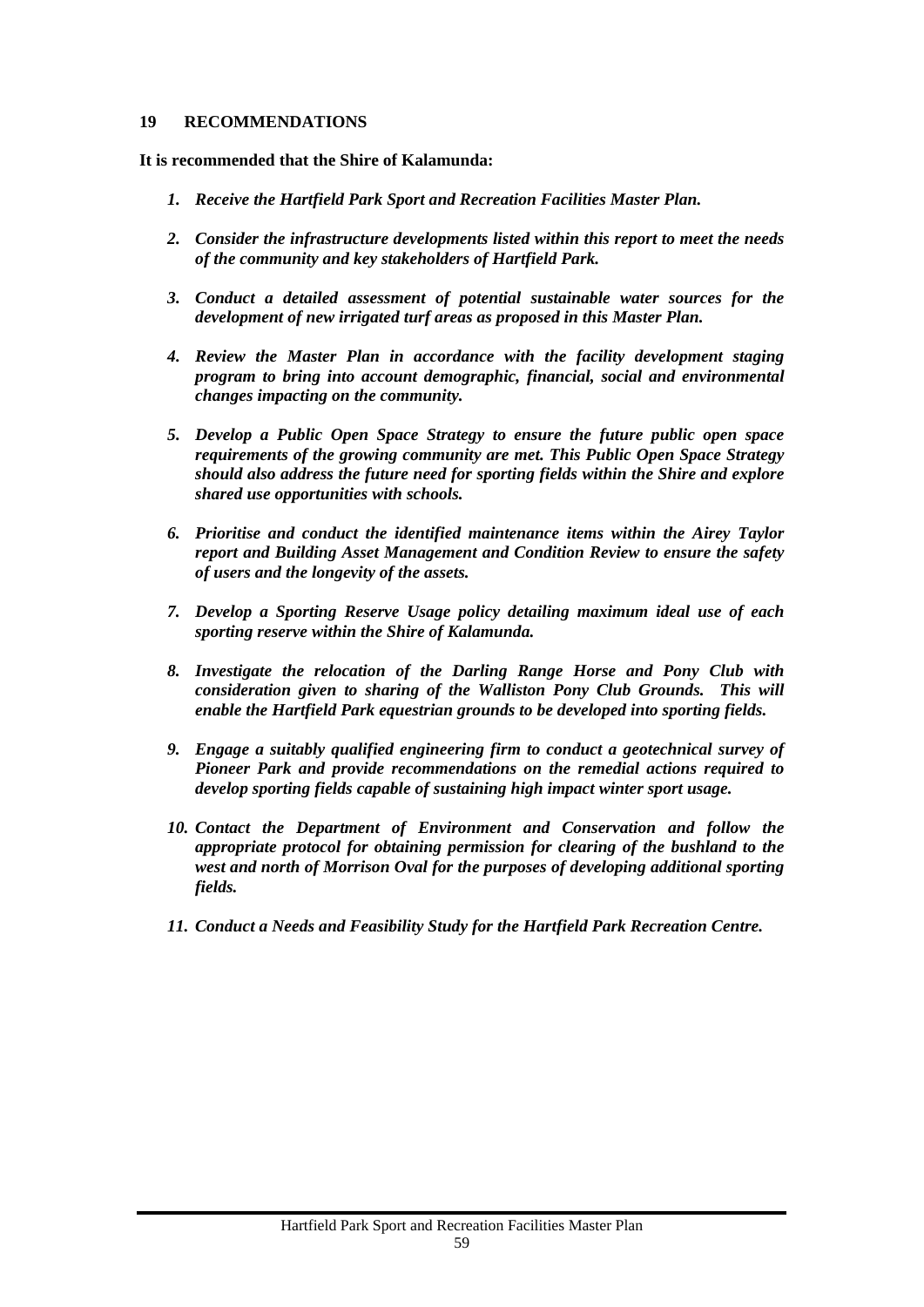## 19 RECOMMENDATIONS

**It is recommended that the Shire of Kalamunda:**

1. ***Receive the Hartfield Park Sport and Recreation Facilities Master Plan.***

2. ***Consider the infrastructure developments listed within this report to meet the needs of the community and key stakeholders of Hartfield Park.***

3. ***Conduct a detailed assessment of potential sustainable water sources for the development of new irrigated turf areas as proposed in this Master Plan.***

4. ***Review the Master Plan in accordance with the facility development staging program to bring into account demographic, financial, social and environmental changes impacting on the community.***

5. ***Develop a Public Open Space Strategy to ensure the future public open space requirements of the growing community are met. This Public Open Space Strategy should also address the future need for sporting fields within the Shire and explore shared use opportunities with schools.***

6. ***Prioritise and conduct the identified maintenance items within the Airey Taylor report and Building Asset Management and Condition Review to ensure the safety of users and the longevity of the assets.***

7. ***Develop a Sporting Reserve Usage policy detailing maximum ideal use of each sporting reserve within the Shire of Kalamunda.***

8. ***Investigate the relocation of the Darling Range Horse and Pony Club with consideration given to sharing of the Walliston Pony Club Grounds. This will enable the Hartfield Park equestrian grounds to be developed into sporting fields.***

9. ***Engage a suitably qualified engineering firm to conduct a geotechnical survey of Pioneer Park and provide recommendations on the remedial actions required to develop sporting fields capable of sustaining high impact winter sport usage.***

10. ***Contact the Department of Environment and Conservation and follow the appropriate protocol for obtaining permission for clearing of the bushland to the west and north of Morrison Oval for the purposes of developing additional sporting fields.***

11. ***Conduct a Needs and Feasibility Study for the Hartfield Park Recreation Centre.***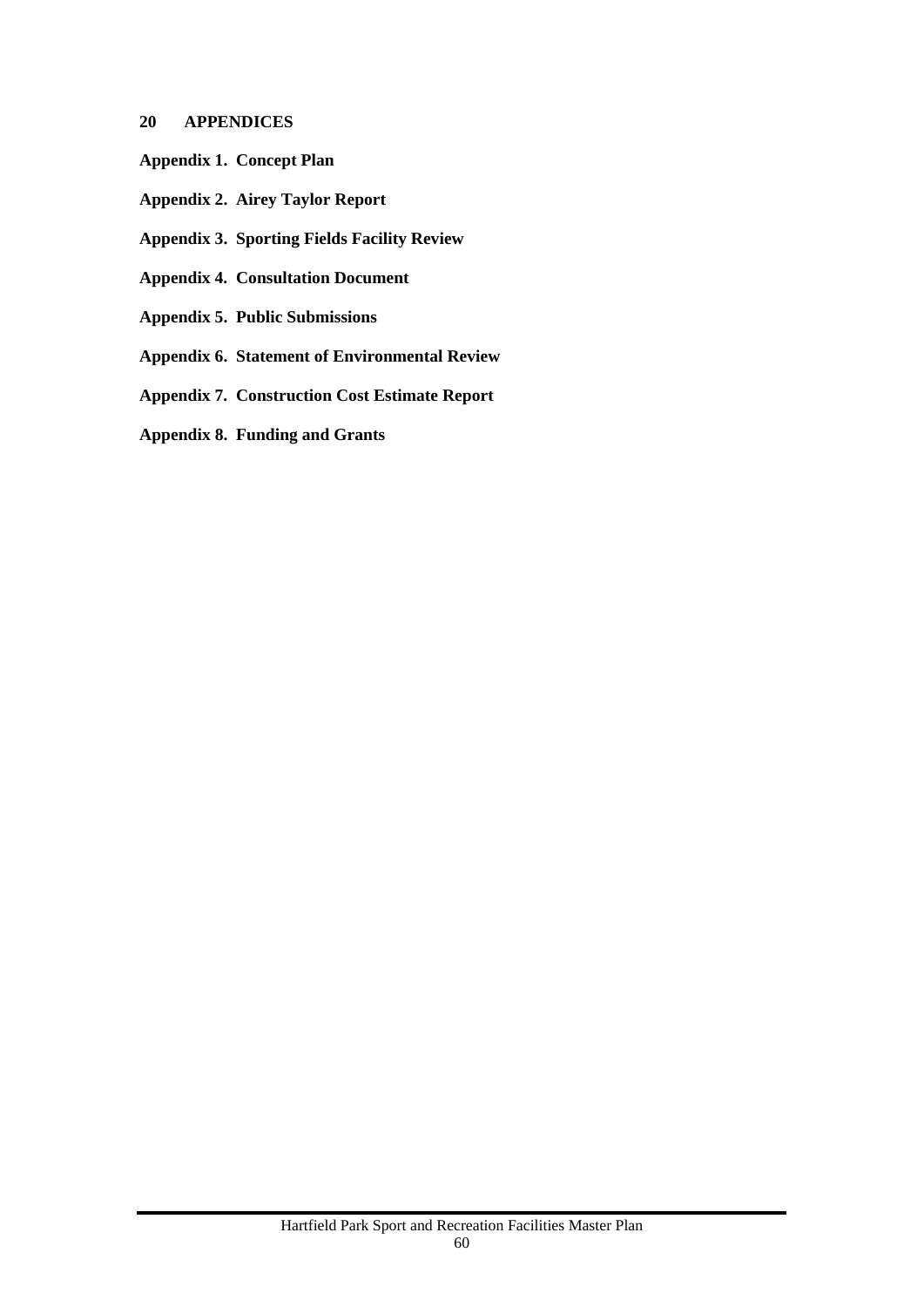# 20 APPENDICES

**Appendix 1. Concept Plan**

**Appendix 2. Airey Taylor Report**

**Appendix 3. Sporting Fields Facility Review**

**Appendix 4. Consultation Document**

**Appendix 5. Public Submissions**

**Appendix 6. Statement of Environmental Review**

**Appendix 7. Construction Cost Estimate Report**

**Appendix 8. Funding and Grants**